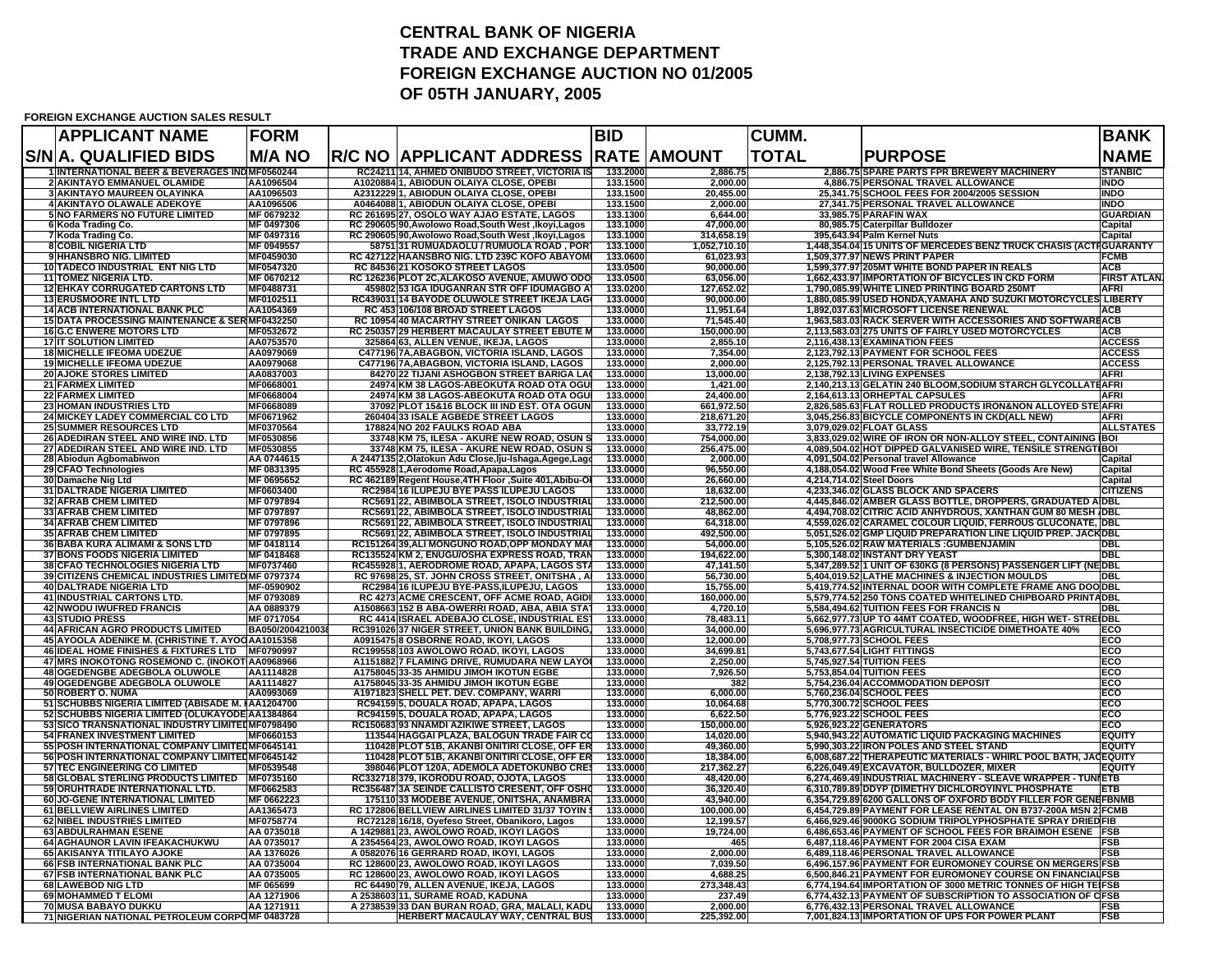# CENTRAL BANK OF NIGERIA
# TRADE AND EXCHANGE DEPARTMENT
# FOREIGN EXCHANGE AUCTION NO 01/2005
# OF 05TH JANUARY, 2005

**FOREIGN EXCHANGE AUCTION SALES RESULT**

| S/N | APPLICANT NAME A. QUALIFIED BIDS | FORM M/A NO | R/C NO | APPLICANT ADDRESS | BID RATE | AMOUNT | CUMM. TOTAL | PURPOSE | BANK NAME |
|---|---|---|---|---|---|---|---|---|---|
| 1 | INTERNATIONAL BEER & BEVERAGES IND | MF0560244 | RC24211 | 14, AHMED ONIBUDO STREET, VICTORIA IS | 133.2000 | 2,886.75 | 2,886.75 | SPARE PARTS FPR BREWERY MACHINERY | STANBIC |
| 2 | AKINTAYO EMMANUEL OLAMIDE | AA1096504 | A1020884 | 1, ABIODUN OLAIYA CLOSE, OPEBI | 133.1500 | 2,000.00 | 4,886.75 | PERSONAL TRAVEL ALLOWANCE | INDO |
| 3 | AKINTAYO MAUREEN OLAYINKA | AA1096503 | A2312229 | 1, ABIODUN OLAIYA CLOSE, OPEBI | 133.1500 | 20,455.00 | 25,341.75 | SCHOOL FEES FOR 2004/2005 SESSION | INDO |
| 4 | AKINTAYO OLAWALE ADEKOYE | AA1096506 | A0464088 | 1, ABIODUN OLAIYA CLOSE, OPEBI | 133.1500 | 2,000.00 | 27,341.75 | PERSONAL TRAVEL ALLOWANCE | INDO |
| 5 | NO FARMERS NO FUTURE LIMITED | MF 0679232 | RC 261695 | 27, OSOLO WAY AJAO ESTATE, LAGOS | 133.1300 | 6,644.00 | 33,985.75 | PARAFIN WAX | GUARDIAN |
| 6 | Koda Trading Co. | MF 0497306 | RC 290605 | 90,Awolowo Road,South West ,Ikoyi,Lagos | 133.1000 | 47,000.00 | 80,985.75 | Caterpillar Bulldozer | Capital |
| 7 | Koda Trading Co. | MF 0497316 | RC 290605 | 90,Awolowo Road,South West ,Ikoyi,Lagos | 133.1000 | 314,658.19 | 395,643.94 | Palm Kernel Nuts | Capital |
| 8 | COBIL NIGERIA LTD | MF 0949557 | 58751 | 31 RUMUADAOLU / RUMUOLA ROAD , POR | 133.1000 | 1,052,710.10 | 1,448,354.04 | 15 UNITS OF MERCEDES BENZ TRUCK CHASIS (ACTR | GUARANTY |
| 9 | HHANSBRO NIG. LIMITED | MF0459030 | RC 427122 | HAANSBRO NIG. LTD 239C KOFO ABAYOMI | 133.0600 | 61,023.93 | 1,509,377.97 | NEWS PRINT PAPER | FCMB |
| 10 | TADECO INDUSTRIAL ENT NIG LTD | MF0547320 | RC 84536 | 21 KOSOKO STREET LAGOS | 133.0500 | 90,000.00 | 1,599,377.97 | 205MT WHITE BOND PAPER IN REALS | ACB |
| 11 | TOMEZ NIGERIA LTD. | MF 0670212 | RC 126236 | PLOT 2C,ALAKOSO AVENUE, AMUWO ODO | 133.0500 | 63,056.00 | 1,662,433.97 | IMPORTATION OF BICYCLES IN CKD FORM | FIRST ATLAN. |
| 12 | EHKAY CORRUGATED CARTONS LTD | MF0488731 | 459802 | 53 IGA IDUGANRAN STR OFF IDUMAGBO A | 133.0200 | 127,652.02 | 1,790,085.99 | WHITE LINED PRINTING BOARD 250MT | AFRI |
| 13 | ERUSMOORE INTL LTD | MF0102511 | RC439031 | 14 BAYODE OLUWOLE STREET IKEJA LAG | 133.0000 | 90,000.00 | 1,880,085.99 | USED HONDA,YAMAHA AND SUZUKI MOTORCYCLES | LIBERTY |
| 14 | ACB INTERNATIONAL BANK PLC | AA1054369 | RC 453 | 106/108 BROAD STREET LAGOS | 133.0000 | 11,951.64 | 1,892,037.63 | MICROSOFT LICENSE RENEWAL | ACB |
| 15 | DATA PROCESSING MAINTENANCE & SER | MF0432250 | RC 10954 | 40 MACARTHY STREET ONIKAN LAGOS | 133.0000 | 71,545.40 | 1,963,583.03 | RACK SERVER WITH ACCESSORIES AND SOFTWARE | ACB |
| 16 | G.C ENWERE MOTORS LTD | MF0532672 | RC 250357 | 29 HERBERT MACAULAY STREET EBUTE M | 133.0000 | 150,000.00 | 2,113,583.03 | 275 UNITS OF FAIRLY USED MOTORCYCLES | ACB |
| 17 | IT SOLUTION LIMITED | AA0753570 | 325864 | 63, ALLEN VENUE, IKEJA, LAGOS | 133.0000 | 2,855.10 | 2,116,438.13 | EXAMINATION FEES | ACCESS |
| 18 | MICHELLE IFEOMA UDEZUE | AA0979069 | C477196 | 7A,ABAGBON, VICTORIA ISLAND, LAGOS | 133.0000 | 7,354.00 | 2,123,792.13 | PAYMENT FOR SCHOOL FEES | ACCESS |
| 19 | MICHELLE IFEOMA UDEZUE | AA0979068 | C477196 | 7A,ABAGBON, VICTORIA ISLAND, LAGOS | 133.0000 | 2,000.00 | 2,125,792.13 | PERSONAL TRAVEL ALLOWANCE | ACCESS |
| 20 | AJOKE STORES LIMITED | AA0837003 | 84270 | 22 TIJANI ASHOGBON STREET BARIGA LA | 133.0000 | 13,000.00 | 2,138,792.13 | LIVING EXPENSES | AFRI |
| 21 | FARMEX LIMITED | MF0668001 | 24974 | KM 38 LAGOS-ABEOKUTA ROAD OTA OGU | 133.0000 | 1,421.00 | 2,140,213.13 | GELATIN 240 BLOOM,SODIUM STARCH GLYCOLLATE | AFRI |
| 22 | FARMEX LIMITED | MF0668004 | 24974 | KM 38 LAGOS-ABEOKUTA ROAD OTA OGU | 133.0000 | 24,400.00 | 2,164,613.13 | ORHEPTAL CAPSULES | AFRI |
| 23 | HOMAN INDUSTRIES LTD | MF0668089 | 37092 | PLOT 15&16 BLOCK III IND EST. OTA OGUN | 133.0000 | 661,972.50 | 2,826,585.63 | FLAT ROLLED PRODUCTS IRON&NON ALLOYED STE | AFRI |
| 24 | MICKEY LADEY COMMERCIAL CO LTD | MF0671962 | 260404 | 33 ISALE AGBEDE STREET LAGOS | 133.0000 | 218,671.20 | 3,045,256.83 | BICYCLE COMPONENTS IN CKD(ALL NEW) | AFRI |
| 25 | SUMMER RESOURCES LTD | MF0370564 | 178824 | NO 202 FAULKS ROAD ABA | 133.0000 | 33,772.19 | 3,079,029.02 | FLOAT GLASS | ALLSTATES |
| 26 | ADEDIRAN STEEL AND WIRE IND. LTD | MF0530856 | 33748 | KM 75, ILESA - AKURE NEW ROAD, OSUN S | 133.0000 | 754,000.00 | 3,833,029.02 | WIRE OF IRON OR NON-ALLOY STEEL, CONTAINING | BOI |
| 27 | ADEDIRAN STEEL AND WIRE IND. LTD | MF0530855 | 33748 | KM 75, ILESA - AKURE NEW ROAD, OSUN S | 133.0000 | 256,475.00 | 4,089,504.02 | HOT DIPPED GALVANISED WIRE, TENSILE STRENGTH | BOI |
| 28 | Abiodun Agbomabiwon | AA 0744615 | A 2447135 | 2,Olatokun Adu Close,Iju-Ishaga,Agege,Lago | 133.0000 | 2,000.00 | 4,091,504.02 | Personal travel Allowance | Capital |
| 29 | CFAO Technologies | MF 0831395 | RC 455928 | 1,Aerodome Road,Apapa,Lagos | 133.0000 | 96,550.00 | 4,188,054.02 | Wood Free White Bond Sheets (Goods Are New) | Capital |
| 30 | Damache Nig Ltd | MF 0695652 | RC 462189 | Regent House,4TH Floor ,Suite 401,Abibu-O | 133.0000 | 26,660.00 | 4,214,714.02 | Steel Doors | Capital |
| 31 | DALTRADE NIGERIA LIMITED | MF0603400 | RC2984 | 16 ILUPEJU BYE PASS ILUPEJU LAGOS | 133.0000 | 18,632.00 | 4,233,346.02 | GLASS BLOCK AND SPACERS | CITIZENS |
| 32 | AFRAB CHEM LIMITED | MF 0797894 | RC5691 | 22, ABIMBOLA STREET, ISOLO INDUSTRIAL | 133.0000 | 212,500.00 | 4,445,846.02 | AMBER GLASS BOTTLE, DROPPERS, GRADUATED A | DBL |
| 33 | AFRAB CHEM LIMITED | MF 0797897 | RC5691 | 22, ABIMBOLA STREET, ISOLO INDUSTRIAL | 133.0000 | 48,862.00 | 4,494,708.02 | CITRIC ACID ANHYDROUS, XANTHAN GUM 80 MESH | DBL |
| 34 | AFRAB CHEM LIMITED | MF 0797896 | RC5691 | 22, ABIMBOLA STREET, ISOLO INDUSTRIAL | 133.0000 | 64,318.00 | 4,559,026.02 | CARAMEL COLOUR LIQUID, FERROUS GLUCONATE, | DBL |
| 35 | AFRAB CHEM LIMITED | MF 0797895 | RC5691 | 22, ABIMBOLA STREET, ISOLO INDUSTRIAL | 133.0000 | 492,500.00 | 5,051,526.02 | GMP LIQUID PREPARATION LINE LIQUID PREP. JACK | DBL |
| 36 | BABA KURA ALIMAMI & SONS LTD | MF 0418114 | RC151264 | 39,ALI MONGUNO ROAD,OPP MONDAY MAR | 133.0000 | 54,000.00 | 5,105,526.02 | RAW MATERIALS :GUMBENJAMIN | DBL |
| 37 | BONS FOODS NIGERIA LIMITED | MF 0418468 | RC135524 | KM 2, ENUGU/OSHA EXPRESS ROAD, TRAN | 133.0000 | 194,622.00 | 5,300,148.02 | INSTANT DRY YEAST | DBL |
| 38 | CFAO TECHNOLOGIES NIGERIA LTD | MF0737460 | RC455928 | 1, AERODROME ROAD, APAPA, LAGOS STA | 133.0000 | 47,141.50 | 5,347,289.52 | 1 UNIT OF 630KG (8 PERSONS) PASSENGER LIFT (NE | DBL |
| 39 | CITIZENS CHEMICAL INDUSTRIES LIMITED | MF 0797374 | RC 97698 | 25, ST. JOHN CROSS STREET, ONITSHA , A | 133.0000 | 56,730.00 | 5,404,019.52 | LATHE MACHINES & INJECTION MOULDS | DBL |
| 40 | DALTRADE NIGERIA LTD | MF-0590902 | RC2984 | 16 ILUPEJU BYE-PASS,ILUPEJU, LAGOS | 133.0000 | 15,755.00 | 5,419,774.52 | INTERNAL DOOR WITH COMPLETE FRAME ANG DOO | DBL |
| 41 | INDUSTRIAL CARTONS LTD. | MF 0793089 | RC 4273 | ACME CRESCENT, OFF ACME ROAD, AGIDI | 133.0000 | 160,000.00 | 5,579,774.52 | 250 TONS COATED WHITELINED CHIPBOARD PRINTA | DBL |
| 42 | NWODU IWUFRED FRANCIS | AA 0889379 | A1508663 | 152 B ABA-OWERRI ROAD, ABA, ABIA STAT | 133.0000 | 4,720.10 | 5,584,494.62 | TUITION FEES FOR FRANCIS N | DBL |
| 43 | STUDIO PRESS | MF 0717054 | RC 4414 | ISRAEL ADEBAJO CLOSE, INDUSTRIAL EST | 133.0000 | 78,483.11 | 5,662,977.73 | UP TO 44MT COATED, WOODFREE, HIGH WET- STRE | DBL |
| 44 | AFRICAN AGRO PRODUCTS LIMITED | BA050/2004210038 | RC391026 | 37 NIGER STREET, UNION BANK BUILDING, | 133.0000 | 34,000.00 | 5,696,977.73 | AGRICULTURAL INSECTICIDE DIMETHOATE 40% | ECO |
| 45 | AYOOLA ADENIKE M. (CHRISTINE T. AYOO | AA1015358 | A0915475 | 8 OSBORNE ROAD, IKOYI, LAGOS | 133.0000 | 12,000.00 | 5,708,977.73 | SCHOOL FEES | ECO |
| 46 | IDEAL HOME FINISHES & FIXTURES LTD | MF0790997 | RC199558 | 103 AWOLOWO ROAD, IKOYI, LAGOS | 133.0000 | 34,699.81 | 5,743,677.54 | LIGHT FITTINGS | ECO |
| 47 | MRS INOKOTONG ROSEMOND C. (INOKOT | AA0968966 | A1151882 | 7 FLAMING DRIVE, RUMUDARA NEW LAYO | 133.0000 | 2,250.00 | 5,745,927.54 | TUITION FEES | ECO |
| 48 | OGEDENGBE ADEGBOLA OLUWOLE | AA1114828 | A1758045 | 33-35 AHMIDU JIMOH IKOTUN EGBE | 133.0000 | 7,926.50 | 5,753,854.04 | TUITION FEES | ECO |
| 49 | OGEDENGBE ADEGBOLA OLUWOLE | AA1114827 | A1758045 | 33-35 AHMIDU JIMOH IKOTUN EGBE | 133.0000 | 382 | 5,754,236.04 | ACCOMMODATION DEPOSIT | ECO |
| 50 | ROBERT O. NUMA | AA0993069 | A1971823 | SHELL PET. DEV. COMPANY, WARRI | 133.0000 | 6,000.00 | 5,760,236.04 | SCHOOL FEES | ECO |
| 51 | SCHUBBS NIGERIA LIMITED (ABISADE M. I | AA1204700 | RC94159 | 5, DOUALA ROAD, APAPA, LAGOS | 133.0000 | 10,064.68 | 5,770,300.72 | SCHOOL FEES | ECO |
| 52 | SCHUBBS NIGERIA LIMITED (OLUKAYODE | AA1384864 | RC94159 | 5, DOUALA ROAD, APAPA, LAGOS | 133.0000 | 6,622.50 | 5,776,923.22 | SCHOOL FEES | ECO |
| 53 | SICO TRANSNATIONAL INDUSTRY LIMITED | MF0798490 | RC150683 | 93 NNAMDI AZIKIWE STREET, LAGOS | 133.0000 | 150,000.00 | 5,926,923.22 | GENERATORS | ECO |
| 54 | FRANEX INVESTMENT LIMITED | MF0660153 | 113544 | HAGGAI PLAZA, BALOGUN TRADE FAIR CO | 133.0000 | 14,020.00 | 5,940,943.22 | AUTOMATIC LIQUID PACKAGING MACHINES | EQUITY |
| 55 | POSH INTERNATIONAL COMPANY LIMITED | MF0645141 | 110428 | PLOT 51B, AKANBI ONITIRI CLOSE, OFF ER | 133.0000 | 49,360.00 | 5,990,303.22 | IRON POLES AND STEEL STAND | EQUITY |
| 56 | POSH INTERNATIONAL COMPANY LIMITED | MF0645142 | 110428 | PLOT 51B, AKANBI ONITIRI CLOSE, OFF ER | 133.0000 | 18,384.00 | 6,008,687.22 | THERAPEUTIC MATERIALS - WHIRL POOL BATH, JAC | EQUITY |
| 57 | TEC ENGINEERING CO LIMITED | MF0539548 | 398046 | PLOT 120A, ADEMOLA ADETOKUNBO CRES | 133.0000 | 217,362.27 | 6,226,049.49 | EXCAVATOR, BULLDOZER, MIXER | EQUITY |
| 58 | GLOBAL STERLING PRODUCTS LIMITED | MF0735160 | RC332718 | 379, IKORODU ROAD, OJOTA, LAGOS | 133.0000 | 48,420.00 | 6,274,469.49 | INDUSTRIAL MACHINERY - SLEAVE WRAPPER - TUNN | ETB |
| 59 | ORUHTRADE INTERNATIONAL LTD. | MF0662583 | RC356487 | 3A SEINDE CALLISTO CRESENT, OFF OSHO | 133.0000 | 36,320.40 | 6,310,789.89 | DDYP (DIMETHY DICHLOROYINYL PHOSPHATE | ETB |
| 60 | JO-GENE INTERNATIONAL LIMITED | MF 0662223 | 175110 | 33 MODEBE AVENUE, ONITSHA, ANAMBRA | 133.0000 | 43,940.00 | 6,354,729.89 | 6200 GALLONS OF OXFORD BODY FILLER FOR GENE | FBNMB |
| 61 | BELLVIEW AIRLINES LIMITED | AA1365473 | RC 172806 | BELLVIEW AIRLINES LIMITED 31/37 TOYIN S | 133.0000 | 100,000.00 | 6,454,729.89 | PAYMENT FOR LEASE RENTAL ON B737-200A MSN 2 | FCMB |
| 62 | NIBEL INDUSTRIES LIMITED | MF0758774 | RC72128 | 16/18, Oyefeso Street, Obanikoro, Lagos | 133.0000 | 12,199.57 | 6,466,929.46 | 9000KG SODIUM TRIPOLYPHOSPHATE SPRAY DRIED | FIB |
| 63 | ABDULRAHMAN ESENE | AA 0735018 | A 1429881 | 23, AWOLOWO ROAD, IKOYI LAGOS | 133.0000 | 19,724.00 | 6,486,653.46 | PAYMENT OF SCHOOL FEES FOR BRAIMOH ESENE | FSB |
| 64 | AGHAUNOR LAVIN IFEAKACHUKWU | AA 0735017 | A 2354564 | 23, AWOLOWO ROAD, IKOYI LAGOS | 133.0000 | 465 | 6,487,118.46 | PAYMENT FOR 2004 CISA EXAM | FSB |
| 65 | AKISANYA TITILAYO AJOKE | AA 1376026 | A 0582076 | 16 GERRARD ROAD, IKOYI, LAGOS | 133.0000 | 2,000.00 | 6,489,118.46 | PERSONAL TRAVEL ALLOWANCE | FSB |
| 66 | FSB INTERNATIONAL BANK PLC | AA 0735004 | RC 128600 | 23, AWOLOWO ROAD, IKOYI LAGOS | 133.0000 | 7,039.50 | 6,496,157.96 | PAYMENT FOR EUROMONEY COURSE ON MERGERS | FSB |
| 67 | FSB INTERNATIONAL BANK PLC | AA 0735005 | RC 128600 | 23, AWOLOWO ROAD, IKOYI LAGOS | 133.0000 | 4,688.25 | 6,500,846.21 | PAYMENT FOR EUROMONEY COURSE ON FINANCIAL | FSB |
| 68 | LEHGO NIG LTD | MF 065509 | RC 64490 | 79, ALLEN AVENUE, IKEJA, LAGOS | 133.0000 | 273,348.43 | 6,774,194.64 | IMPORTATION OF 3000 METRIC TONNES OF HIGH TE | FSB |
| 69 | MOHAMMED T ELOMI | AA 1271906 | A 2538603 | 11, SURAME ROAD, KADUNA | 133.0000 | 237.49 | 6,774,432.13 | PAYMENT OF SUBSCRIPTION TO ASSOCIATION OF C | FSB |
| 70 | MUSA BABAYO DUKKU | AA 1271911 | A 2738539 | 33 DAN BURAN ROAD, GRA, MALALI, KADU | 133.0000 | 2,000.00 | 6,776,432.13 | PERSONAL TRAVEL ALLOWANCE | FSB |
| 71 | NIGERIAN NATIONAL PETROLEUM CORPO | MF 0483728 | | HERBERT MACAULAY WAY, CENTRAL BUS | 133.0000 | 225,392.00 | 7,001,824.13 | IMPORTATION OF UPS FOR POWER PLANT | FSB |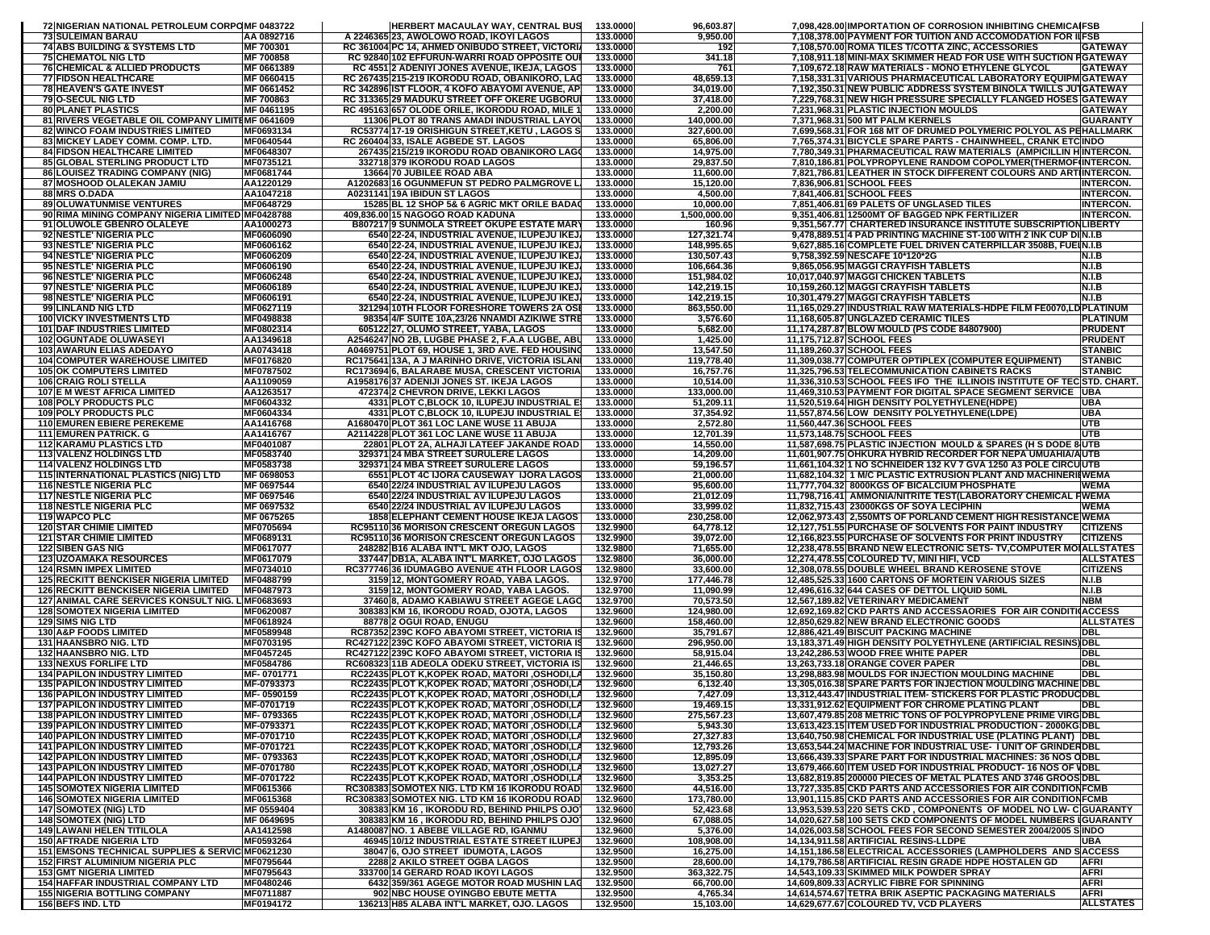| 72 | NIGERIAN NATIONAL PETROLEUM CORPO | MF 0483722 | | HERBERT MACAULAY WAY, CENTRAL BUS | 133.0000 | 96,603.87 | 7,098,428.00 | IMPORTATION OF CORROSION INHIBITING CHEMICA | FSB |
|---|---|---|---|---|---|---|---|---|---|
| 73 | SULEIMAN BARAU | AA 0892716 | A 2246365 | 23, AWOLOWO ROAD, IKOYI LAGOS | 133.0000 | 9,950.00 | 7,108,378.00 | PAYMENT FOR TUITION AND ACCOMODATION FOR IL | FSB |
| 74 | ABS BUILDING & SYSTEMS LTD | MF 700301 | RC 361004 | PC 14, AHMED ONIBUDO STREET, VICTORI | 133.0000 | 192 | 7,108,570.00 | ROMA TILES T/COTTA ZINC, ACCESSORIES | GATEWAY |
| 75 | CHEMATOL NIG LTD | MF 700858 | RC 92840 | 102 EFFURUN-WARRI ROAD OPPOSITE OU | 133.0000 | 341.18 | 7,108,911.18 | MINI-MAX SKIMMER HEAD FOR USE WITH SUCTION F | GATEWAY |
| 76 | CHEMICAL & ALLIED PRODUCTS | MF 0661389 | RC 4551 | 2 ADENIYI JONES AVENUE, IKEJA, LAGOS | 133.0000 | 761 | 7,109,672.18 | RAW MATERIALS - MONO ETHYLENE GLYCOL | GATEWAY |
| 77 | FIDSON HEALTHCARE | MF 0660415 | RC 267435 | 215-219 IKORODU ROAD, OBANIKORO, LAG | 133.0000 | 48,659.13 | 7,158,331.31 | VARIOUS PHARMACEUTICAL LABORATORY EQUIPM | GATEWAY |
| 78 | HEAVEN'S GATE INVEST | MF 0661452 | RC 342896 | IST FLOOR, 4 KOFO ABAYOMI AVENUE, AP | 133.0000 | 34,019.00 | 7,192,350.31 | NEW PUBLIC ADDRESS SYSTEM BINOLA TWILLS JU | GATEWAY |
| 79 | O-SECUL NIG LTD | MF 700863 | RC 313365 | 29 MADUKU STREET OFF OKERE UGBORU | 133.0000 | 37,418.00 | 7,229,768.31 | NEW HIGH PRESSURE SPECIALLY FLANGED HOSES | GATEWAY |
| 80 | PLANET PLASTICS | MF 0461195 | RC 495163 | 657 OLODE ORILE, IKORODU ROAD, MILE 1 | 133.0000 | 2,200.00 | 7,231,968.31 | PLASTIC INJECTION MOULDS | GATEWAY |
| 81 | RIVERS VEGETABLE OIL COMPANY LIMITE | MF 0641609 | 11306 | PLOT 80 TRANS AMADI INDUSTRIAL LAYOU | 133.0000 | 140,000.00 | 7,371,968.31 | 500 MT PALM KERNELS | GUARANTY |
| 82 | WINCO FOAM INDUSTRIES LIMITED | MF0693134 | RC53774 | 17-19 ORISHIGUN STREET,KETU , LAGOS S | 133.0000 | 327,600.00 | 7,699,568.31 | FOR 168 MT OF DRUMED POLYMERIC POLYOL AS PE | HALLMARK |
| 83 | MICKEY LADEY COMM. COMP. LTD. | MF0640544 | RC 260404 | 33, ISALE AGBEDE ST. LAGOS | 133.0000 | 65,806.00 | 7,765,374.31 | BICYCLE SPARE PARTS - CHAINWHEEL, CRANK ETC | INDO |
| 84 | FIDSON HEALTHCARE LIMITED | MF0648307 | 267435 | 215/219 IKORODU ROAD OBANIKORO LAGO | 133.0000 | 14,975.00 | 7,780,349.31 | PHARMACEUTICAL RAW MATERIALS (AMPICILLIN H | INTERCON. |
| 85 | GLOBAL STERLING PRODUCT LTD | MF0735121 | 332718 | 379 IKORODU ROAD LAGOS | 133.0000 | 29,837.50 | 7,810,186.81 | POLYPROPYLENE RANDOM COPOLYMER(THERMOF | INTERCON. |
| 86 | LOUISEZ TRADING COMPANY (NIG) | MF0681744 | 13664 | 70 JUBILEE ROAD ABA | 133.0000 | 11,600.00 | 7,821,786.81 | LEATHER IN STOCK DIFFERENT COLOURS AND ART | INTERCON. |
| 87 | MOSHOOD OLALEKAN JAMIU | AA1220129 | A1202683 | 16 OGUNMEFUN ST PEDRO PALMGROVE L | 133.0000 | 15,120.00 | 7,836,906.81 | SCHOOL FEES | INTERCON. |
| 88 | MRS O.DADA | AA1047218 | A0231141 | 19A IBIDUN ST LAGOS | 133.0000 | 4,500.00 | 7,841,406.81 | SCHOOL FEES | INTERCON. |
| 89 | OLUWATUNMISE VENTURES | MF0648729 | 15285 | BL 12 SHOP 5& 6 AGRIC MKT ORILE BADAG | 133.0000 | 10,000.00 | 7,851,406.81 | 69 PALETS OF UNGLASED TILES | INTERCON. |
| 90 | RIMA MINING COMPANY NIGERIA LIMITED | MF0428788 | 409,836.00 | 15 NAGOGO ROAD KADUNA | 133.0000 | 1,500,000.00 | 9,351,406.81 | 12500MT OF BAGGED NPK FERTILIZER | INTERCON. |
| 91 | OLUWOLE GBENRO OLALEYE | AA1000273 | B807217 | 9 SUNMOLA STREET OKUPE ESTATE MARY | 133.0000 | 160.96 | 9,351,567.77 | CHARTERED INSURANCE INSTITUTE SUBSCRIPTION | LIBERTY |
| 92 | NESTLE' NIGERIA PLC | MF0606090 | 6540 | 22-24, INDUSTRIAL AVENUE, ILUPEJU IKEJ | 133.0000 | 127,321.74 | 9,478,889.51 | 4 PAD PRINTING MACHINE ST-100 WITH 2 INK CUP DI | N.I.B |
| 93 | NESTLE' NIGERIA PLC | MF0606162 | 6540 | 22-24, INDUSTRIAL AVENUE, ILUPEJU IKEJ | 133.0000 | 148,995.65 | 9,627,885.16 | COMPLETE FUEL DRIVEN CATERPILLAR 3508B, FUEL | N.I.B |
| 94 | NESTLE' NIGERIA PLC | MF0606209 | 6540 | 22-24, INDUSTRIAL AVENUE, ILUPEJU IKEJ | 133.0000 | 130,507.43 | 9,758,392.59 | NESCAFE 10*120*2G | N.I.B |
| 95 | NESTLE' NIGERIA PLC | MF0606190 | 6540 | 22-24, INDUSTRIAL AVENUE, ILUPEJU IKEJ | 133.0000 | 106,664.36 | 9,865,056.95 | MAGGI CRAYFISH TABLETS | N.I.B |
| 96 | NESTLE' NIGERIA PLC | MF0606248 | 6540 | 22-24, INDUSTRIAL AVENUE, ILUPEJU IKEJ | 133.0000 | 151,984.02 | 10,017,040.97 | MAGGI CHICKEN TABLETS | N.I.B |
| 97 | NESTLE' NIGERIA PLC | MF0606189 | 6540 | 22-24, INDUSTRIAL AVENUE, ILUPEJU IKEJ | 133.0000 | 142,219.15 | 10,159,260.12 | MAGGI CRAYFISH TABLETS | N.I.B |
| 98 | NESTLE' NIGERIA PLC | MF0606191 | 6540 | 22-24, INDUSTRIAL AVENUE, ILUPEJU IKEJ | 133.0000 | 142,219.15 | 10,301,479.27 | MAGGI CRAYFISH TABLETS | N.I.B |
| 99 | LINLAND NIG LTD | MF0627119 | 321294 | 10TH FLOOR FORESHORE TOWERS 2A OSI | 133.0000 | 863,550.00 | 11,165,029.27 | INDUSTRIAL RAW MATERIALS-HDPE FILM FE0070,LD | PLATINUM |
| 100 | VICKY INVESTMENTS LTD | MF0498838 | 98354 | 4/F SUITE 10A,23/26 NNAMDI AZIKIWE STRE | 133.0000 | 3,576.60 | 11,168,605.87 | UNGLAZED CERAMIC TILES | PLATINUM |
| 101 | DAF INDUSTRIES LIMITED | MF0802314 | 605122 | 27, OLUMO STREET, YABA, LAGOS | 133.0000 | 5,682.00 | 11,174,287.87 | BLOW MOULD (PS CODE 84807900) | PRUDENT |
| 102 | OGUNTADE OLUWASEYI | AA1349618 | A2546247 | NO 2B, LUGBE PHASE 2, F.A.A LUGBE, ABU | 133.0000 | 1,425.00 | 11,175,712.87 | SCHOOL FEES | PRUDENT |
| 103 | AWARUN ELIAS ADEDAYO | AA0743418 | A0469751 | PLOT 69, HOUSE 1, 3RD AVE. FED HOUSING | 133.0000 | 13,547.50 | 11,189,260.37 | SCHOOL FEES | STANBIC |
| 104 | COMPUTER WAREHOUSE LIMITED | MF0176820 | RC175641 | 13A, A J MARINHO DRIVE, VICTORIA ISLAN | 133.0000 | 119,778.40 | 11,309,038.77 | COMPUTER OPTIPLEX (COMPUTER EQUIPMENT) | STANBIC |
| 105 | OK COMPUTERS LIMITED | MF0787502 | RC173694 | 6, BALARABE MUSA, CRESCENT VICTORIA | 133.0000 | 16,757.76 | 11,325,796.53 | TELECOMMUNICATION CABINETS RACKS | STANBIC |
| 106 | CRAIG ROLI STELLA | AA1109059 | A1958176 | 37 ADENIJI JONES ST. IKEJA LAGOS | 133.0000 | 10,514.00 | 11,336,310.53 | SCHOOL FEES IFO THE ILLINOIS INSTITUTE OF TEC | STD. CHART. |
| 107 | E M WEST AFRICA LIMITED | AA1263517 | 472374 | 2 CHEVRON DRIVE, LEKKI LAGOS | 133.0000 | 133,000.00 | 11,469,310.53 | PAYMENT FOR DIGITAL SPACE SEGMENT SERVICE | UBA |
| 108 | POLY PRODUCTS PLC | MF0604332 | 4331 | PLOT C,BLOCK 10, ILUPEJU INDUSTRIAL E | 133.0000 | 51,209.11 | 11,520,519.64 | HIGH DENSITY POLYETHYLENE(HDPE) | UBA |
| 109 | POLY PRODUCTS PLC | MF0604334 | 4331 | PLOT C,BLOCK 10, ILUPEJU INDUSTRIAL E | 133.0000 | 37,354.92 | 11,557,874.56 | LOW DENSITY POLYETHYLENE(LDPE) | UBA |
| 110 | EMUREN EBIERE PEREKEME | AA1416768 | A1680470 | PLOT 361 LOC LANE WUSE 11 ABUJA | 133.0000 | 2,572.80 | 11,560,447.36 | SCHOOL FEES | UTB |
| 111 | EMUREN PATRICK. G | AA1416767 | A2114228 | PLOT 361 LOC LANE WUSE 11 ABUJA | 133.0000 | 12,701.39 | 11,573,148.75 | SCHOOL FEES | UTB |
| 112 | KARAMU PLASTICS LTD | MF0401087 | 22801 | PLOT 2A, ALHAJI LATEEF JAKANDE ROAD | 133.0000 | 14,550.00 | 11,587,698.75 | PLASTIC INJECTION MOULD & SPARES (H S DODE 8 | UTB |
| 113 | VALENZ HOLDINGS LTD | MF0583740 | 329371 | 24 MBA STREET SURULERE LAGOS | 133.0000 | 14,209.00 | 11,601,907.75 | OHKURA HYBRID RECORDER FOR NEPA UMUAHIA/A | UTB |
| 114 | VALENZ HOLDINGS LTD | MF0583738 | 329371 | 24 MBA STREET SURULERE LAGOS | 133.0000 | 59,196.57 | 11,661,104.32 | 1 NO SCHNEIDER 132 KV 7 GVA 1250 A3 POLE CIRCU | UTB |
| 115 | INTERNATIONAL PLASTICS (NIG) LTD | MF 0698053 | 6551 | PLOT 4C IJORA CAUSEWAY IJORA LAGOS | 133.0000 | 21,000.00 | 11,682,104.32 | 1 M/C PLASTIC EXTRUSION PLANT AND MACHINERI | WEMA |
| 116 | NESTLE NIGERIA PLC | MF 0697544 | 6540 | 22/24 INDUSTRIAL AV ILUPEJU LAGOS | 133.0000 | 95,600.00 | 11,777,704.32 | 8000KGS OF BICALCIUM PHOSPHATE | WEMA |
| 117 | NESTLE NIGERIA PLC | MF 0697546 | 6540 | 22/24 INDUSTRIAL AV ILUPEJU LAGOS | 133.0000 | 21,012.09 | 11,798,716.41 | AMMONIA/NITRITE TEST(LABORATORY CHEMICAL F | WEMA |
| 118 | NESTLE NIGERIA PLC | MF 0697532 | 6540 | 22/24 INDUSTRIAL AV ILUPEJU LAGOS | 133.0000 | 33,999.02 | 11,832,715.43 | 23000KGS OF SOYA LECIPHIN | WEMA |
| 119 | WAPCO PLC | MF 0675265 | 1858 | ELEPHANT CEMENT HOUSE IKEJA LAGOS | 133.0000 | 230,258.00 | 12,062,973.43 | 2,550MTS OF PORLAND CEMENT HIGH RESISTANCE | WEMA |
| 120 | STAR CHIMIE LIMITED | MF0705694 | RC95110 | 36 MORISON CRESCENT OREGUN LAGOS | 132.9900 | 64,778.12 | 12,127,751.55 | PURCHASE OF SOLVENTS FOR PAINT INDUSTRY | CITIZENS |
| 121 | STAR CHIMIE LIMITED | MF0689131 | RC95110 | 36 MORISON CRESCENT OREGUN LAGOS | 132.9900 | 39,072.00 | 12,166,823.55 | PURCHASE OF SOLVENTS FOR PRINT INDUSTRY | CITIZENS |
| 122 | SIBEN GAS NIG | MF0617077 | 248282 | B16 ALABA INT'L MKT OJO, LAGOS | 132.9800 | 71,655.00 | 12,238,478.55 | BRAND NEW ELECTRONIC SETS- TV,COMPUTER MO | ALLSTATES |
| 123 | UZOAMAKA RESOURCES | MF0617079 | 337447 | DB1A, ALABA INT'L MARKET, OJO LAGOS | 132.9800 | 36,000.00 | 12,274,478.55 | COLOURED TV, MINI HIFI, VCD | ALLSTATES |
| 124 | RSMN IMPEX LIMITED | MF0734010 | RC377746 | 36 IDUMAGBO AVENUE 4TH FLOOR LAGOS | 132.9800 | 33,600.00 | 12,308,078.55 | DOUBLE WHEEL BRAND KEROSENE STOVE | CITIZENS |
| 125 | RECKITT BENCKISER NIGERIA LIMITED | MF0488799 | 3159 | 12, MONTGOMERY ROAD, YABA LAGOS. | 132.9700 | 177,446.78 | 12,485,525.33 | 1600 CARTONS OF MORTEIN VARIOUS SIZES | N.I.B |
| 126 | RECKITT BENCKISER NIGERIA LIMITED | MF0487973 | 3159 | 12, MONTGOMERY ROAD, YABA LAGOS. | 132.9700 | 11,090.99 | 12,496,616.32 | 644 CASES OF DETTOL LIQUID 50ML | N.I.B |
| 127 | ANIMAL CARE SERVICES KONSULT NIG. L | MF0683693 | 37460 | 8, ADAMO KABIAWU STREET AGEGE LAGO | 132.9700 | 70,573.50 | 12,567,189.82 | VETERINARY MEDICAMENT | NBM |
| 128 | SOMOTEX NIGERIA LIMITED | MF0620087 | 308383 | KM 16, IKORODU ROAD, OJOTA, LAGOS | 132.9600 | 124,980.00 | 12,692,169.82 | CKD PARTS AND ACCESSAORIES FOR AIR CONDITI | ACCESS |
| 129 | SIMS NIG LTD | MF0618924 | 88778 | 2 OGUI ROAD, ENUGU | 132.9600 | 158,460.00 | 12,850,629.82 | NEW BRAND ELECTRONIC GOODS | ALLSTATES |
| 130 | A&P FOODS LIMITED | MF0589948 | RC87352 | 239C KOFO ABAYOMI STREET, VICTORIA IS | 132.9600 | 35,791.67 | 12,886,421.49 | BISCUIT PACKING MACHINE | DBL |
| 131 | HAANSBRO NIG. LTD | MF0703195 | RC427122 | 239C KOFO ABAYOMI STREET, VICTORIA IS | 132.9600 | 296,950.00 | 13,183,371.49 | HIGH DENSITY POLYETHYLENE (ARTIFICIAL RESINS) | DBL |
| 132 | HAANSBRO NIG. LTD | MF0457245 | RC427122 | 239C KOFO ABAYOMI STREET, VICTORIA IS | 132.9600 | 58,915.04 | 13,242,286.53 | WOOD FREE WHITE PAPER | DBL |
| 133 | NEXUS FORLIFE LTD | MF0584786 | RC608323 | 11B ADEOLA ODEKU STREET, VICTORIA IS | 132.9600 | 21,446.65 | 13,263,733.18 | ORANGE COVER PAPER | DBL |
| 134 | PAPILON INDUSTRY LIMITED | MF- 0701771 | RC22435 | PLOT K,KOPEK ROAD, MATORI ,OSHODI,LA | 132.9600 | 35,150.80 | 13,298,883.98 | MOULDS FOR INJECTION MOULDING MACHINE | DBL |
| 135 | PAPILON INDUSTRY LIMITED | MF-0793373 | RC22435 | PLOT K,KOPEK ROAD, MATORI ,OSHODI,LA | 132.9600 | 6,132.40 | 13,305,016.38 | SPARE PARTS FOR INJECTION MOULDING MACHINE | DBL |
| 136 | PAPILON INDUSTRY LIMITED | MF- 0590159 | RC22435 | PLOT K,KOPEK ROAD, MATORI ,OSHODI,LA | 132.9600 | 7,427.09 | 13,312,443.47 | INDUSTRIAL ITEM- STICKERS FOR PLASTIC PRODUC | DBL |
| 137 | PAPILON INDUSTRY LIMITED | MF-0701719 | RC22435 | PLOT K,KOPEK ROAD, MATORI ,OSHODI,LA | 132.9600 | 19,469.15 | 13,331,912.62 | EQUIPMENT FOR CHROME PLATING PLANT | DBL |
| 138 | PAPILON INDUSTRY LIMITED | MF- 0793365 | RC22435 | PLOT K,KOPEK ROAD, MATORI ,OSHODI,LA | 132.9600 | 275,567.23 | 13,607,479.85 | 208 METRIC TONS OF POLYPROPYLENE PRIME VIRG | DBL |
| 139 | PAPILON INDUSTRY LIMITED | MF-0793371 | RC22435 | PLOT K,KOPEK ROAD, MATORI ,OSHODI,LA | 132.9600 | 5,943.30 | 13,613,423.15 | ITEM USED FOR INDUSTRIAL PRODUCTION - 2000KG | DBL |
| 140 | PAPILON INDUSTRY LIMITED | MF-0701710 | RC22435 | PLOT K,KOPEK ROAD, MATORI ,OSHODI,LA | 132.9600 | 27,327.83 | 13,640,750.98 | CHEMICAL FOR INDUSTRIAL USE (PLATING PLANT) | DBL |
| 141 | PAPILON INDUSTRY LIMITED | MF-0701721 | RC22435 | PLOT K,KOPEK ROAD, MATORI ,OSHODI,LA | 132.9600 | 12,793.26 | 13,653,544.24 | MACHINE FOR INDUSTRIAL USE- I UNIT OF GRINDER | DBL |
| 142 | PAPILON INDUSTRY LIMITED | MF- 0793363 | RC22435 | PLOT K,KOPEK ROAD, MATORI ,OSHODI,LA | 132.9600 | 12,895.09 | 13,666,439.33 | SPARE PART FOR INDUSTRIAL MACHINES: 36 NOS O | DBL |
| 143 | PAPILON INDUSTRY LIMITED | MF-0701780 | RC22435 | PLOT K,KOPEK ROAD, MATORI ,OSHODI,LA | 132.9600 | 13,027.27 | 13,679,466.60 | ITEM USED FOR INDUSTRIAL PRODUCT- 16 NOS OF V | DBL |
| 144 | PAPILON INDUSTRY LIMITED | MF-0701722 | RC22435 | PLOT K,KOPEK ROAD, MATORI ,OSHODI,LA | 132.9600 | 3,353.25 | 13,682,819.85 | 200000 PIECES OF METAL PLATES AND 3746 GROOS | DBL |
| 145 | SOMOTEX NIGERIA LIMITED | MF0615366 | RC308383 | SOMOTEX NIG. LTD KM 16 IKORODU ROAD | 132.9600 | 44,516.00 | 13,727,335.85 | CKD PARTS AND ACCESSORIES FOR AIR CONDITION | FCMB |
| 146 | SOMOTEX NIGERIA LIMITED | MF0615368 | RC308383 | SOMOTEX NIG. LTD KM 16 IKORODU ROAD | 132.9600 | 173,780.00 | 13,901,115.85 | CKD PARTS AND ACCESSORIES FOR AIR CONDITION | FCMB |
| 147 | SOMOTEX (NIG) LTD | MF 0559404 | 308383 | KM 16 , IKORODU RD, BEHIND PHILPS OJO | 132.9600 | 52,423.68 | 13,953,539.53 | 220 SETS CKD , COMPONENTS OF MODEL NO LW- C | GUARANTY |
| 148 | SOMOTEX (NIG) LTD | MF 0649695 | 308383 | KM 16 , IKORODU RD, BEHIND PHILPS OJO | 132.9600 | 67,088.05 | 14,020,627.58 | 100 SETS CKD COMPONENTS OF MODEL NUMBERS I | GUARANTY |
| 149 | LAWANI HELEN TITILOLA | AA1412598 | A1480087 | NO. 1 ABEBE VILLAGE RD, IGANMU | 132.9600 | 5,376.00 | 14,026,003.58 | SCHOOL FEES FOR SECOND SEMESTER 2004/2005 S | INDO |
| 150 | AFTRADE NIGERIA LTD | MF0593264 | 46945 | 10/12 INDUSTRIAL ESTATE STREET ILUPEJ | 132.9600 | 108,908.00 | 14,134,911.58 | ARTIFICIAL RESINS-LLDPE | UBA |
| 151 | EMSONS TECHNICAL SUPPLIES & SERVIC | MF0621230 | 38047 | 6, OJO STREET IDUMOTA, LAGOS | 132.9500 | 16,275.00 | 14,151,186.58 | ELECTRICAL ACCESSORIES (LAMPHOLDERS AND S | ACCESS |
| 152 | FIRST ALUMINIUM NIGERIA PLC | MF0795644 | 2288 | 2 AKILO STREET OGBA LAGOS | 132.9500 | 28,600.00 | 14,179,786.58 | ARTIFICIAL RESIN GRADE HDPE HOSTALEN GD | AFRI |
| 153 | GMT NIGERIA LIMITED | MF0795643 | 333700 | 14 GERARD ROAD IKOYI LAGOS | 132.9500 | 363,322.75 | 14,543,109.33 | SKIMMED MILK POWDER SPRAY | AFRI |
| 154 | HAFFAR INDUSTRIAL COMPANY LTD | MF0480246 | 6432 | 359/361 AGEGE MOTOR ROAD MUSHIN LAG | 132.9500 | 66,700.00 | 14,609,809.33 | ACRYLIC FIBRE FOR SPINNING | AFRI |
| 155 | NIGERIA BOTTLING COMPANY | MF0711887 | 902 | NBC HOUSE OYINGBO EBUTE METTA | 132.9500 | 4,765.34 | 14,614,574.67 | TETRA BRIK ASEPTIC PACKAGING MATERIALS | AFRI |
| 156 | BEFS IND. LTD | MF0194172 | 136213 | H85 ALABA INT'L MARKET, OJO. LAGOS | 132.9500 | 15,103.00 | 14,629,677.67 | COLOURED TV, VCD PLAYERS | ALLSTATES |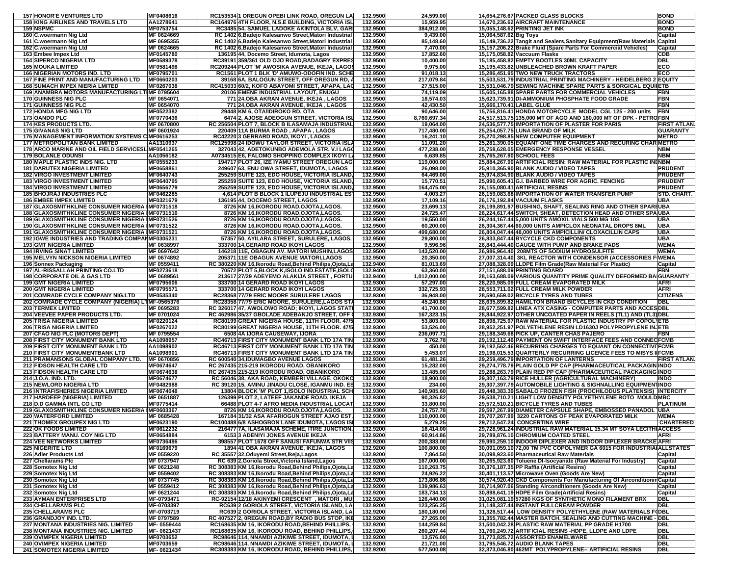| | | | | | | | | |
|---|---|---|---|---|---|---|---|---|
| 157 | HONOR'E VENTURES LTD | MF0408616 | RC153534 | 1 OREGUN OPEBI LINK ROAD, OREGUN LA | 132.9500 | 24,599.00 | 14,654,276.67 | PACKED GLASS BLOCKS | BOND |
| 158 | KING AIRLINES AND TRAVELS LTD | AA1278641 | RC164976 | 4TH FLOOR, N.S.E BUILDING, VICTORIA ISL | 132.9500 | 15,959.95 | 14,670,236.62 | AIRCRAFT MAINTENANCE | BOND |
| 159 | NSPMC | MF0753754 | RC3485 | 54, SAMUEL LADOKE AKINTOLA BLV, GARI | 132.9500 | 384,912.00 | 15,055,148.62 | PRINTING JET INK | BOND |
| 160 | C.woermann Nig Ltd | MF 0624669 | RC 1402 | 6,Badejo Kalesanwo Street,Matori Industrial | 132.9500 | 9,439.00 | 15,064,587.62 | Big Toys | Capital |
| 161 | C.woermann Nig Ltd | MF 0695355 | RC 1402 | 6,Badejo Kalesanwo Street,Matori Industrial | 132.9500 | 85,148.60 | 15,149,736.22 | Tangit and Sealers,Sanitary Equipment(Raw Materials | Capital |
| 162 | C.woermann Nig Ltd | MF 0624665 | RC 1402 | 6,Badejo Kalesanwo Street,Matori Industrial | 132.9500 | 7,470.00 | 15,157,206.22 | Brake Fluid (Spare Parts For Commercial Vehicles) | Capital |
| 163 | Embee Impex Ltd | MF0145753 | 136195 | 44, Docemo Street, Idumota, Lagos | 132.9500 | 17,852.60 | 15,175,058.82 | Vaccuum Flasks | CDB |
| 164 | SIPERCO NIGERIA LTD | MF0589378 | RC39191 | 359/361 OLD OJO ROAD,BADAGRY EXPRES | 132.9500 | 10,400.00 | 15,185,458.82 | EMPTY BOOTLES 30ML CAPACITY | DBL |
| 165 | MOUKA LIMITED | MF0581498 | RC209244 | PLOT 'M' AWOSIKA AVENUE, IKEJA, LAGOS | 132.9500 | 9,975.00 | 15,195,433.82 | UNBLEACHED BROWN KRAFT PAPER | ECO |
| 166 | NIGERIAN MOTORS IND. LTD | MF0795701 | RC1561 | PLOT 1 BLK 'D' AMUWO-ODOFIN IND. SCHE | 132.9500 | 91,018.13 | 15,286,451.95 | TWO NEW TRUCK TRACTORS | ECO |
| 167 | FINE PRINT AND MANUFACTURING LTD | MF0660203 | 39168 | 6A, BALOGUN STREET, OFF OREGUN RD, A | 132.9500 | 217,079.84 | 15,503,531.79 | INDUSTRIAL PRINTING MACHINERY - HEIDELBERG 2 | EQUITY |
| 168 | SUMACH IMPEX NIERIA LIMTED | MF0267038 | RC415033 | 60/2, KOFO ABAYOMI STREET, APAPA, LAG | 132.9500 | 27,515.00 | 15,531,046.79 | SEWING MACHINE SPARE PARTS & SORGICAL EQUI | ETB |
| 169 | ANAMBRA MOTORS MANUFACTURING LTD | MF 0795604 | 20106 | EMENE INDUSTRIAL LAYOUT, ENUGU | 132.9500 | 74,119.09 | 15,605,165.88 | SPARE PARTS FOR COMMERCIAL VEHICLES | FBN |
| 170 | GUINNESS NIG PLC | MF 0654071 | 771 | 24,OBA AKRAN AVENUE, IKEJA , LAGOS | 132.9500 | 18,574.03 | 15,623,739.91 | DI-AMMONIUM PHOSPHATE FOOD GRADE | FBN |
| 171 | GUINNESS NIG PLC | MF 0654070 | 771 | 24,OBA AKRAN AVENUE, IKEJA , LAGOS | 132.9500 | 42,430.50 | 15,666,170.41 | LABEL GLUE | FBN |
| 172 | HONDA MFG NIG LTD | MF0522382 | 29448 | KM 6, OTA/IDIROKO RD, OTA | 132.9500 | 90,646.00 | 15,756,816.41 | HONDA MOTORCYCLE MODEL CGL 125 - 200 units | FBN |
| 173 | OANDO PLC | MF0770436 | 6474 | 2, AJOSE ADEOGUN STREET, VICTORIA ISL | 132.9500 | 8,760,697.34 | 24,517,513.75 | 135,000 MT OF AGO AND 180,000 MT OF DPK - PETRO | FBN |
| 174 | KES PRODUCTS LTD. | MF 0670800 | RC 256504 | PLOT 7, BLOCK B ILASAMAJA INDUSTRIAL | 132.9500 | 19,064.00 | 24,536,577.75 | IMPORTATION OF PLASTER FOR PARIS | FIRST ATLAN. |
| 175 | GIVANAS NIG LTD | MF 0601924 | 220409 | 11A BURMA ROAD , APAPA , LAGOS | 132.9500 | 717,480.00 | 25,254,057.75 | LUNA BRAND OF MILK | GUARANTY |
| 176 | MANAGEMENT INFORMATION SYSTEMS C | MF0616253 | RC42220 | 3 GERRARD ROAD, IKOYI , LAGOS | 132.9500 | 16,241.10 | 25,270,298.85 | NEW COMPUTER EQUIPMENT | METRO |
| 177 | METROPOLITAN BANK LIMITED | AA1310937 | RC125998 | 24 IDOWU TAYLOR STREET, VICTORIA ISLA | 132.9500 | 11,091.20 | 25,281,390.05 | EQUANT ONE TIME CHARGES AND RECURING CHAR | METRO |
| 178 | ARCO MARINE AND OIL FIELD SERVICES L | MF0541265 | 327043 | 42, ADETOKUNBO ADEMOLA STR. V.I LAGO | 132.9500 | 477,238.00 | 25,758,628.05 | EMERGENCY RESPONSE VESSEL | NBM |
| 179 | BOLANLE ODUNSI | AA1056182 | A0734515 | E6, FALOMO SHOPPING COMPLEX IKOYI L | 132.9500 | 6,639.85 | 25,765,267.90 | SCHOOL FEES | NBM |
| 180 | MAPLE PLASTIC INDS NIG. LTD | MF0555233 | 194717 | PLOT 26, IZE IYAMU STREET OREGUN LAG | 132.9500 | 119,000.00 | 25,884,267.90 | ARTIFICIAL RESIN: RAW MATERIAL FOR PLASTIC IN | NBM |
| 181 | DARUTEX NIGERIA LIMITED | MF0658861 | 249607 | 63, ENU OWA STREET, IDUMOTA, LAGOS | 132.9500 | 26,098.00 | 25,910,365.90 | BLANK AUDIO / VIDEO TAPES | PRUDENT |
| 182 | VIRGO INVESTMENT LIMITED | MF0640743 | 255259 | SUITE 123, EDO HOUSE, VICTORIA ISLAND, | 132.9500 | 64,469.00 | 25,974,834.90 | BLANK AUDIO / VIDEO TAPES | PRUDENT |
| 183 | VIRGO INVESTMENT LIMITED | MF0640795 | 255259 | SUITE 123, EDO HOUSE, VICTORIA ISLAND, | 132.9500 | 15,770.51 | 25,990,605.41 | G.I. BARBED WIRE FOR AGRIC. FENCING | PRUDENT |
| 184 | VIRGO INVESTMENT LIMITED | MF0656779 | 255259 | SUITE 123, EDO HOUSE, VICTORIA ISLAND, | 132.9500 | 164,475.00 | 26,155,080.41 | ARTIFICIAL RESINS | PRUDENT |
| 185 | BHOJRAJ INDUSTRIES PLC | MF0462285 | 4,614 | PLOT B BLOCK 1 ILUPEJU INDUSTRIAL EST | 132.9500 | 4,003.27 | 26,159,083.68 | IMPORTATION OF WATER TRANSFER PUMP | STD. CHART. |
| 186 | EMBEE IMPEX LIMITED | MF0321679 | 136195 | 44, DOCEMO STREET, LAGOS | 132.9500 | 17,109.16 | 26,176,192.84 | VACUUM FLASKS | UBA |
| 187 | GLAXOSMITHKLINE CONSUMER NIGERIA | MF0731518 | 8726 | KM 16,IKORODU ROAD,OJOTA,LAGOS. | 132.9500 | 23,699.13 | 26,199,891.97 | BUSHING, SHAFT, SEALING RING AND OTHER SPARE | UBA |
| 188 | GLAXOSMITHKLINE CONSUMER NIGERIA | MF0731516 | 8726 | KM 16,IKORODU ROAD,OJOTA,LAGOS. | 132.9500 | 24,725.47 | 26,224,617.44 | SWITCH, SHEAT, DETECTION HEAD AND OTHER SPA | UBA |
| 189 | GLAXOSMITHKLINE CONSUMER NIGERIA | MF0731526 | 8726 | KM 16,IKORODU ROAD,OJOTA,LAGOS. | 132.9500 | 19,550.00 | 26,244,167.44 | 5,000 UNITS AMOXIL VIALS 500 MG 10S | UBA |
| 190 | GLAXOSMITHKLINE CONSUMER NIGERIA | MF0731522 | 8726 | KM 16,IKORODU ROAD,OJOTA,LAGOS. | 132.9500 | 60,200.00 | 26,304,367.44 | 60,000 UNITS AMPICLOX NEONATAL DROPS 8ML | UBA |
| 191 | GLAXOSMITHKLINE CONSUMER NIGERIA | MF0731521 | 8726 | KM 16,IKORODU ROAD,OJOTA,LAGOS. | 132.9500 | 499,680.00 | 26,804,047.44 | 48,000 UNITS AMPICILLIN/ CLOXACILLIN CAPS | UBA |
| 192 | IGWE INDUSTRIES AND TRADING COMPAN | MF0305231 | 57357 | 50, AYILARA STREET, SURULERE, LAGOS. | 132.9500 | 29,800.00 | 26,833,847.44 | BYCYCLE CKD COMPONENTS | UBA |
| 193 | GMT NIGERIA LIMITED | MF 0638997 | 333700 | 14,GERARD ROAD IKOYI LAGOS | 132.9500 | 9,596.96 | 26,843,444.40 | GAUGE WITH PUMP AND BRAKE PADS | WEMA |
| 194 | IRVING SINAT LIMITED | MF 0697642 | 146218 | 11E, OBAGUN AV. MATORI MUSHIN,LAGOS | 132.9500 | 143,520.00 | 26,986,964.40 | 208MTS OF SODIUM HYDROSULFITE | WEMA |
| 195 | MELVYN NICKSON NIGERIA LIMITED | MF 0674892 | 205371 | 11E OBAGUN AVENUE MATORI,LAGOS | 132.9500 | 20,350.00 | 27,007,314.40 | 3KL REACTOR WITH CONDENSOR (ACCESSORIES F | WEMA |
| 196 | Sonnex Packaging | MF 0559411 | RC 380220 | KM 16,Ikorodu Road,Behind Philips,Ojota,La | 132.9400 | 81,013.69 | 27,088,328.09 | LLDPE Film Grade(Raw Material For Plastic) | Capital |
| 197 | AL-RISSALLAH PRINTING CO.LTD | MF0273618 | 70572 | PLOT 5,BLOCK K,ISOLO IND.ESTATE,ISOLO | 132.9400 | 63,360.00 | 27,151,688.09 | PRINTING BOARD | FBN |
| 198 | CORPORATE OIL & GAS LTD | MF 0689561 | 213617 | 27/29 ADEYEMO ALAKIJA STREET , FORTU | 132.9400 | 1,012,000.00 | 28,163,688.09 | VARIOUS QUANTITY PRIME QUALITY DEFORMED BA | GUARANTY |
| 199 | GMT NIGERIA LIMITED | MF0795606 | 333700 | 14 GERARD ROAD IKOYI LAGOS | 132.9300 | 57,297.00 | 28,220,985.09 | FULL CREAM EVAPORATED MILK | AFRI |
| 200 | GMT NIGERIA LIMITED | MF0795571 | 333700 | 14 GERARD ROAD IKOYI LAGOS | 132.9300 | 332,725.93 | 28,553,711.02 | FULL CREAM MILK POWDER | AFRI |
| 201 | COMRADE CYCLE COMPANY NIG.LTD | MF0535340 | RC28368 | 77/79 ERIC MOORE SURULERE LAGOS | 132.9300 | 36,948.00 | 28,590,659.02 | BICYCLE TYRES AND TUBES | CITIZENS |
| 202 | COMRADE CYCLE COMPANY (NIGERIA) LT | MF-0565376 | RC28358 | 77/79 ERIC MOORE, SURULERE,LAGOS STA | 132.9300 | 45,240.80 | 28,635,899.82 | HAMILTON BRAND BICYCLES IN CKD CONDITION | DBL |
| 203 | TERMEX LIMITED | MF 0695283 | RC 326017 | 47, AWOLOWO ROAD; IKOYI, LAGOS STATE | 132.9300 | 41,700.00 | 28,677,599.82 | LINEA ATX CASING - COMPUTER PARTS AND ACCES | DBL |
| 204 | VEEVEE PAPER PRODUCTS LTD. | MF 0701024 | RC 462986 | 35/37 GBOLADE ADEBANJO STREET, OFF | 132.9300 | 167,323.15 | 28,844,922.97 | OTHER UNCOATED PAPER IN REELS (TL1) AND (TL3) | DBL |
| 205 | TRISA NIGERIA LIMITED | MF0220124 | RC80199 | GREAT NIGERIA HOUSE, 11TH FLOOR. 47/5 | 132.9300 | 53,803.00 | 28,898,725.97 | RAW MATERIAL FOR PLASTIC INDUSTRY PP COPOLY | ETB |
| 206 | TRISA NIGERIA LIMITED | MF0267022 | RC80199 | GREAT NIGERIA HOUSE, 11TH FLOOR. 47/5 | 132.9300 | 53,526.00 | 28,952,251.97 | POLYETHLENE RESIN LD1630J POLYPROPYLENE IN | ETB |
| 207 | CFAO NIG PLC (MOTORS DEPT) | MF 0795554 | 6508 | 4A IJORA CAUSEWAY, IJORA | 132.9300 | 236,097.71 | 29,188,349.68 | PICK UP, CANTER CHAS PAJERO | FBN |
| 208 | FIRST CITY MONUMENT BANK LTD | AA1098957 | RC46713 | FIRST CITY MONUMENT BANK LTD 17A TIN | 132.9300 | 3,762.78 | 29,192,112.46 | PAYMENT ON SWIFT INTERFACE FEES AND CONNEC | FCMB |
| 209 | FIRST CITY MONUMENT BANK LTD | AA1098902 | RC46713 | FIRST CITY MONUMENT BANK LTD 17A TIN | 132.9300 | 450.00 | 29,192,562.46 | RECURRING CHARGES TO EQUANT ON CONNECTIVI | FCMB |
| 210 | FIRST CITY MONUMENTBANK LTD | AA1098901 | RC46713 | FIRST CITY MONUMENT BANK LTD 17A TIN | 132.9300 | 5,453.07 | 29,198,015.53 | QUARTERLY RECURRING LICENCE FEES TO MISYS I | FCMB |
| 211 | PRAMANSONS GLOBAL COMPANY LTD. | MF 0670856 | RC 600540 | 34,IDUMAGBO AVENUE LAGOS | 132.9300 | 61,481.26 | 29,259,496.79 | IMPORTATION OF LANTERNS | FIRST ATLAN. |
| 212 | FIDSON HEALTH CARE LTD | MF0674647 | RC 267435 | 215-219 IKORODU ROAD, OBANIKORO | 132.9300 | 15,282.00 | 29,274,778.79 | PLAIN GOLD PP CAP (PHARMACEUTICAL PACKAGIN | INDO |
| 213 | FIDSON HEALTH CARE LTD | MF0674638 | RC 267435 | 215-219 IKORODU ROAD, OBANIKORO | 132.9300 | 13,485.00 | 29,288,263.79 | PLAIN RED PP CAP (PHARMACEUTICAL PACKAGING | INDO |
| 214 | J.O.A. IND. LTD. | MF0674677 | RC 56046 | 38, AKA ROAD, KEMBERI VILLAGE, OKOKO | 132.9300 | 18,900.00 | 29,307,163.79 | RICE HULLER (AGRICULTURAL MACHINERY) | INDO |
| 215 | NEWLORD NIGERIA LTD | MF0482988 | RC 39120 | 15, AMINU JINADU CLOSE, IGANMU IND. ES | 132.9300 | 234.00 | 29,307,397.79 | AUTOMOBILE LIGHTING & SIGHNALLING EQUIPMENT | INDO |
| 216 | INTERFISHERIES NIGERIA LIMITED | MF0674048 | 13804 | BLOCK 'M' PLOT 1,ISOLO INDUSTRIAL SCH | 132.9300 | 140,985.60 | 29,448,383.39 | SABALO FROZEN FISH (PROCHILODUS PLATENSIS) | INTERCITY |
| 217 | HARDEEP (NIGERIA) LIMITED | MF 0651887 | 126399 | PLOT 2, LATEEF JAKANDE ROAD, IKEJA | 132.9300 | 90,326.82 | 29,538,710.21 | LIGHT LOW DENSITY POLYETHYLENE ROTO MOULD | MBC |
| 218 | D.D GAMMA INTL CO LTD | MF0775414 | 66488 | PLOT 4-7 AFRO MEDIA INDUSTRIAL LOCAT | 132.9300 | 33,800.00 | 29,572,510.21 | BICYCLE TYRES AND TUBES | PLATINUM |
| 219 | GLAXOSMITHKLINE CONSUMER NIGERIA | MF0603367 | 8726 | KM 16,IKORODU ROAD,OJOTA,LAGOS. | 132.9300 | 24,757.78 | 29,597,267.99 | DIAMETER CAPSULE SHAPE, EMBOSSED PANADOL | UBA |
| 220 | WATERFORD LIMITED | MF 0685428 | 167184 | 31/32 ASA AFARIOGUN STREET AJAO EST. | 132.9300 | 110,000.00 | 29,707,267.99 | 3220 CARTONS OF PEAK EVAPORATED MILK | WEMA |
| 221 | THOMEX GROUPEX NIG LTD | MF0623190 | RC100488 | 6/8 ASHOGBON LANE IDUMOTA, LAGOS ISL | 132.9200 | 5,279.25 | 29,712,547.24 | CONCERTINA WIRE | CHARTERED |
| 222 | OK FOODS LIMITED | MF0612232 | 216477 | 7A, ILASAMAJA SCHEME, ITIRE JUNCTION, | 132.9200 | 16,414.00 | 29,728,961.24 | INDUSTRIAL RAW MATERIAL 15.34 MT SOYA LECITH | ACCESS |
| 223 | BATTERY MANU. COY NIG LTD | MF0654884 | 6153 | 3 ADENIYI JONES AVENUE IKEJA | 132.9200 | 60,914.86 | 29,789,876.10 | CHROMIUM COATED STEEL | AFRI |
| 224 | VEE NETWORKS LIMITED | MF0736496 | 398557 | PLOT 1678 OFF SANUSI FAFUNWA STR V/IS | 132.9200 | 200,383.00 | 29,990,259.10 | INDOOR DIPLEXER AND INDOOR DIPLEXER BRACKE | AFRI |
| 225 | NIGERITE LTD | MF0169679 | 1894 | 41 OBA AKRAN AVENUE, IKEJA, LAGOS | 132.9200 | 100,800.00 | 30,091,059.10 | 72,00 TM PVC COPOLYMER GA 6015 FOR INDUSTRIA | ALLSTATES |
| 226 | Adler Products Ltd | MF 0559220 | RC 35557 | 32,Oduyemi Street,Ikeja,Lagos | 132.9200 | 7,864.50 | 30,098,923.60 | Pharmaceutical Raw Materials | Capital |
| 227 | Chellarams Plc | MF 0737947 | RC 639 | 2,Goriola Street,Victoria Island,Lagos | 132.9200 | 167,000.00 | 30,265,923.60 | Toluene DI-Isocyanate (Raw Material For Industry) | Capital |
| 228 | Somotex Nig Ltd | MF 0621248 | RC 308383 | KM 16,Ikorodu Road,Behind Philips,Ojota,La | 132.9200 | 110,263.75 | 30,376,187.35 | PP Raffia (Artificial Resins) | Capital |
| 229 | Somotex Nig Ltd | MF 0559402 | RC 308383 | KM 16,Ikorodu Road,Behind Philips,Ojota,La | 132.9200 | 24,926.22 | 30,401,113.57 | Microwave Oven (Goods Are New) | Capital |
| 230 | Somotex Nig Ltd | MF 0737745 | RC 308383 | KM 16,Ikorodu Road,Behind Philips,Ojota,La | 132.9200 | 173,806.86 | 30,574,920.43 | CKD Components For Manufacturing Of Airconditionin | Capital |
| 231 | Somotex Nig Ltd | MF 0559412 | RC 308383 | KM 16,Ikorodu Road,Behind Philips,Ojota,La | 132.9200 | 139,986.63 | 30,714,907.06 | Standing Airconditioners (Goods Are New) | Capital |
| 232 | Somotex Nig Ltd | MF 0621244 | RC 308383 | KM 16,Ikorodu Road,Behind Philips,Ojota,La | 132.9200 | 183,734.13 | 30,898,641.19 | HDPE Film Grade(Artificial Resins) | Capital |
| 233 | AYMAN ENTERPRISES LTD | MF-0793471 | RC-92154 | 12/18 AKINYEMI CRESCENT , MATORI , MU | 132.9200 | 126,440.00 | 31,025,081.19 | 57280 KGS OF SYNTHETIC MONO FILAMENT BRX | DBL |
| 234 | CHELLARAMS PLC | MF-0703397 | RC639 | 2 GORIOLA STREET, VICTORIA ISLAND, LA | 132.9200 | 123,256.25 | 31,148,337.44 | INSTANT FULLCREAM POWDER | DBL |
| 235 | CHELLARAMS PLC | MF-0703719 | RC639 | 2 GORIOLA STREET, VICTORIA ISLAND, LA | 132.9200 | 180,180.00 | 31,328,517.44 | LOW DENSITY POLYETHYLENE (RAW MATERIALS F | DBL |
| 236 | GRANDJOY IND. LTD. | MF 0797589 | RC 407527 | 2, OREGUN ROAD,BY RADIO BUS STOP, IKE | 132.9200 | 27,265.00 | 31,355,782.44 | MASTER BATCH, SEALING AND CUTTING MACHINE - | DBL |
| 237 | MONTANA INDUSTRIES NIG. LIMITED | MF- 0559444 | RC168635 | KM 16, IKORODU ROAD,BEHIND PHILLIPS, | 132.9200 | 144,259.84 | 31,500,042.28 | PLASTIC RAW MATERIAL PP GRADE H1700 | DBL |
| 238 | MONTANA INDUSTRIES NIG. LIMITED | MF- 0621437 | RC168635 | KM 16, IKORODU ROAD, BEHIND PHILLIPS, | 132.9200 | 260,207.44 | 31,760,249.72 | ARTIFICIAL RESINS -HDPE, LLDPE AND LDPE | DBL |
| 239 | OVIMPEX NIGERIA LIMITED | MF0703652 | RC98646 | 114, NNAMDI AZIKIWE STREET, IDUMOTA, | 132.9200 | 13,576.00 | 31,773,825.72 | ASSORTED ENAMELWARE | DBL |
| 240 | OVIMPEX NIGERIA LIMITED | MF0703659 | RC98646 | 114, NNAMDI AZIKIWE STREET, IDUMOTA, | 132.9200 | 21,721.00 | 31,795,546.72 | AUDIO BLANK TAPES | DBL |
| 241 | SOMOTEX NIGERIA LIMITED | MF- 0621434 | RC308383 | KM 16, IKORODU ROAD, BEHIND PHILLIPS, | 132.9200 | 577,500.08 | 32,373,046.80 | 462MT POLYPROPYLENE-- ARTIFICIAL RESINS | DBL |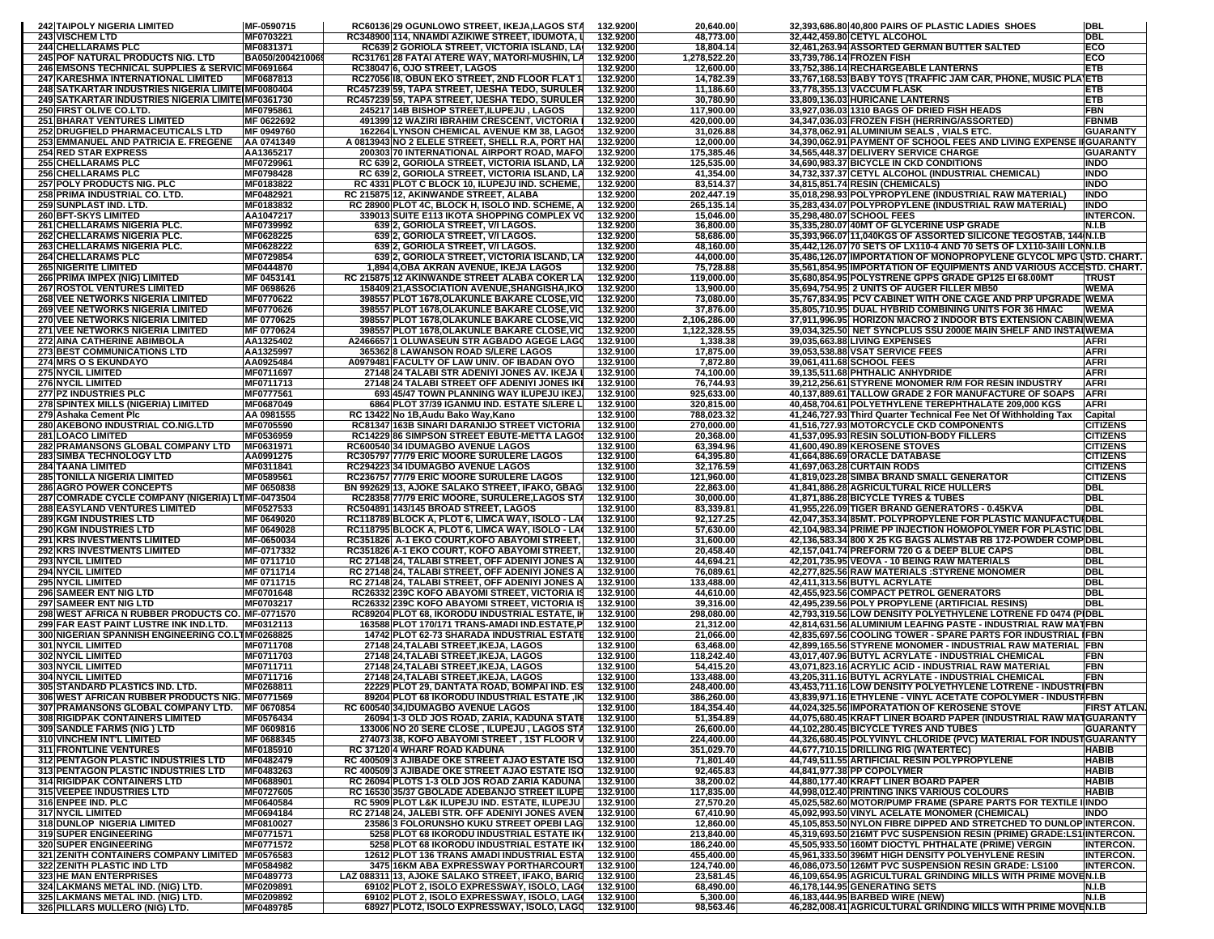| | | | | | | | | |
|---|---|---|---|---|---|---|---|---|
| 242 | TAIPOLY NIGERIA LIMITED | MF-0590715 | RC60136 29 OGUNLOWO STREET, IKEJA,LAGOS STA | 132.9200 | 20,640.00 | 32,393,686.80 | 40,800 PAIRS OF PLASTIC LADIES SHOES | DBL |
| 243 | VISCHEM LTD | MF0703221 | RC348900 114, NNAMDI AZIKIWE STREET, IDUMOTA, L | 132.9200 | 48,773.00 | 32,442,459.80 | CETYL ALCOHOL | DBL |
| 244 | CHELLARAMS PLC | MF0831371 | RC639 2 GORIOLA STREET, VICTORIA ISLAND, LA | 132.9200 | 18,804.14 | 32,461,263.94 | ASSORTED GERMAN BUTTER SALTED | ECO |
| 245 | POF NATURAL PRODUCTS NIG. LTD | BA050/2004210069 | RC31761 28 FATAI ATERE WAY, MATORI-MUSHIN, LA | 132.9200 | 1,278,522.20 | 33,739,786.14 | FROZEN FISH | ECO |
| 246 | EMSONS TECHNICAL SUPPLIES & SERVIC | MF0691664 | RC38047 6, OJO STREET, LAGOS | 132.9200 | 12,600.00 | 33,752,386.14 | RECHARGEABLE LANTERNS | ETB |
| 247 | KARESHMA INTERNATIONAL LIMITED | MF0687813 | RC270561 8, OBUN EKO STREET, 2ND FLOOR FLAT 1 | 132.9200 | 14,782.39 | 33,767,168.53 | BABY TOYS (TRAFFIC JAM CAR, PHONE, MUSIC PLA | ETB |
| 248 | SATKARTAR INDUSTRIES NIGERIA LIMITE | MF0080404 | RC457239 59, TAPA STREET, IJESHA TEDO, SURULER | 132.9200 | 11,186.60 | 33,778,355.13 | VACCUM FLASK | ETB |
| 249 | SATKARTAR INDUSTRIES NIGERIA LIMITE | MF0361730 | RC457239 59, TAPA STREET, IJESHA TEDO, SURULER | 132.9200 | 30,780.90 | 33,809,136.03 | HURICANE LANTERNS | ETB |
| 250 | FIRST OLIVE CO.LTD. | MF0795861 | 245217 14B BISHOP STREET,ILUPEJU , LAGOS | 132.9200 | 117,900.00 | 33,927,036.03 | 1310 BAGS OF DRIED FISH HEADS | FBN |
| 251 | BHARAT VENTURES LIMITED | MF 0622692 | 491399 12 WAZIRI IBRAHIM CRESCENT, VICTORIA | 132.9200 | 420,000.00 | 34,347,036.03 | FROZEN FISH (HERRING/ASSORTED) | FBNMB |
| 252 | DRUGFIELD PHARMACEUTICALS LTD | MF 0949760 | 162264 LYNSON CHEMICAL AVENUE KM 38, LAGOS | 132.9200 | 31,026.88 | 34,378,062.91 | ALUMINIUM SEALS , VIALS ETC. | GUARANTY |
| 253 | EMMANUEL AND PATRICIA E. FREGENE | AA 0741349 | A 0813943 NO 2 ELELE STREET, SHELL R.A, PORT HA | 132.9200 | 12,000.00 | 34,390,062.91 | PAYMENT OF SCHOOL FEES AND LIVING EXPENSE I | GUARANTY |
| 254 | RED STAR EXPRESS | AA1365217 | 200303 70 INTERNATIONAL AIRPORT ROAD, MAFO | 132.9200 | 175,385.46 | 34,565,448.37 | DELIVERY SERVICE CHARGE | GUARANTY |
| 255 | CHELLARAMS PLC | MF0729961 | RC 639 2, GORIOLA STREET, VICTORIA ISLAND, LA | 132.9200 | 125,535.00 | 34,690,983.37 | BICYCLE IN CKD CONDITIONS | INDO |
| 256 | CHELLARAMS PLC | MF0798428 | RC 639 2, GORIOLA STREET, VICTORIA ISLAND, LA | 132.9200 | 41,354.00 | 34,732,337.37 | CETYL ALCOHOL (INDUSTRIAL CHEMICAL) | INDO |
| 257 | POLY PRODUCTS NIG. PLC | MF0183822 | RC 4331 PLOT C BLOCK 10, ILUPEJU IND. SCHEME, | 132.9200 | 83,514.37 | 34,815,851.74 | RESIN (CHEMICALS) | INDO |
| 258 | PRIMA INDUSTRIAL CO. LTD. | MF0482921 | RC 215875 12, AKINWANDE STREET, ALABA | 132.9200 | 202,447.19 | 35,018,298.93 | POLYPROPYLENE (INDUSTRIAL RAW MATERIAL) | INDO |
| 259 | SUNPLAST IND. LTD. | MF0183832 | RC 28900 PLOT 4C, BLOCK H, ISOLO IND. SCHEME, A | 132.9200 | 265,135.14 | 35,283,434.07 | POLYPROPYLENE (INDUSTRIAL RAW MATERIAL) | INDO |
| 260 | BFT-SKYS LIMITED | AA1047217 | 339013 SUITE E113 IKOTA SHOPPING COMPLEX VG | 132.9200 | 15,046.00 | 35,298,480.07 | SCHOOL FEES | INTERCON. |
| 261 | CHELLARAMS NIGERIA PLC. | MF0739992 | 639 2, GORIOLA STREET, V/I LAGOS. | 132.9200 | 36,800.00 | 35,335,280.07 | 40MT OF GLYCERINE USP GRADE | N.I.B |
| 262 | CHELLARAMS NIGERIA PLC. | MF0628225 | 639 2, GORIOLA STREET, V/I LAGOS. | 132.9200 | 58,686.00 | 35,393,966.07 | 11,040KGS OF ASSORTED SILICONE TEGOSTAB, 144 | N.I.B |
| 263 | CHELLARAMS NIGERIA PLC. | MF0628222 | 639 2, GORIOLA STREET, V/I LAGOS. | 132.9200 | 48,160.00 | 35,442,126.07 | 70 SETS OF LX110-4 AND 70 SETS OF LX110-3AIII LO | N.I.B |
| 264 | CHELLARAMS PLC | MF0729854 | 639 2, GORIOLA STREET, VICTORIA ISLAND, LA | 132.9200 | 44,000.00 | 35,486,126.07 | IMPORTATION OF MONOPROPYLENE GLYCOL MPG U | STD. CHART. |
| 265 | NIGERITE LIMITED | MF0444870 | 1,894 4,OBA AKRAN AVENUE, IKEJA LAGOS | 132.9200 | 75,728.88 | 35,561,854.95 | IMPORTATION OF EQUIPMENTS AND VARIOUS ACCE | STD. CHART. |
| 266 | PRIMA IMPEX (NIG) LIMITED | MF 0453141 | RC 215875 12 AKINWANDE STREET ALABA COKER LA | 132.9200 | 119,000.00 | 35,680,854.95 | POLYSTRENE GPPS GRADE GP125 EI 68.00MT | TRUST |
| 267 | ROSTOL VENTURES LIMITED | MF 0698626 | 158409 21,ASSOCIATION AVENUE,SHANGISHA,IKO | 132.9200 | 13,900.00 | 35,694,754.95 | 2 UNITS OF AUGER FILLER MB50 | WEMA |
| 268 | VEE NETWORKS NIGERIA LIMITED | MF0770622 | 398557 PLOT 1678,OLAKUNLE BAKARE CLOSE,VIC | 132.9200 | 73,080.00 | 35,767,834.95 | PCV CABINET WITH ONE CAGE AND PRP UPGRADE | WEMA |
| 269 | VEE NETWORKS NIGERIA LIMITED | MF0770626 | 398557 PLOT 1678,OLAKUNLE BAKARE CLOSE,VIC | 132.9200 | 37,876.00 | 35,805,710.95 | DUAL HYBRID COMBINING UNITS FOR 36 HMAC | WEMA |
| 270 | VEE NETWORKS NIGERIA LIMITED | MF 0770625 | 398557 PLOT 1678,OLAKUNLE BAKARE CLOSE,VIC | 132.9200 | 2,106,286.00 | 37,911,996.95 | HORIZON MACRO 2 INDOOR BTS EXTENSION CABIN | WEMA |
| 271 | VEE NETWORKS NIGERIA LIMITED | MF 0770624 | 398557 PLOT 1678,OLAKUNLE BAKARE CLOSE,VIC | 132.9200 | 1,122,328.55 | 39,034,325.50 | NET SYNCPLUS SSU 2000E MAIN SHELF AND INSTAL | WEMA |
| 272 | AINA CATHERINE ABIMBOLA | AA1325402 | A2466657 1 OLUWASEUN STR AGBADO AGEGE LAGO | 132.9100 | 1,338.38 | 39,035,663.88 | LIVING EXPENSES | AFRI |
| 273 | BEST COMMUNICATIONS LTD | AA1325997 | 365362 8 LAWANSON ROAD S/LERE LAGOS | 132.9100 | 17,875.00 | 39,053,538.88 | VSAT SERVICE FEES | AFRI |
| 274 | MRS O S EKUNDAYO | AA0925484 | A0979481 FACULTY OF LAW UNIV OF IBADAN OYO | 132.9100 | 7,872.80 | 39,061,411.68 | SCHOOL FEES | AFRI |
| 275 | NYCIL LIMITED | MF0711697 | 27148 24 TALABI STR ADENIYI JONES AV. IKEJA I | 132.9100 | 74,100.00 | 39,135,511.68 | PHTHALIC ANHYDRIDE | AFRI |
| 276 | NYCIL LIMITED | MF0711713 | 27148 24 TALABI STREET OFF ADENIYI JONES IK | 132.9100 | 76,744.93 | 39,212,256.61 | STYRENE MONOMER R/M FOR RESIN INDUSTRY | AFRI |
| 277 | PZ INDUSTRIES PLC | MF0777561 | 693 45/47 TOWN PLANNING WAY ILUPEJU IKEJ | 132.9100 | 925,633.00 | 40,137,889.61 | TALLOW GRADE 2 FOR MANUFACTURE OF SOAPS | AFRI |
| 278 | SPINTEX MILLS (NIGERIA) LIMITED | MF0687049 | 6864 PLOT 37/39 IGANMU IND. ESTATE S/LERE L | 132.9100 | 320,815.00 | 40,458,704.61 | POLYETHYLENE TEREPHTHALATE 209,000 KGS | AFRI |
| 279 | Ashaka Cement Plc | AA 0981555 | RC 13422 No 1B,Audu Bako Way,Kano | 132.9100 | 788,023.32 | 41,246,727.93 | Third Quarter Technical Fee Net Of Withholding Tax | Capital |
| 280 | AKEBONO INDUSTRIAL CO.NIG.LTD | MF0705590 | RC81347 163B SINARI DARANIJO STREET VICTORIA | 132.9100 | 270,000.00 | 41,516,727.93 | MOTORCYCLE CKD COMPONENTS | CITIZENS |
| 281 | LOACO LIMITED | MF0536959 | RC14229 86 SIMPSON STREET EBUTE-METTA LAGOS | 132.9100 | 20,368.00 | 41,537,095.93 | RESIN SOLUTION-BODY FILLERS | CITIZENS |
| 282 | PRAMANSONS GLOBAL COMPANY LTD | MF0631971 | RC600540 34 IDUMAGBO AVENUE LAGOS | 132.9100 | 63,394.96 | 41,600,490.89 | KEROSENE STOVES | CITIZENS |
| 283 | SIMBA TECHNOLOGY LTD | AA0991275 | RC305797 77/79 ERIC MOORE SURULERE LAGOS | 132.9100 | 64,395.80 | 41,664,886.69 | ORACLE DATABASE | CITIZENS |
| 284 | TAANA LIMITED | MF0311841 | RC294223 34 IDUMAGBO AVENUE LAGOS | 132.9100 | 32,176.59 | 41,697,063.28 | CURTAIN RODS | CITIZENS |
| 285 | TONILLA NIGERIA LIMITED | MF0589561 | RC236757 77/79 ERIC MOORE SURULERE LAGOS | 132.9100 | 121,960.00 | 41,819,023.28 | SIMBA BRAND SMALL GENERATOR | CITIZENS |
| 286 | AGRO POWER CONCEPTS | MF 0650838 | BN 992629 13, AJOKE SALAKO STREET, IFAKO, GBAG | 132.9100 | 22,863.00 | 41,841,886.28 | AGRICULTURAL RICE HULLERS | DBL |
| 287 | COMRADE CYCLE COMPANY (NIGERIA) LT | MF-0473504 | RC28358 77/79 ERIC MOORE, SURULERE,LAGOS STA | 132.9100 | 30,000.00 | 41,871,886.28 | BICYCLE TYRES & TUBES | DBL |
| 288 | EASYLAND VENTURES LIMITED | MF0527533 | RC504891 143/145 BROAD STREET, LAGOS | 132.9100 | 83,339.81 | 41,955,226.09 | TIGER BRAND GENERATORS - 0.45KVA | DBL |
| 289 | KGM INDUSTRIES LTD | MF 0649020 | RC118789 BLOCK A, PLOT 6, LIMCA WAY, ISOLO - LA | 132.9100 | 92,127.25 | 42,047,353.34 | 85MT. POLYPROPYLENE FOR PLASTIC MANUFACTU | DBL |
| 290 | KGM INDUSTRIES LTD | MF 0649028 | RC118795 BLOCK A, PLOT 6, LIMCA WAY, ISOLO - LA | 132.9100 | 57,630.00 | 42,104,983.34 | PRIME PP INJECTION HOMOPOLYMER FOR PLASTIC | DBL |
| 291 | KRS INVESTMENTS LIMITED | MF-0650034 | RC351826 A-1 EKO COURT,KOFO ABAYOMI STREET, | 132.9100 | 31,600.00 | 42,136,583.34 | 800 X 25 KG BAGS ALMSTAB RB 172-POWDER COMP | DBL |
| 292 | KRS INVESTMENTS LIMITED | MF-0717332 | RC351826 A-1 EKO COURT, KOFO ABAYOMI STREET, | 132.9100 | 20,458.40 | 42,157,041.74 | PREFORM 720 G & DEEP BLUE CAPS | DBL |
| 293 | NYCIL LIMITED | MF 0711710 | RC 27148 24, TALABI STREET, OFF ADENIYI JONES A | 132.9100 | 44,694.21 | 42,201,735.95 | VEOVA - 10 BEING RAW MATERIALS | DBL |
| 294 | NYCIL LIMITED | MF 0711714 | RC 27148 24, TALABI STREET, OFF ADENIYI JONES A | 132.9100 | 76,089.61 | 42,277,825.56 | RAW MATERIALS :STYRENE MONOMER | DBL |
| 295 | NYCIL LIMITED | MF 0711715 | RC 27148 24, TALABI STREET, OFF ADENIYI JONES A | 132.9100 | 133,488.00 | 42,411,313.56 | BUTYL ACRYLATE | DBL |
| 296 | SAMEER ENT NIG LTD | MF0701648 | RC26332 239C KOFO ABAYOMI STREET, VICTORIA IS | 132.9100 | 44,610.00 | 42,455,923.56 | COMPACT PETROL GENERATORS | DBL |
| 297 | SAMEER ENT NIG LTD | MF0703217 | RC26332 239C KOFO ABAYOMI STREET, VICTORIA IS | 132.9100 | 39,316.00 | 42,495,239.56 | POLY PROPYLENE (ARTIFICIAL RESINS) | DBL |
| 298 | WEST AFRICA N RUBBER PRODUCTS CO. | MF-0771570 | RC89204 PLOT 68, IKORODU INDUSTRIAL ESTATE, IK | 132.9100 | 298,080.00 | 42,793,319.56 | LOW DENSITY POLYETHYLENE LOTRENE FD 0474 (P | DBL |
| 299 | FAR EAST PAINT LUSTRE INK IND.LTD. | MF0312113 | 163588 PLOT 170/171 TRANS-AMADI IND.ESTATE,P | 132.9100 | 21,312.00 | 42,814,631.56 | ALUMINIUM LEAFING PASTE - INDUSTRIAL RAW MAT | FBN |
| 300 | NIGERIAN SPANNISH ENGINEERING CO.LT | MF0268825 | 14742 PLOT 62-73 SHARADA INDUSTRIAL ESTATE | 132.9100 | 21,066.00 | 42,835,697.56 | COOLING TOWER - SPARE PARTS FOR INDUSTRIAL I | FBN |
| 301 | NYCIL LIMITED | MF0711708 | 27148 24,TALABI STREET,IKEJA, LAGOS | 132.9100 | 63,468.00 | 42,899,165.56 | STYRENE MONOMER - INDUSTRIAL RAW MATERIAL | FBN |
| 302 | NYCIL LIMITED | MF0711703 | 27148 24,TALABI STREET,IKEJA, LAGOS | 132.9100 | 118,242.40 | 43,017,407.96 | BUTYL ACRYLATE - INDUSTRIAL CHEMICAL | FBN |
| 303 | NYCIL LIMITED | MF0711711 | 27148 24,TALABI STREET,IKEJA, LAGOS | 132.9100 | 54,415.20 | 43,071,823.16 | ACRYLIC ACID - INDUSTRIAL RAW MATERIAL | FBN |
| 304 | NYCIL LIMITED | MF0711716 | 27148 24,TALABI STREET,IKEJA, LAGOS | 132.9100 | 133,488.00 | 43,205,311.16 | BUTYL ACRYLATE - INDUSTRIAL CHEMICAL | FBN |
| 305 | STANDARD PLASTICS IND. LTD. | MF0268811 | 22229 PLOT 29, DANTATA ROAD, BOMPAI IND. ES | 132.9100 | 248,400.00 | 43,453,711.16 | LOW DENSITY POLYETHYLENE LOTRENE - INDUSTR | FBN |
| 306 | WEST AFRICAN RUBBER PRODUCTS NIG. | MF0771569 | 89204 PLOT 68 IKORODU INDUSTRIAL ESTATE ,IK | 132.9100 | 386,260.00 | 43,839,971.16 | ETHYLENE - VINYL ACETATE COPOLYMER - INDUSTR | FBN |
| 307 | PRAMANSONS GLOBAL COMPANY LTD. | MF 0670854 | RC 600540 34,IDUMAGBO AVENUE LAGOS | 132.9100 | 184,354.40 | 44,024,325.56 | IMPORATATION OF KEROSENE STOVE | FIRST ATLAN. |
| 308 | RIGIDPAK CONTAINERS LIMITED | MF0576434 | 26094 1-3 OLD JOS ROAD, ZARIA, KADUNA STATE | 132.9100 | 51,354.89 | 44,075,680.45 | KRAFT LINER BOARD PAPER (INDUSTRIAL RAW MAT | GUARANTY |
| 309 | SANDLE FARMS (NIG ) LTD | MF 0609816 | 133006 NO 20 SERE CLOSE , ILUPEJU , LAGOS STA | 132.9100 | 26,600.00 | 44,102,280.45 | BICYCLE TYRES AND TUBES | GUARANTY |
| 310 | VINCHEM INT'L LIMITED | MF 0688345 | 274073 38, KOFO ABAYOMI STREET , 1ST FLOOR V | 132.9100 | 224,400.00 | 44,326,680.45 | POLYVINYL CHLORIDE (PVC) MATERIAL FOR INDUST | GUARANTY |
| 311 | FRONTLINE VENTURES | MF0185910 | RC 37120 4 WHARF ROAD KADUNA | 132.9100 | 351,029.70 | 44,677,710.15 | DRILLING RIG (WATERTEC) | HABIB |
| 312 | PENTAGON PLASTIC INDUSTRIES LTD | MF0482479 | RC 400509 3 AJIBADE OKE STREET AJAO ESTATE ISO | 132.9100 | 71,801.40 | 44,749,511.55 | ARTIFICIAL RESIN POLYPROPYLENE | HABIB |
| 313 | PENTAGON PLASTIC INDUSTRIES LTD | MF0483263 | RC 400509 3 AJIBADE OKE STREET AJAO ESTATE ISO | 132.9100 | 92,465.83 | 44,841,977.38 | PP COPOLYMER | HABIB |
| 314 | RIGIDPAK CONTAINERS LTD | MF0688901 | RC 26094 PLOTS 1-3 OLD JOS ROAD ZARIA KADUNA | 132.9100 | 38,200.02 | 44,880,177.40 | KRAFT LINER BOARD PAPER | HABIB |
| 315 | VEEPEE INDUSTRIES LTD | MF0727605 | RC 16530 35/37 GBOLADE ADEBANJO STREET ILUPE | 132.9100 | 117,835.00 | 44,998,012.40 | PRINTING INKS VARIOUS COLOURS | HABIB |
| 316 | ENPEE IND. PLC | MF0640584 | RC 5909 PLOT L&K ILUPEJU IND. ESTATE, ILUPEJU | 132.9100 | 27,570.20 | 45,025,582.60 | MOTOR/PUMP FRAME (SPARE PARTS FOR TEXTILE I | INDO |
| 317 | NYCIL LIMITED | MF0694184 | RC 27148 24, JALEBI STR. OFF ADENIYI JONES AVEN | 132.9100 | 67,410.90 | 45,092,993.50 | VINYL ACELATE MONOMER (CHEMICAL) | INDO |
| 318 | DUNLOP NIGERIA LIMITED | MF0810027 | 23586 3 FOLORUNSHO KUKU STREET OPEBI LAG | 132.9100 | 12,860.00 | 45,105,853.50 | NYLON FIBRE DIPPED AND STRETCHED TO DUNLOP | INTERCON. |
| 319 | SUPER ENGINEERING | MF0771571 | 5258 PLOT 68 IKORODU INDUSTRIAL ESTATE IK | 132.9100 | 213,840.00 | 45,319,693.50 | 216MT PVC SUSPENSION RESIN (PRIME) GRADE:LS1 | INTERCON. |
| 320 | SUPER ENGINEERING | MF0771572 | 5258 PLOT 68 IKORODU INDUSTRIAL ESTATE IK | 132.9100 | 186,240.00 | 45,505,933.50 | 160MT DIOCTYL PHTHALATE (PRIME) VERGIN | INTERCON. |
| 321 | ZENITH CONTAINERS COMPANY LIMITED | MF0576583 | 12612 PLOT 136 TRANS AMADI INDUSTRIAL ESTA | 132.9100 | 455,400.00 | 45,961,333.50 | 396MT HIGH DENSITY POLYEHYLENE RESIN | INTERCON. |
| 322 | ZENITH PLASTIC IND LTD | MF0584982 | 3475 16KM ABA EXPRESSWAY PORTHARCOURT | 132.9100 | 124,740.00 | 46,086,073.50 | 126MT PVC SUSPENSION RESIN GRADE: LS100 | INTERCON. |
| 323 | HE MAN ENTERPRISES | MF0489773 | LAZ 088311 13, AJOKE SALAKO STREET, IFAKO, BARIG | 132.9100 | 23,581.45 | 46,109,654.95 | AGRICULTURAL GRINDING MILLS WITH PRIME MOVE | N.I.B |
| 324 | LAKMANS METAL IND. (NIG) LTD. | MF0209891 | 69102 PLOT 2, ISOLO EXPRESSWAY, ISOLO, LAG | 132.9100 | 68,490.00 | 46,178,144.95 | GENERATING SETS | N.I.B |
| 325 | LAKMANS METAL IND. (NIG) LTD. | MF0209892 | 69102 PLOT 2, ISOLO EXPRESSWAY, ISOLO, LAG | 132.9100 | 5,300.00 | 46,183,444.95 | BARBED WIRE (NEW) | N.I.B |
| 326 | PILLARS MULLERO (NIG) LTD. | MF0489785 | 68927 PLOT2, ISOLO EXPRESSWAY, ISOLO, LAG | 132.9100 | 98,563.46 | 46,282,008.41 | AGRICULTURAL GRINDING MILLS WITH PRIME MOVE | N.I.B |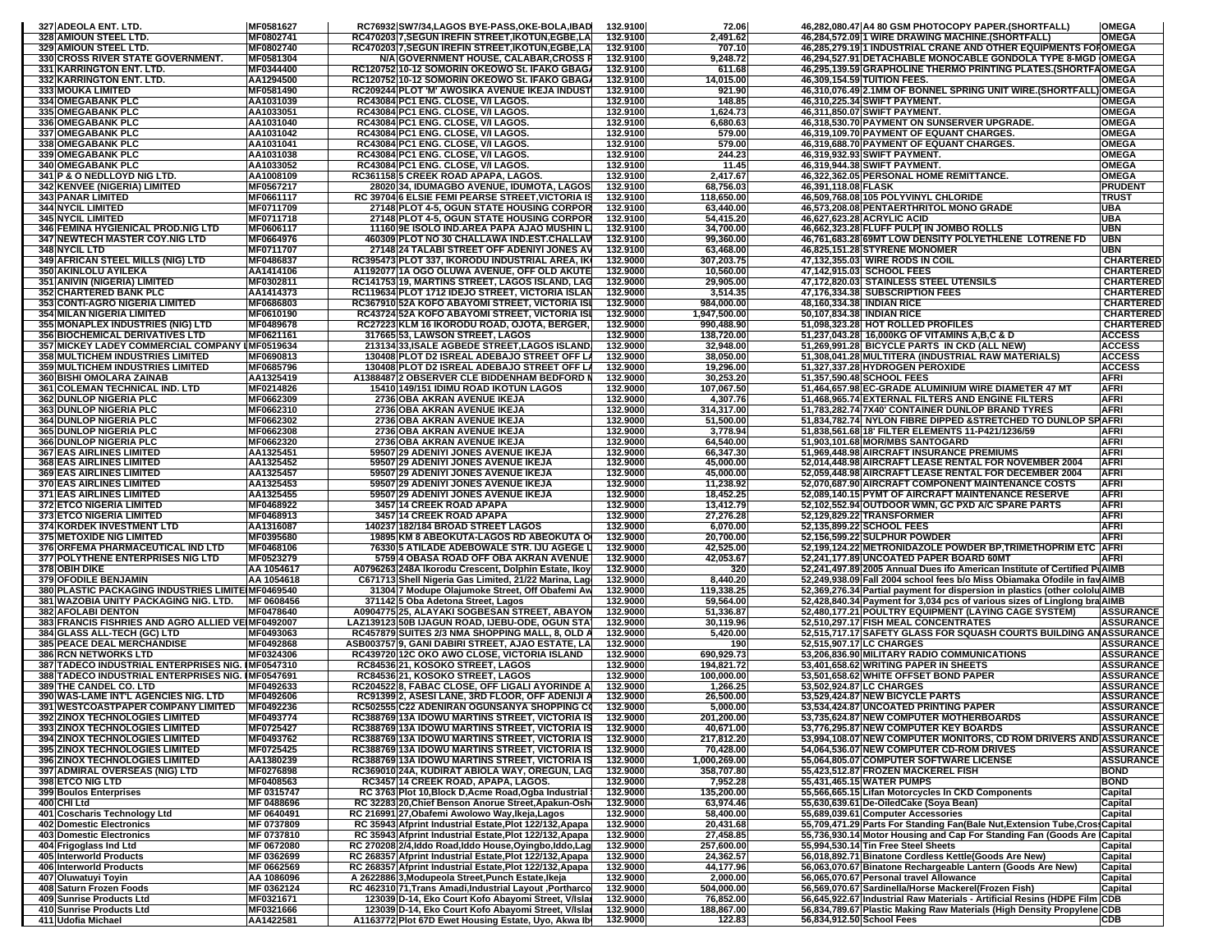| | | | | | | | | |
|---|---|---|---|---|---|---|---|---|
| 327 | ADEOLA ENT. LTD. | MF0581627 | RC76932 | SW7/34,LAGOS BYE-PASS,OKE-BOLA,IBAD | 132.9100 | 72.06 | 46,282,080.47 | A4 80 GSM PHOTOCOPY PAPER.(SHORTFALL) | OMEGA |
| 328 | AMIOUN STEEL LTD. | MF0802741 | RC470203 | 7,SEGUN IREFIN STREET,IKOTUN,EGBE,LA | 132.9100 | 2,491.62 | 46,284,572.09 | 1 WIRE DRAWING MACHINE.(SHORTFALL) | OMEGA |
| 329 | AMIOUN STEEL LTD. | MF0802740 | RC470203 | 7,SEGUN IREFIN STREET,IKOTUN,EGBE,LA | 132.9100 | 707.10 | 46,285,279.19 | 1 INDUSTRIAL CRANE AND OTHER EQUIPMENTS FOR | OMEGA |
| 330 | CROSS RIVER STATE GOVERNMENT. | MF0581304 | N/A | GOVERNMENT HOUSE, CALABAR,CROSS F | 132.9100 | 9,248.72 | 46,294,527.91 | DETACHABLE MONOCABLE GONDOLA TYPE 8-MGD | OMEGA |
| 331 | KARRINGTON ENT. LTD. | MF0344400 | RC120752 | 10-12 SOMORIN OKEOWO St. IFAKO GBAG | 132.9100 | 611.68 | 46,295,139.59 | GRAPHOLINE THERMO PRINTING PLATES.(SHORTFA | OMEGA |
| 332 | KARRINGTON ENT. LTD. | AA1294500 | RC120752 | 10-12 SOMORIN OKEOWO St. IFAKO GBAG | 132.9100 | 14,015.00 | 46,309,154.59 | TUITION FEES. | OMEGA |
| 333 | MOUKA LIMITED | MF0581490 | RC209244 | PLOT 'M' AWOSIKA AVENUE IKEJA INDUST | 132.9100 | 921.90 | 46,310,076.49 | 2.1MM OF BONNEL SPRING UNIT WIRE.(SHORTFALL) | OMEGA |
| 334 | OMEGABANK PLC | AA1031039 | RC43084 | PC1 ENG. CLOSE, V/I LAGOS. | 132.9100 | 148.85 | 46,310,225.34 | SWIFT PAYMENT. | OMEGA |
| 335 | OMEGABANK PLC | AA1033051 | RC43084 | PC1 ENG. CLOSE, V/I LAGOS. | 132.9100 | 1,624.73 | 46,311,850.07 | SWIFT PAYMENT. | OMEGA |
| 336 | OMEGABANK PLC | AA1031040 | RC43084 | PC1 ENG. CLOSE, V/I LAGOS. | 132.9100 | 6,680.63 | 46,318,530.70 | PAYMENT ON SUNSERVER UPGRADE. | OMEGA |
| 337 | OMEGABANK PLC | AA1031042 | RC43084 | PC1 ENG. CLOSE, V/I LAGOS. | 132.9100 | 579.00 | 46,319,109.70 | PAYMENT OF EQUANT CHARGES. | OMEGA |
| 338 | OMEGABANK PLC | AA1031041 | RC43084 | PC1 ENG. CLOSE, V/I LAGOS. | 132.9100 | 579.00 | 46,319,688.70 | PAYMENT OF EQUANT CHARGES. | OMEGA |
| 339 | OMEGABANK PLC | AA1031038 | RC43084 | PC1 ENG. CLOSE, V/I LAGOS. | 132.9100 | 244.23 | 46,319,932.93 | SWIFT PAYMENT. | OMEGA |
| 340 | OMEGABANK PLC | AA1033052 | RC43084 | PC1 ENG. CLOSE, V/I LAGOS. | 132.9100 | 11.45 | 46,319,944.38 | SWIFT PAYMENT. | OMEGA |
| 341 | P & O NEDLLOYD NIG LTD. | AA1008109 | RC361158 | 5 CREEK ROAD APAPA, LAGOS. | 132.9100 | 2,417.67 | 46,322,362.05 | PERSONAL HOME REMITTANCE. | OMEGA |
| 342 | KENVEE (NIGERIA) LIMITED | MF0567217 | 28020 | 34, IDUMAGBO AVENUE, IDUMOTA, LAGOS | 132.9100 | 68,756.03 | 46,391,118.08 | FLASK | PRUDENT |
| 343 | PANAR LIMITED | MF0661117 | RC 39704 | 6 ELSIE FEMI PEARSE STREET,VICTORIA IS | 132.9100 | 118,650.00 | 46,509,768.08 | 105 POLYVINYL CHLORIDE | TRUST |
| 344 | NYCIL LIMITED | MF0711709 | 27148 | PLOT 4-5, OGUN STATE HOUSING CORPOR | 132.9100 | 63,440.00 | 46,573,208.08 | PENTAERTHRITOL MONO GRADE | UBA |
| 345 | NYCIL LIMITED | MF0711718 | 27148 | PLOT 4-5, OGUN STATE HOUSING CORPOR | 132.9100 | 54,415.20 | 46,627,623.28 | ACRYLIC ACID | UBA |
| 346 | FEMINA HYGIENICAL PROD.NIG LTD | MF0606117 | 11160 | 9E ISOLO IND.AREA PAPA AJAO MUSHIN L | 132.9100 | 34,700.00 | 46,662,323.28 | FLUFF PULP IN JOMBO ROLLS | UBN |
| 347 | NEWTECH MASTER COY.NIG LTD | MF0664976 | 460309 | PLOT NO 30 CHALLAWA IND.EST.CHALLAW | 132.9100 | 99,360.00 | 46,761,683.28 | 69MT LOW DENSITY POLYETHLENE LOTRENE FD | UBN |
| 348 | NYCIL LTD | MF0711707 | 27148 | 24 TALABI STREET OFF ADENIYI JONES AV | 132.9100 | 63,468.00 | 46,825,151.28 | STYRENE MONOMER | UBN |
| 349 | AFRICAN STEEL MILLS (NIG) LTD | MF0486837 | RC395473 | PLOT 337, IKORODU INDUSTRIAL AREA, IK | 132.9000 | 307,203.75 | 47,132,355.03 | WIRE RODS IN COIL | CHARTERED |
| 350 | AKINLOLU AYILEKA | AA1414106 | A1192077 | 1A OGO OLUWA AVENUE, OFF OLD AKUTE | 132.9000 | 10,560.00 | 47,142,915.03 | SCHOOL FEES | CHARTERED |
| 351 | ANIVIN (NIGERIA) LIMITED | MF0302811 | RC141753 | 19, MARTINS STREET, LAGOS ISLAND, LAG | 132.9000 | 29,905.00 | 47,172,820.03 | STAINLESS STEEL UTENSILS | CHARTERED |
| 352 | CHARTERED BANK PLC | AA1414373 | RC119634 | PLOT 1712 IDEJO STREET, VICTORIA ISLAN | 132.9000 | 3,514.35 | 47,176,334.38 | SUBSCRIPTION FEES | CHARTERED |
| 353 | CONTI-AGRO NIGERIA LIMITED | MF0686803 | RC367910 | 52A KOFO ABAYOMI STREET, VICTORIA ISL | 132.9000 | 984,000.00 | 48,160,334.38 | INDIAN RICE | CHARTERED |
| 354 | MILAN NIGERIA LIMITED | MF0610190 | RC43724 | 52A KOFO ABAYOMI STREET, VICTORIA ISL | 132.9000 | 1,947,500.00 | 50,107,834.38 | INDIAN RICE | CHARTERED |
| 355 | MONAPLEX INDUSTRIES (NIG) LTD | MF0489678 | RC27223 | KLM 16 IKORODU ROAD, OJOTA, BERGER, | 132.9000 | 990,488.90 | 51,098,323.28 | HOT ROLLED PROFILES | CHARTERED |
| 356 | BIOCHEMICAL DERIVATIVES LTD | MF0621161 | 317665 | 53, LAWSON STREET, LAGOS | 132.9000 | 138,720.00 | 51,237,043.28 | 16,000KG OF VITAMINS A,B,C & D | ACCESS |
| 357 | MICKEY LADEY COMMERCIAL COMPANY L | MF0519634 | 213134 | 33,ISALE AGBEDE STREET,LAGOS ISLAND | 132.9000 | 32,948.00 | 51,269,991.28 | BICYCLE PARTS IN CKD (ALL NEW) | ACCESS |
| 358 | MULTICHEM INDUSTRIES LIMITED | MF0690813 | 130408 | PLOT D2 ISREAL ADEBAJO STREET OFF L | 132.9000 | 38,050.00 | 51,308,041.28 | MULTITERA (INDUSTRIAL RAW MATERIALS) | ACCESS |
| 359 | MULTICHEM INDUSTRIES LIMITED | MF0605796 | 130408 | PLOT D2 ISREAL ADEBAJO STREET OFF L | 132.9000 | 19,296.00 | 51,327,337.28 | HYDROGEN PEROXIDE | ACCESS |
| 360 | BISHI OMOLARA ZAINAB | AA1325419 | A1388487 | 2 OBSERVER CLE BIDDENHAM BEDFORD M | 132.9000 | 30,253.20 | 51,357,590.48 | SCHOOL FEES | AFRI |
| 361 | COLEMAN TECHNICAL IND. LTD | MF0214826 | 15410 | 149/151 IDIMU ROAD IKOTUN LAGOS | 132.9000 | 107,067.50 | 51,464,657.98 | EC-GRADE ALUMINIUM WIRE DIAMETER 47 MT | AFRI |
| 362 | DUNLOP NIGERIA PLC | MF0662309 | 2736 | OBA AKRAN AVENUE IKEJA | 132.9000 | 4,307.76 | 51,468,965.74 | EXTERNAL FILTERS AND ENGINE FILTERS | AFRI |
| 363 | DUNLOP NIGERIA PLC | MF0662310 | 2736 | OBA AKRAN AVENUE IKEJA | 132.9000 | 314,317.00 | 51,783,282.74 | 7X40' CONTAINER DUNLOP BRAND TYRES | AFRI |
| 364 | DUNLOP NIGERIA PLC | MF0662302 | 2736 | OBA AKRAN AVENUE IKEJA | 132.9000 | 51,500.00 | 51,834,782.74 | NYLON FIBRE DIPPED &STRETCHED TO DUNLOP SP | AFRI |
| 365 | DUNLOP NIGERIA PLC | MF0662308 | 2736 | OBA AKRAN AVENUE IKEJA | 132.9000 | 3,778.94 | 51,838,561.68 | 18' FILTER ELEMENTS 11-P421/1236/59 | AFRI |
| 366 | DUNLOP NIGERIA PLC | MF0662320 | 2736 | OBA AKRAN AVENUE IKEJA | 132.9000 | 64,540.00 | 51,903,101.68 | MOR/MBS SANTOGARD | AFRI |
| 367 | EAS AIRLINES LIMITED | AA1325451 | 59507 | 29 ADENIYI JONES AVENUE IKEJA | 132.9000 | 66,347.30 | 51,969,448.98 | AIRCRAFT INSURANCE PREMIUMS | AFRI |
| 368 | EAS AIRLINES LIMITED | AA1325452 | 59507 | 29 ADENIYI JONES AVENUE IKEJA | 132.9000 | 45,000.00 | 52,014,448.98 | AIRCRAFT LEASE RENTAL FOR NOVEMBER 2004 | AFRI |
| 369 | EAS AIRLINES LIMITED | AA1325457 | 59507 | 29 ADENIYI JONES AVENUE IKEJA | 132.9000 | 45,000.00 | 52,059,448.98 | AIRCRAFT LEASE RENTAL FOR DECEMBER 2004 | AFRI |
| 370 | EAS AIRLINES LIMITED | AA1325453 | 59507 | 29 ADENIYI JONES AVENUE IKEJA | 132.9000 | 11,238.92 | 52,070,687.90 | AIRCRAFT COMPONENT MAINTENANCE COSTS | AFRI |
| 371 | EAS AIRLINES LIMITED | AA1325455 | 59507 | 29 ADENIYI JONES AVENUE IKEJA | 132.9000 | 18,452.25 | 52,089,140.15 | PYMT OF AIRCRAFT MAINTENANCE RESERVE | AFRI |
| 372 | ETCO NIGERIA LIMITED | MF0468922 | 3457 | 14 CREEK ROAD APAPA | 132.9000 | 13,412.79 | 52,102,552.94 | OUTDOOR WMN, GC PXD A/C SPARE PARTS | AFRI |
| 373 | ETCO NIGERIA LIMITED | MF0468913 | 3457 | 14 CREEK ROAD APAPA | 132.9000 | 27,276.28 | 52,129,829.22 | TRANSFORMER | AFRI |
| 374 | KORDEK INVESTMENT LTD | AA1316087 | 140237 | 182/184 BROAD STREET LAGOS | 132.9000 | 6,070.00 | 52,135,899.22 | SCHOOL FEES | AFRI |
| 375 | METOXIDE NIG LIMITED | MF0395680 | 19895 | KM 8 ABEOKUTA-LAGOS RD ABEOKUTA O | 132.9000 | 20,700.00 | 52,156,599.22 | SULPHUR POWDER | AFRI |
| 376 | ORFEMA PHARMACEUTICAL IND LTD | MF0468106 | 76330 | 5 ATILADE ADEBOWALE STR. IJU AGEGE L | 132.9000 | 42,525.00 | 52,199,124.22 | METRONIDAZOLE POWDER BP,TRIMETHOPRIM ETC | AFRI |
| 377 | POLYTHENE ENTERPRISES NIG LTD | MF0523279 | 5759 | 4 OBASA ROAD OFF OBA AKRAN AVENUE | 132.9000 | 42,053.67 | 52,241,177.89 | UNCOATED PAPER BOARD 60MT | AFRI |
| 378 | OBIH DIKE | AA 1054617 | A0796263 | 248A Ikorodu Crescent, Dolphin Estate, Ikoy | 132.9000 | 320 | 52,241,497.89 | 2005 Annual Dues ifo American Institute of Certified Pu | AIMB |
| 379 | OFODILE BENJAMIN | AA 1054618 | C671713 | Shell Nigeria Gas Limited, 21/22 Marina, Lag | 132.9000 | 8,440.20 | 52,249,938.09 | Fall 2004 school fees b/o Miss Obiamaka Ofodile in fav | AIMB |
| 380 | PLASTIC PACKAGING INDUSTRIES LIMITE | MF0469540 | 31304 | 7 Modupe Olajumoke Street, Off Obafemi Aw | 132.9000 | 119,338.25 | 52,369,276.34 | Partial payment for dispersion in plastics (other cololu | AIMB |
| 381 | WAZOBIA UNITY PACKAGING NIG. LTD. | MF 0608456 | 371142 | 5 Oba Adetona Street, Lagos | 132.9000 | 59,564.00 | 52,428,840.34 | Payment for 3,034 pcs of various sizes of Linglong bra | AIMB |
| 382 | AFOLABI DENTON | MF0478640 | A0904775 | 25, ALAYAKI SOGBESAN STREET, ABAYOM | 132.9000 | 51,336.87 | 52,480,177.21 | POULTRY EQUIPMENT (LAYING CAGE SYSTEM) | ASSURANCE |
| 383 | FRANCIS FISHRIES AND AGRO ALLIED VE | MF0492007 | LAZ139123 | 50B IJAGUN ROAD, IJEBU-ODE, OGUN STA | 132.9000 | 30,119.96 | 52,510,297.17 | FISH MEAL CONCENTRATES | ASSURANCE |
| 384 | GLASS ALL-TECH (GC) LTD | MF0493063 | RC457879 | SUITES 2/3 NMA SHOPPING MALL, 8, OLD A | 132.9000 | 5,420.00 | 52,515,717.17 | SAFETY GLASS FOR SQUASH COURTS BUILDING AN | ASSURANCE |
| 385 | PEACE DEAL MERCHANDISE | MF0492868 | ASB003757 | 9, GANI DABIRI STREET, AJAO ESTATE, LA | 132.9000 | 190 | 52,515,907.17 | LC CHARGES | ASSURANCE |
| 386 | RCN NETWORKS LTD | MF0324306 | RC439720 | 12C OKO AWO CLOSE, VICTORIA ISLAND | 132.9000 | 690,929.73 | 53,206,836.90 | MILITARY RADIO COMMUNICATIONS | ASSURANCE |
| 387 | TADECO INDUSTRIAL ENTERPRISES NIG. L | MF0547310 | RC84536 | 21, KOSOKO STREET, LAGOS | 132.9000 | 194,821.72 | 53,401,658.62 | WRITING PAPER IN SHEETS | ASSURANCE |
| 388 | TADECO INDUSTRIAL ENTERPRISES NIG. L | MF0547691 | RC84536 | 21, KOSOKO STREET, LAGOS | 132.9000 | 100,000.00 | 53,501,658.62 | WHITE OFFSET BOND PAPER | ASSURANCE |
| 389 | THE CANDEL CO. LTD | MF0492633 | RC204522 | 8, FABAC CLOSE, OFF LIGALI AYORINDE A | 132.9000 | 1,266.25 | 53,502,924.87 | LC CHARGES | ASSURANCE |
| 390 | WAS-LAME INT'L AGENCIES NIG. LTD | MF0492606 | RC91399 | 2, ASESI LANE, 3RD FLOOR, OFF ADENIJI A | 132.9000 | 26,500.00 | 53,529,424.87 | NEW BICYCLE PARTS | ASSURANCE |
| 391 | WESTCOASTPAPER COMPANY LIMITED | MF0492236 | RC502555 | C22 ADENIRAN OGUNSANYA SHOPPING C | 132.9000 | 5,000.00 | 53,534,424.87 | UNCOATED PRINTING PAPER | ASSURANCE |
| 392 | ZINOX TECHNOLOGIES LIMITED | MF0493774 | RC388769 | 13A IDOWU MARTINS STREET, VICTORIA IS | 132.9000 | 201,200.00 | 53,735,624.87 | NEW COMPUTER MOTHERBOARDS | ASSURANCE |
| 393 | ZINOX TECHNOLOGIES LIMITED | MF0725427 | RC388769 | 13A IDOWU MARTINS STREET, VICTORIA IS | 132.9000 | 40,671.00 | 53,776,295.87 | NEW COMPUTER KEY BOARDS | ASSURANCE |
| 394 | ZINOX TECHNOLOGIES LIMITED | MF0493762 | RC388769 | 13A IDOWU MARTINS STREET, VICTORIA IS | 132.9000 | 217,812.20 | 53,994,108.07 | NEW COMPUTER MONITORS, CD ROM DRIVERS AND | ASSURANCE |
| 395 | ZINOX TECHNOLOGIES LIMITED | MF0725425 | RC388769 | 13A IDOWU MARTINS STREET, VICTORIA IS | 132.9000 | 70,428.00 | 54,064,536.07 | NEW COMPUTER CD-ROM DRIVES | ASSURANCE |
| 396 | ZINOX TECHNOLOGIES LIMITED | AA1380239 | RC388769 | 13A IDOWU MARTINS STREET, VICTORIA IS | 132.9000 | 1,000,269.00 | 55,064,805.07 | COMPUTER SOFTWARE LICENSE | ASSURANCE |
| 397 | ADMIRAL OVERSEAS (NIG) LTD | MF0276898 | RC369010 | 24A, KUDIRAT ABIOLA WAY, OREGUN, LAG | 132.9000 | 358,707.80 | 55,423,512.87 | FROZEN MACKEREL FISH | BOND |
| 398 | ETCO NIG LTD | MF0408563 | RC3457 | 14 CREEK ROAD, APAPA, LAGOS. | 132.9000 | 7,952.28 | 55,431,465.15 | WATER PUMPS | BOND |
| 399 | Boulos Enterprises | MF 0315747 | RC 3763 | Plot 10,Block D,Acme Road,Ogba Industrial | 132.9000 | 135,200.00 | 55,566,665.15 | Lifan Motorcycles In CKD Components | Capital |
| 400 | CHI Ltd | MF 0488696 | RC 32283 | 20,Chief Benson Anorue Street,Apakun-Osh | 132.9000 | 63,974.46 | 55,630,639.61 | De-OiledCake (Soya Bean) | Capital |
| 401 | Coscharis Technology Ltd | MF 0640491 | RC 216991 | 27,Obafemi Awolowo Way,Ikeja,Lagos | 132.9000 | 58,400.00 | 55,689,039.61 | Computer Accessories | Capital |
| 402 | Domestic Electronics | MF 0737809 | RC 35943 | Afprint Industrial Estate,Plot 122/132,Apapa | 132.9000 | 20,431.68 | 55,709,471.29 | Parts For Standing Fan(Bale Nut,Extension Tube,Cros | Capital |
| 403 | Domestic Electronics | MF 0737810 | RC 35943 | Afprint Industrial Estate,Plot 122/132,Apapa | 132.9000 | 27,458.85 | 55,736,930.14 | Motor Housing and Cap For Standing Fan (Goods Are | Capital |
| 404 | Frigoglass Ind Ltd | MF 0672080 | RC 270208 | 2/4,Iddo Road,Iddo House,Oyingbo,Iddo,Lag | 132.9000 | 257,600.00 | 55,994,530.14 | Tin Free Steel Sheets | Capital |
| 405 | Interworld Products | MF 0362699 | RC 268357 | Afprint Industrial Estate,Plot 122/132,Apapa | 132.9000 | 24,362.57 | 56,018,892.71 | Binatone Cordless Kettle(Goods Are New) | Capital |
| 406 | Interworld Products | MF 0662569 | RC 268357 | Afprint Industrial Estate,Plot 122/132,Apapa | 132.9000 | 44,177.96 | 56,063,070.67 | Binatone Rechargeable Lantern (Goods Are New) | Capital |
| 407 | Oluwatuyi Toyin | AA 1086096 | A 2622886 | 3,Modupeola Street,Punch Estate,Ikeja | 132.9000 | 2,000.00 | 56,065,070.67 | Personal travel Allowance | Capital |
| 408 | Saturn Frozen Foods | MF 0362124 | RC 462310 | 71,Trans Amadi,Industrial Layout ,Portharco | 132.9000 | 504,000.00 | 56,569,070.67 | Sardinella/Horse Mackerel(Frozen Fish) | Capital |
| 409 | Sunrise Products Ltd | MF0321671 | 123039 | D-14, Eko Court Kofo Abayomi Street, V/Isla | 132.9000 | 76,852.00 | 56,645,922.67 | Industrial Raw Materials - Artificial Resins (HDPE Film | CDB |
| 410 | Sunrise Products Ltd | MF0321666 | 123039 | D-14, Eko Court Kofo Abayomi Street, V/Isla | 132.9000 | 188,867.00 | 56,834,789.67 | Plastic Making Raw Materials (High Density Propylene | CDB |
| 411 | Udofia Michael | AA1422581 | A1163772 | Plot 67D Ewet Housing Estate, Uyo, Akwa Ib | 132.9000 | 122.83 | 56,834,912.50 | School Fees | CDB |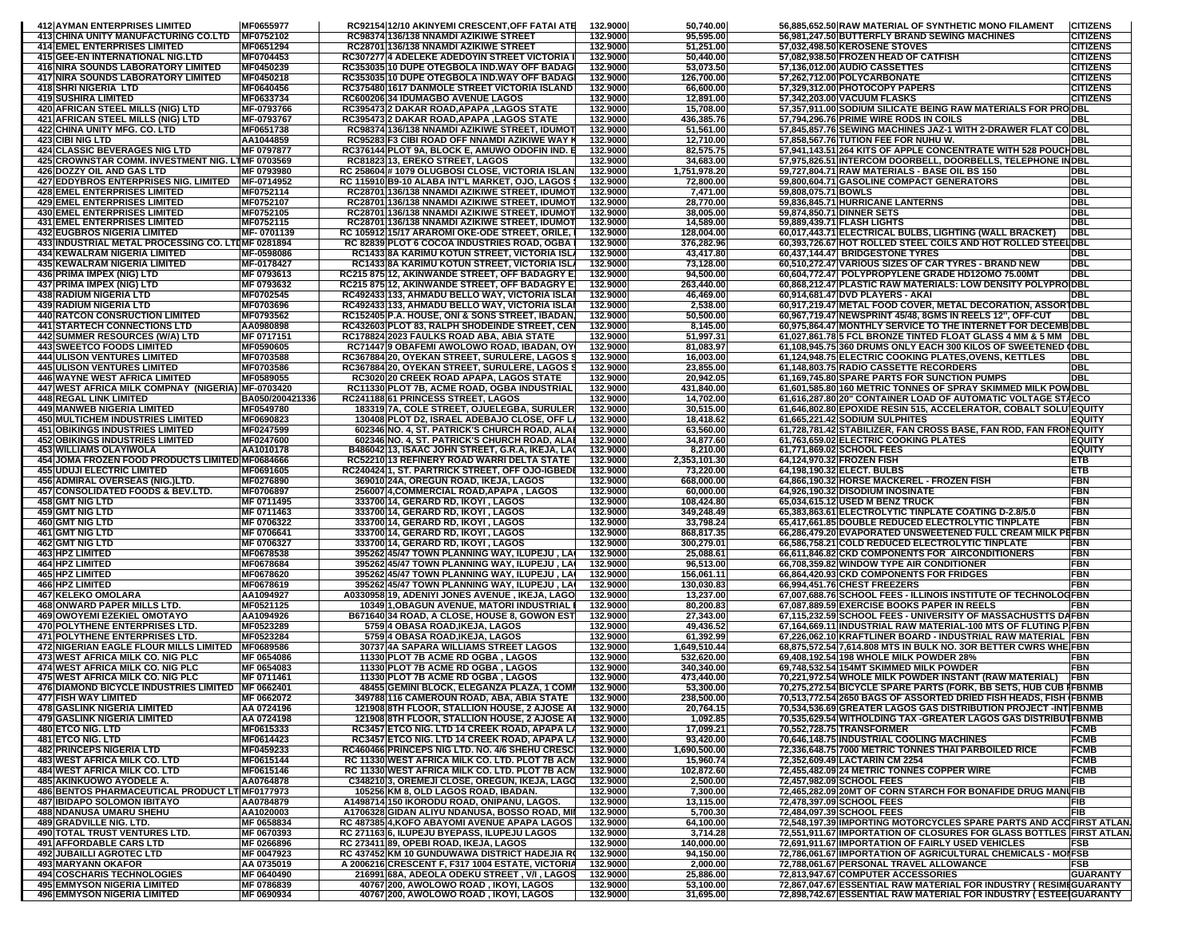| | | | | | | | | |
|---|---|---|---|---|---|---|---|---|
| 412 | AYMAN ENTERPRISES LIMITED | MF0655977 | RC92154 | 12/10 AKINYEMI CRESCENT,OFF FATAI ATE | 132.9000 | 50,740.00 | 56,885,652.50 | RAW MATERIAL OF SYNTHETIC MONO FILAMENT | CITIZENS |
| 413 | CHINA UNITY MANUFACTURING CO.LTD | MF0752102 | RC98374 | 136/138 NNAMDI AZIKIWE STREET | 132.9000 | 95,595.00 | 56,981,247.50 | BUTTERFLY BRAND SEWING MACHINES | CITIZENS |
| 414 | EMEL ENTERPRISES LIMITED | MF0651294 | RC28701 | 136/138 NNAMDI AZIKIWE STREET | 132.9000 | 51,251.00 | 57,032,498.50 | KEROSENE STOVES | CITIZENS |
| 415 | GEE-EN INTERNATIONAL NIG.LTD | MF0704453 | RC307277 | 4 ADELEKE ADEDOYIN STREET VICTORIA I | 132.9000 | 50,440.00 | 57,082,938.50 | FROZEN HEAD OF CATFISH | CITIZENS |
| 416 | NIRA SOUNDS LABORATORY LIMITED | MF0450239 | RC353035 | 10 DUPE OTEGBOLA IND.WAY OFF BADAG | 132.9000 | 53,073.50 | 57,136,012.00 | AUDIO CASSETTES | CITIZENS |
| 417 | NIRA SOUNDS LABORATORY LIMITED | MF0450218 | RC353035 | 10 DUPE OTEGBOLA IND.WAY OFF BADAG | 132.9000 | 126,700.00 | 57,262,712.00 | POLYCARBONATE | CITIZENS |
| 418 | SHRI NIGERIA LTD | MF0640456 | RC375480 | 1617 DANMOLE STREET VICTORIA ISLAND | 132.9000 | 66,600.00 | 57,329,312.00 | PHOTOCOPY PAPERS | CITIZENS |
| 419 | SUSHIRA LIMITED | MF0633734 | RC600206 | 34 IDUMAGBO AVENUE LAGOS | 132.9000 | 12,891.00 | 57,342,203.00 | VACUUM FLASKS | CITIZENS |
| 420 | AFRICAN STEEL MILLS (NIG) LTD | MF-0793766 | RC395473 | 2 DAKAR ROAD,APAPA ,LAGOS STATE | 132.9000 | 15,708.00 | 57,357,911.00 | SODIUM SILICATE BEING RAW MATERIALS FOR PRO | DBL |
| 421 | AFRICAN STEEL MILLS (NIG) LTD | MF-0793767 | RC395473 | 2 DAKAR ROAD,APAPA ,LAGOS STATE | 132.9000 | 436,385.76 | 57,794,296.76 | PRIME WIRE RODS IN COILS | DBL |
| 422 | CHINA UNITY MFG. CO. LTD | MF0651738 | RC98374 | 136/138 NNAMDI AZIKIWE STREET, IDUMOT | 132.9000 | 51,561.00 | 57,845,857.76 | SEWING MACHINES JAZ-1 WITH 2-DRAWER FLAT CO | DBL |
| 423 | CIBI NIG LTD | AA1044859 | RC95283 | F3 CIBI ROAD OFF NNAMDI AZIKIWE WAY K | 132.9000 | 12,710.00 | 57,858,567.76 | TUTION FEE FOR NUHU W. | DBL |
| 424 | CLASSIC BEVERAGES NIG LTD | MF 0797877 | RC376144 | PLOT 9A, BLOCK E, AMUWO ODOFIN IND. E | 132.9000 | 82,575.75 | 57,941,143.51 | 264 KITS OF APPLE CONCENTRATE WITH 528 POUCH | DBL |
| 425 | CROWNSTAR COMM. INVESTMENT NIG. LT | MF 0703569 | RC81823 | 13, EREKO STREET, LAGOS | 132.9000 | 34,683.00 | 57,975,826.51 | INTERCOM DOORBELL, DOORBELLS, TELEPHONE IN | DBL |
| 426 | DOZZY OIL AND GAS LTD | MF 0793980 | RC 258604 | # 1079 OLUGBOSI CLOSE, VICTORIA ISLAN | 132.9000 | 1,751,978.20 | 59,727,804.71 | RAW MATERIALS - BASE OIL BS 150 | DBL |
| 427 | EDDYBROS ENTERPRISES NIG. LIMITED | MF-0714952 | RC 115910 | B9-10 ALABA INT'L MARKET, OJO, LAGOS | 132.9000 | 72,800.00 | 59,800,604.71 | GASOLINE COMPACT GENERATORS | DBL |
| 428 | EMEL ENTERPRISES LIMITED | MF0752114 | RC28701 | 136/138 NNAMDI AZIKIWE STREET, IDUMOT | 132.9000 | 7,471.00 | 59,808,075.71 | BOWLS | DBL |
| 429 | EMEL ENTERPRISES LIMITED | MF0752107 | RC28701 | 136/138 NNAMDI AZIKIWE STREET, IDUMOT | 132.9000 | 28,770.00 | 59,836,845.71 | HURRICANE LANTERNS | DBL |
| 430 | EMEL ENTERPRISES LIMITED | MF0752105 | RC28701 | 136/138 NNAMDI AZIKIWE STREET, IDUMOT | 132.9000 | 38,005.00 | 59,874,850.71 | DINNER SETS | DBL |
| 431 | EMEL ENTERPRISES LIMITED | MF0752115 | RC28701 | 136/138 NNAMDI AZIKIWE STREET, IDUMOT | 132.9000 | 14,589.00 | 59,889,439.71 | FLASH LIGHTS | DBL |
| 432 | EUGBROS NIGERIA LIMITED | MF- 0701139 | RC 105912 | 15/17 ARAROMI OKE-ODE STREET, ORILE, | 132.9000 | 128,004.00 | 60,017,443.71 | ELECTRICAL BULBS, LIGHTING (WALL BRACKET) | DBL |
| 433 | INDUSTRIAL METAL PROCESSING CO. LTD | MF 0281894 | RC 82839 | PLOT 6 COCOA INDUSTRIES ROAD, OGBA | 132.9000 | 376,282.96 | 60,393,726.67 | HOT ROLLED STEEL COILS AND HOT ROLLED STEEL | DBL |
| 434 | KEWALRAM NIGERIA LIMITED | MF-0598086 | RC1433 | 8A KARIMU KOTUN STREET, VICTORIA ISL | 132.9000 | 43,417.80 | 60,437,144.47 | BRIDGESTONE TYRES | DBL |
| 435 | KEWALRAM NIGERIA LIMITED | MF-0178427 | RC1433 | 8A KARIMU KOTUN STREET, VICTORIA ISL | 132.9000 | 73,128.00 | 60,510,272.47 | VARIOUS SIZES OF CAR TYRES - BRAND NEW | DBL |
| 436 | PRIMA IMPEX (NIG) LTD | MF 0793613 | RC215 875 | 12, AKINWANDE STREET, OFF BADAGRY E | 132.9000 | 94,500.00 | 60,604,772.47 | POLYPROPYLENE GRADE HD120MO 75.00MT | DBL |
| 437 | PRIMA IMPEX (NIG) LTD | MF 0793632 | RC215 875 | 12, AKINWANDE STREET, OFF BADAGRY E | 132.9000 | 263,440.00 | 60,868,212.47 | PLASTIC RAW MATERIALS: LOW DENSITY POLYPRO | DBL |
| 438 | RADIUM NIGERIA LTD | MF0702545 | RC492433 | 133, AHMADU BELLO WAY, VICTORIA ISLA | 132.9000 | 46,469.00 | 60,914,681.47 | DVD PLAYERS - AKAI | DBL |
| 439 | RADIUM NIGERIA LTD | MF0703696 | RC492433 | 133, AHMADU BELLO WAY, VICTORIA ISLA | 132.9000 | 2,538.00 | 60,917,219.47 | METAL FOOD COVER, METAL DECORATION, ASSOR | DBL |
| 440 | RATCON CONSRUCTION LIMITED | MF0793562 | RC152405 | P.A. HOUSE, ONI & SONS STREET, IBADAN, | 132.9000 | 50,500.00 | 60,967,719.47 | NEWSPRINT 45/48, 8GMS IN REELS 12", OFF-CUT | DBL |
| 441 | STARTECH CONNECTIONS LTD | AA0980898 | RC432603 | PLOT 83, RALPH SHODEINDE STREET, CEN | 132.9000 | 8,145.00 | 60,975,864.47 | MONTHLY SERVICE TO THE INTERNET FOR DECEMB | DBL |
| 442 | SUMMER RESOURCES (W/A) LTD | MF 0717151 | RC178824 | 2023 FAULKS ROAD ABA, ABIA STATE | 132.9000 | 51,997.31 | 61,027,861.78 | 5 FCL BRONZE TINTED FLOAT GLASS 4 MM & 5 MM | DBL |
| 443 | SWEETCO FOODS LIMITED | MF0590605 | RC71447 | 9 OBAFEMI AWOLOWO ROAD, IBADAN, OY | 132.9000 | 81,083.97 | 61,108,945.75 | 360 DRUMS ONLY EACH 300 KILOS OF SWEETENED ( | DBL |
| 444 | ULISON VENTURES LIMITED | MF0703588 | RC367884 | 20, OYEKAN STREET, SURULERE, LAGOS S | 132.9000 | 16,003.00 | 61,124,948.75 | ELECTRIC COOKING PLATES,OVENS, KETTLES | DBL |
| 445 | ULISON VENTURES LIMITED | MF0703586 | RC367884 | 20, OYEKAN STREET, SURULERE, LAGOS S | 132.9000 | 23,855.00 | 61,148,803.75 | RADIO CASSETTE RECORDERS | DBL |
| 446 | WAYNE WEST AFRICA LIMITED | MF0589055 | RC3020 | 20 CREEK ROAD APAPA, LAGOS STATE | 132.9000 | 20,942.05 | 61,169,745.80 | SPARE PARTS FOR SUNCTION PUMPS | DBL |
| 447 | WEST AFRICA MILK COMPNAY (NIGERIA) | MF-0703420 | RC11330 | PLOT 7B, ACME ROAD, OGBA INDUSTRIAL | 132.9000 | 431,840.00 | 61,601,585.80 | 160 METRIC TONNES OF SPRAY SKIMMED MILK POW | DBL |
| 448 | REGAL LINK LIMITED | BA050/200421336 | RC241188 | 61 PRINCESS STREET, LAGOS | 132.9000 | 14,702.00 | 61,616,287.80 | 20" CONTAINER LOAD OF AUTOMATIC VOLTAGE ST | AECO |
| 449 | MANWEB NIGERIA LIMITED | MF0549780 | 183319 | 7A, COLE STREET, OJUELEGBA, SURULER | 132.9000 | 30,515.00 | 61,646,802.80 | EPOXIDE RESIN 515, ACCELERATOR, COBALT SOLU | EQUITY |
| 450 | MULTICHEM INDUSTRIES LIMITED | MF0690823 | 130408 | PLOT D2, ISRAEL ADEBAJO CLOSE, OFF L | 132.9000 | 18,418.62 | 61,665,221.42 | SODIUM SULPHITES | EQUITY |
| 451 | OBIKINGS INDUSTRIES LIMITED | MF0247599 | 602346 | NO. 4, ST. PATRICK'S CHURCH ROAD, ALA | 132.9000 | 63,560.00 | 61,728,781.42 | STABILIZER, FAN CROSS BASE, FAN ROD, FAN FRON | EQUITY |
| 452 | OBIKINGS INDUSTRIES LIMITED | MF0247600 | 602346 | NO. 4, ST. PATRICK'S CHURCH ROAD, ALA | 132.9000 | 34,877.60 | 61,763,659.02 | ELECTRIC COOKING PLATES | EQUITY |
| 453 | WILLIAMS OLAYIWOLA | AA1010178 | B486042 | 13, ISAAC JOHN STREET, G.R.A, IKEJA, LA | 132.9000 | 8,210.00 | 61,771,869.02 | SCHOOL FEES | EQUITY |
| 454 | JOMA FROZEN FOOD PRODUCTS LIMITED | MF0684666 | RC52210 | 13 REFINERY ROAD WARRI DELTA STATE | 132.9000 | 2,353,101.30 | 64,124,970.32 | FROZEN FISH | ETB |
| 455 | UDUJI ELECTRIC LIMITED | MF0691605 | RC240424 | 1, ST. PARTRICK STREET, OFF OJO-IGBED | 132.9000 | 73,220.00 | 64,198,190.32 | ELECT. BULBS | ETB |
| 456 | ADMIRAL OVERSEAS (NIG.)LTD. | MF0276890 | 369010 | 24A, OREGUN ROAD, IKEJA, LAGOS | 132.9000 | 668,000.00 | 64,866,190.32 | HORSE MACKEREL - FROZEN FISH | FBN |
| 457 | CONSOLIDATED FOODS & BEV.LTD. | MF0706897 | 256007 | 4,COMMERCIAL ROAD,APAPA , LAGOS | 132.9000 | 60,000.00 | 64,926,190.32 | DISODIUM INOSINATE | FBN |
| 458 | GMT NIG LTD | MF 0711495 | 333700 | 14, GERARD RD, IKOYI , LAGOS | 132.9000 | 108,424.80 | 65,034,615.12 | USED M BENZ TRUCK | FBN |
| 459 | GMT NIG LTD | MF 0711463 | 333700 | 14, GERARD RD, IKOYI , LAGOS | 132.9000 | 349,248.49 | 65,383,863.61 | ELECTROLYTIC TINPLATE COATING D-2.8/5.0 | FBN |
| 460 | GMT NIG LTD | MF 0706322 | 333700 | 14, GERARD RD, IKOYI , LAGOS | 132.9000 | 33,798.24 | 65,417,661.85 | DOUBLE REDUCED ELECTROLYTIC TINPLATE | FBN |
| 461 | GMT NIG LTD | MF 0706641 | 333700 | 14, GERARD RD, IKOYI , LAGOS | 132.9000 | 868,817.35 | 66,286,479.20 | EVAPORATED UNSWEETENED FULL CREAM MILK PE | FBN |
| 462 | GMT NIG LTD | MF 0706327 | 333700 | 14, GERARD RD, IKOYI , LAGOS | 132.9000 | 300,279.01 | 66,586,758.21 | COLD REDUCED ELECTROLYTIC TINPLATE | FBN |
| 463 | HPZ LIMITED | MF0678538 | 395262 | 45/47 TOWN PLANNING WAY, ILUPEJU , LA | 132.9000 | 25,088.61 | 66,611,846.82 | CKD COMPONENTS FOR AIRCONDITIONERS | FBN |
| 464 | HPZ LIMITED | MF0678684 | 395262 | 45/47 TOWN PLANNING WAY, ILUPEJU , LA | 132.9000 | 96,513.00 | 66,708,359.82 | WINDOW TYPE AIR CONDITIONER | FBN |
| 465 | HPZ LIMITED | MF0678620 | 395262 | 45/47 TOWN PLANNING WAY, ILUPEJU , LA | 132.9000 | 156,061.11 | 66,864,420.93 | CKD COMPONENTS FOR FRIDGES | FBN |
| 466 | HPZ LIMITED | MF0678619 | 395262 | 45/47 TOWN PLANNING WAY, ILUPEJU , LA | 132.9000 | 130,030.83 | 66,994,451.76 | CHEST FREEZERS | FBN |
| 467 | KELEKO OMOLARA | AA1094927 | A0330958 | 19, ADENIYI JONES AVENUE , IKEJA, LAGO | 132.9000 | 13,237.00 | 67,007,688.76 | SCHOOL FEES - ILLINOIS INSTITUTE OF TECHNOLOG | FBN |
| 468 | ONWARD PAPER MILLS LTD. | MF0521125 | 10349 | 1,OBAGUN AVENUE, MATORI INDUSTRIAL | 132.9000 | 80,200.83 | 67,087,889.59 | EXERCISE BOOKS PAPER IN REELS | FBN |
| 469 | OWOYEMI EZEKIEL OMOTAYO | AA1094926 | B671640 | 34 ROAD, A CLOSE, HOUSE 8, GOWON EST | 132.9000 | 27,343.00 | 67,115,232.59 | SCHOOL FEES - UNIVERSITY OF MASSACHUSETTS DA | FBN |
| 470 | POLYTHENE ENTERPRISES LTD. | MF0523289 | 5759 | 4 OBASA ROAD,IKEJA, LAGOS | 132.9000 | 49,436.52 | 67,164,669.11 | INDUSTRIAL RAW MATERIAL-100 MTS OF FLUTING P | FBN |
| 471 | POLYTHENE ENTERPRISES LTD. | MF0523284 | 5759 | 4 OBASA ROAD,IKEJA, LAGOS | 132.9000 | 61,392.99 | 67,226,062.10 | KRAFTLINER BOARD - INDUSTRIAL RAW MATERIAL | FBN |
| 472 | NIGERIAN EAGLE FLOUR MILLS LIMITED | MF0689586 | 30737 | 4A SAPARA WILLIAMS STREET LAGOS | 132.9000 | 1,649,510.44 | 68,875,572.54 | 7,614.808 MTS IN BULK NO. 3OR BETTER CWRS WHE | FBN |
| 473 | WEST AFRICA MILK CO. NIG PLC | MF 0654086 | 11330 | PLOT 7B ACME RD OGBA , LAGOS | 132.9000 | 532,620.00 | 69,408,192.54 | 198 WHOLE MILK POWDER 28% | FBN |
| 474 | WEST AFRICA MILK CO. NIG PLC | MF 0654083 | 11330 | PLOT 7B ACME RD OGBA , LAGOS | 132.9000 | 340,340.00 | 69,748,532.54 | 154MT SKIMMED MILK POWDER | FBN |
| 475 | WEST AFRICA MILK CO. NIG PLC | MF 0711461 | 11330 | PLOT 7B ACME RD OGBA , LAGOS | 132.9000 | 473,440.00 | 70,221,972.54 | WHOLE MILK POWDER INSTANT (RAW MATERIAL) | FBN |
| 476 | DIAMOND BICYCLE INDUSTRIES LIMITED | MF 0662401 | 48455 | GEMINI BLOCK, ELEGANZA PLAZA, 1 COM | 132.9000 | 53,300.00 | 70,275,272.54 | BICYCLE SPARE PARTS (FORK, BB SETS, HUB CUB F | FBNMB |
| 477 | FISH WAY LIMITED | MF 0662072 | 349788 | 116 CAMEROUN ROAD, ABA, ABIA STATE | 132.9000 | 238,500.00 | 70,513,772.54 | 2650 BAGS OF ASSORTED DRIED FISH HEADS, FISH ( | FBNMB |
| 478 | GASLINK NIGERIA LIMITED | AA 0724196 | 121908 | 8TH FLOOR, STALLION HOUSE, 2 AJOSE A | 132.9000 | 20,764.15 | 70,534,536.69 | GREATER LAGOS GAS DISTRIBUTION PROJECT -INT | FBNMB |
| 479 | GASLINK NIGERIA LIMITED | AA 0724198 | 121908 | 8TH FLOOR, STALLION HOUSE, 2 AJOSE A | 132.9000 | 1,092.85 | 70,535,629.54 | WITHOLDING TAX -GREATER LAGOS GAS DISTRIBUT | FBNMB |
| 480 | ETCO NIG. LTD | MF0615333 | RC3457 | ETCO NIG. LTD 14 CREEK ROAD, APAPA L | 132.9000 | 17,099.21 | 70,552,728.75 | TRANSFORMER | FCMB |
| 481 | ETCO NIG. LTD | MF0614423 | RC3457 | ETCO NIG. LTD 14 CREEK ROAD, APAPA L | 132.9000 | 93,420.00 | 70,646,148.75 | INDUSTRIAL COOLING MACHINES | FCMB |
| 482 | PRINCEPS NIGERIA LTD | MF0459233 | RC460466 | PRINCEPS NIG LTD. NO. 4/6 SHEHU CRESC | 132.9000 | 1,690,500.00 | 72,336,648.75 | 7000 METRIC TONNES THAI PARBOILED RICE | FCMB |
| 483 | WEST AFRICA MILK CO. LTD | MF0615144 | RC 11330 | WEST AFRICA MILK CO. LTD. PLOT 7B ACM | 132.9000 | 15,960.74 | 72,352,609.49 | LACTARIN CM 2254 | FCMB |
| 484 | WEST AFRICA MILK CO. LTD | MF0615146 | RC 11330 | WEST AFRICA MILK CO. LTD. PLOT 7B ACM | 132.9000 | 102,872.60 | 72,455,482.09 | 24 METRIC TONNES COPPER WIRE | FCMB |
| 485 | AKINKUOWO AYODELE A. | AA0764878 | C348210 | 3, OREMEJI CLOSE, OREGUN, IKEJA, LAGO | 132.9000 | 2,500.00 | 72,457,982.09 | SCHOOL FEES | FIB |
| 486 | BENTOS PHARMACEUTICAL PRODUCT LT | MF0177973 | 105256 | KM 8, OLD LAGOS ROAD, IBADAN. | 132.9000 | 7,300.00 | 72,465,282.09 | 20MT OF CORN STARCH FOR BONAFIDE DRUG MANU | FIB |
| 487 | IBIDAPO SOLOMON IBITAYO | AA0784879 | A1498714 | 150 IKORODU ROAD, ONIPANU, LAGOS. | 132.9000 | 13,115.00 | 72,478,397.09 | SCHOOL FEES | FIB |
| 488 | NDANUSA UMARU SHEHU | AA1020003 | A1706328 | GIDAN ALIYU NDANUSA, BOSSO ROAD, MI | 132.9000 | 5,700.30 | 72,484,097.39 | SCHOOL FEES | FIB |
| 489 | GRADVILLE NIG. LTD. | MF 0658834 | RC 487385 | 4,KOFO ABAYOMI AVENUE APAPA LAGOS | 132.9000 | 64,100.00 | 72,548,197.39 | IMPORTING MOTORCYCLES SPARE PARTS AND ACC | FIRST ATLAN |
| 490 | TOTAL TRUST VENTURES LTD. | MF 0670393 | RC 271163 | 6, ILUPEJU BYEPASS, ILUPEJU LAGOS | 132.9000 | 3,714.28 | 72,551,911.67 | IMPORTATION OF CLOSURES FOR GLASS BOTTLES | FIRST ATLAN |
| 491 | AFFORDABLE CARS LTD | MF 0266896 | RC 273411 | 89, OPEBI ROAD, IKEJA, LAGOS | 132.9000 | 140,000.00 | 72,691,911.67 | IMPORTATION OF FAIRLY USED VEHICLES | FSB |
| 492 | JUBAILLI AGROTEC LTD | MF 0047923 | RC 437452 | KM 10 GUNDUWAWA DISTRICT HADEJIA R | 132.9000 | 94,150.00 | 72,786,061.67 | IMPORTATION OF AGRICULTURAL CHEMICALS - MO | FSB |
| 493 | MARYANN OKAFOR | AA 0735019 | A 2006216 | CRESCENT F, F317 1004 ESTATE, VICTORIA | 132.9000 | 2,000.00 | 72,788,061.67 | PERSONAL TRAVEL ALLOWANCE | FSB |
| 494 | COSCHARIS TECHNOLOGIES | MF 0640490 | 216991 | 68A, ADEOLA ODEKU STREET , V/I , LAGOS | 132.9000 | 25,886.00 | 72,813,947.67 | COMPUTER ACCESSORIES | GUARANTY |
| 495 | EMMYSON NIGERIA LIMITED | MF 0786839 | 40767 | 200, AWOLOWO ROAD , IKOYI, LAGOS | 132.9000 | 53,100.00 | 72,867,047.67 | ESSENTIAL RAW MATERIAL FOR INDUSTRY ( RESIM | GUARANTY |
| 496 | EMMYSON NIGERIA LIMITED | MF 0690934 | 40767 | 200, AWOLOWO ROAD , IKOYI, LAGOS | 132.9000 | 31,695.00 | 72,898,742.67 | ESSENTIAL RAW MATERIAL FOR INDUSTRY ( ESTEE | GUARANTY |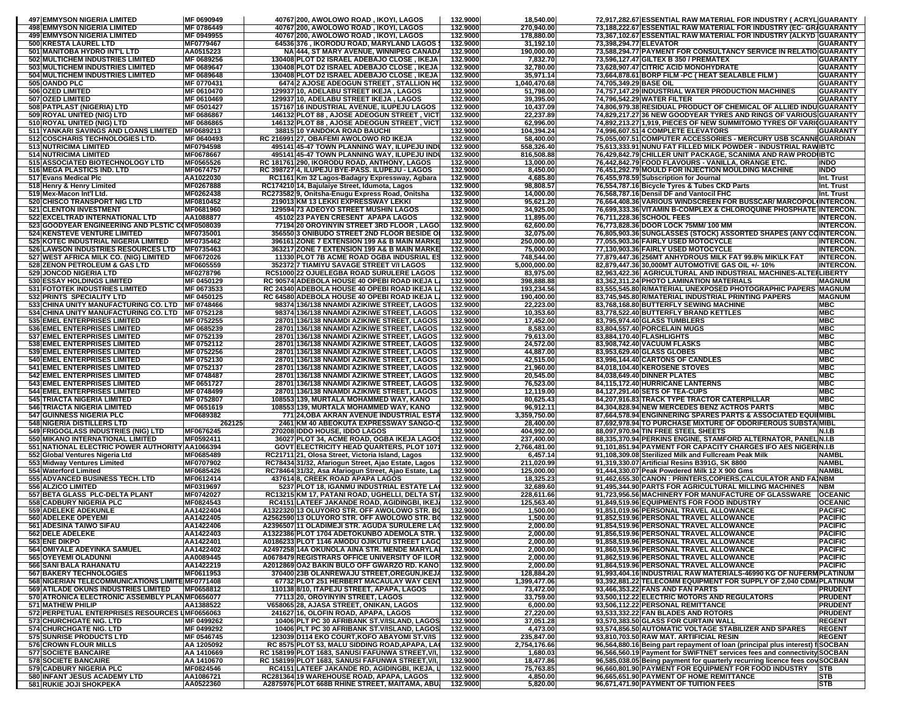| 497 | EMMYSON NIGERIA LIMITED | MF 0690949 | 40767 | 200, AWOLOWO ROAD , IKOYI, LAGOS | 132.9000 | 18,540.00 | 72,917,282.67 | ESSENTIAL RAW MATERIAL FOR INDUSTRY ( ACRYL | GUARANTY |
|---|---|---|---|---|---|---|---|---|---|
| 498 | EMMYSON NIGERIA LIMITED | MF 0786449 | 40767 | 200, AWOLOWO ROAD , IKOYI, LAGOS | 132.9000 | 270,940.00 | 73,188,222.67 | ESSENTIAL RAW MATERIAL FOR INDUSTRY (EC- GR | GUARANTY |
| 499 | EMMYSON NIGERIA LIMITED | MF 0949955 | 40767 | 200, AWOLOWO ROAD , IKOYI, LAGOS | 132.9000 | 178,880.00 | 73,367,102.67 | ESSENTIAL RAW MATERIAL FOR INDUSTRY (ALKYD | GUARANTY |
| 500 | KRESTA LAUREL LTD | MF0779467 | 64536 | 376 , IKORODU ROAD, MARYLAND LAGOS | 132.9000 | 31,192.10 | 73,398,294.77 | ELEVATOR | GUARANTY |
| 501 | MANITOBA HYDRO INT'L LTD | AA0515223 | NA | 444, ST MARY AVENUE, WINNIPEG CANADA | 132.9000 | 190,000.00 | 73,588,294.77 | PAYMENT FOR CONSULTANCY SERVICE IN RELATIO | GUARANTY |
| 502 | MULTICHEM INDUSTRIES LIMITED | MF 0689256 | 130408 | PLOT D2 ISRAEL ADEBAJO CLOSE , IKEJA | 132.9000 | 7,832.70 | 73,596,127.47 | GILTEX B 350 / PREMATEX | GUARANTY |
| 503 | MULTICHEM INDUSTRIES LIMITED | MF 0689647 | 130408 | PLOT D2 ISRAEL ADEBAJO CLOSE , IKEJA | 132.9000 | 32,780.00 | 73,628,907.47 | CITRIC ACID MONOHYDRATE | GUARANTY |
| 504 | MULTICHEM INDUSTRIES LIMITED | MF 0689648 | 130408 | PLOT D2 ISRAEL ADEBAJO CLOSE , IKEJA | 132.9000 | 35,971.14 | 73,664,878.61 | BORP FILM -PC ( HEAT SEALABLE FILM ) | GUARANTY |
| 505 | OANDO PLC | MF 0770431 | 6474 | 2 AJOSE ADEOGUN STREET , STALLION HO | 132.9000 | 1,040,470.68 | 74,705,349.29 | BASE OIL | GUARANTY |
| 506 | OZED LIMITED | MF 0610470 | 129937 | 10, ADELABU STREET IKEJA , LAGOS | 132.9000 | 51,798.00 | 74,757,147.29 | INDUSTRIAL WATER PRODUCTION MACHINES | GUARANTY |
| 507 | OZED LIMITED | MF 0610469 | 129937 | 10, ADELABU STREET IKEJA , LAGOS | 132.9000 | 39,395.00 | 74,796,542.29 | WATER FILTER | GUARANTY |
| 508 | PATPLAST (NIGERIA) LTD | MF 0501427 | 157167 | 16 INDUSTRIAL AVENUE, ILUPEJU LAGOS | 132.9000 | 10,437.09 | 74,806,979.38 | RESIDUAL PRODUCT OF CHEMICAL OF ALLIED INDU | GUARANTY |
| 509 | ROYAL UNITED (NIG) LTD | MF 0686867 | 146132 | PLOT 88 , AJOSE ADEOGUN STREET , VICT | 132.9000 | 22,237.89 | 74,829,217.27 | 36 NEW GOODYEAR TYRES AND RINGS OF VARIOUS | GUARANTY |
| 510 | ROYAL UNITED (NIG) LTD | MF 0686865 | 146132 | PLOT 88 , AJOSE ADEOGUN STREET , VICT | 132.9000 | 62,996.00 | 74,892,213.27 | 1,919, PIECES OF NEW SUMMITOMO TYRES OF VARI | GUARANTY |
| 511 | YANKARI SAVINGS AND LOANS LIMITED | MF0689213 | 38815 | 10 YANDOKA ROAD BAUCHI | 132.9000 | 104,394.24 | 74,996,607.51 | 4 COMPLETE ELEVATORS | GUARANTY |
| 512 | COSCHARIS TECHNOLOGIES LTD. | MF 0640493 | RC 216991 | 27, OBAFEMI AWOLOWO RD IKEJA | 132.9000 | 58,400.00 | 75,055,007.51 | COMPUTER ACCESSORIES - MERCURY USB SCANNE | GUARDIAN |
| 513 | NUTRICIMA LIMITED | MF0794598 | 495141 | 45-47 TOWN PLANNING WAY, ILUPEJU INDU | 132.9000 | 558,326.40 | 75,613,333.91 | NUNU FAT FILLED MILK POWDER - INDUSTRIAL RAW | IBTC |
| 514 | NUTRICIMA LIMITED | MF0678667 | 495141 | 45-47 TOWN PLANNING WAY, ILUPEJU INDU | 132.9000 | 816,508.88 | 76,429,842.79 | CHILLER UNIT PACKAGE, SCANIMA AND RAW PROD | IBTC |
| 515 | ASSOCIATED BIOTECHNOLOGY LTD | MF0565526 | RC 181761 | 290, IKORODU ROAD, ANTHONY, LAGOS | 132.9000 | 13,000.00 | 76,442,842.79 | FOOD FLAVOURS - VANILLA, ORANGE ETC. | INDO |
| 516 | MEGA PLASTICS IND. LTD | MF0674757 | RC 398727 | 4, ILUPEJU BYE-PASS, ILUPEJU - LAGOS | 132.9000 | 8,450.00 | 76,451,292.79 | MOULD FOR INJECTION MOULDING MACHINE | INDO |
| 517 | Evans Medical Plc | AA1022030 | RC1161 | Km 32 Lagos-Badagry Expressway, Agbara | 132.9000 | 4,685.80 | 76,455,978.59 | Subscription for Journal | Int. Trust |
| 518 | Henry & Henry Limited | MF0267888 | RC174210 | 14, Bajulaiye Street, Idumota, Lagos | 132.9000 | 98,808.57 | 76,554,787.16 | Bicycle Tyres & Tubes CKD Parts | Int. Trust |
| 519 | Mex-Macon Int'l Ltd. | MF0262438 | RC273582 | 9, Onitsha-Enugu Express Road, Onitsha | 132.9000 | 14,000.00 | 76,568,787.16 | Densil DF and Vantocil FHC | Int. Trust |
| 520 | CHISCO TRANSPORT NIG LTD | MF0810452 | 219013 | KM 13 LEKKI EXPRESSWAY LEKKI | 132.9000 | 95,621.20 | 76,664,408.36 | VARIOUS WINDSCREEN FOR BUSSCAR/ MARCOPOL | INTERCON. |
| 521 | CLENTON INVESTMENT | MF0681960 | 129594 | 73 ADEOYO STREET MUSHIN LAGOS | 132.9000 | 34,925.00 | 76,699,333.36 | VITAMIN B-COMPLEX & CHLOROQUINE PHOSPHATE | INTERCON. |
| 522 | EXCELTRAD INTERNATIONAL LTD | AA1088877 | 45102 | 23 PAYEN CRESENT APAPA LAGOS | 132.9000 | 11,895.00 | 76,711,228.36 | SCHOOL FEES | INTERCON. |
| 523 | GOODYEAR ENGINEERING AND PLSTIC CO | MF0508039 | 77194 | 20 OROYINYIN STREET 3RD FLOOR , LAGO | 132.9000 | 62,600.00 | 76,773,828.36 | DOOR LOCK 75MM/ 100 MM | INTERCON. |
| 524 | KENSTEVE VENTURE LIMITED | MF0735001 | 356550 | 3 ONIBUDO STREET 2ND FLOOR BESIDE O | 132.9000 | 32,075.00 | 76,805,903.36 | SUNGLASSES (STOCK) ASSORTED SHAPES (ANY CO | INTERCON. |
| 525 | KOTEC INDUSTRIAL NIGERIA LIMITED | MF0735462 | 396161 | ZONE 7 EXTENSION 199 A& B MAIN MARKE | 132.9000 | 250,000.00 | 77,055,903.36 | FAIRLY USED MOTOCYCLE | INTERCON. |
| 526 | LAWSON INDUSTRIES RESOURCES LTD | MF0735463 | 363217 | ZONE 7 EXTENSION 199 A& B MAIN MARKE | 132.9000 | 75,000.00 | 77,130,903.36 | FAIRLY USED MOTOCYCLE | INTERCON. |
| 527 | WEST AFRICA MILK CO. (NIG) LIMITED | MF0672026 | 11330 | PLOT 7B ACME ROAD OGBA INDUSRIAL ES | 132.9000 | 748,544.00 | 77,879,447.36 | 256MT ANHYDROUS MILK FAT 99.8% MIK\LK FAT | INTERCON. |
| 528 | ZENON PETROLEUM & GAS LTD | MF0605559 | 352372 | 7 TIAMIYU SAVAGE STREET V/I LAGOS | 132.9000 | 5,000,000.00 | 82,879,447.36 | 30,000MT AUTOMOTIVE GAS OIL +/- 10% | INTERCON. |
| 529 | JONCOD NIGERIA LTD | MF0278796 | RC51000 | 22 OJUELEGBA ROAD SURULERE LAGOS | 132.9000 | 83,975.00 | 82,963,422.36 | AGRICULTURAL AND INDUSTRIAL MACHINES-ALTE | LIBERTY |
| 530 | ESSAY HOLDINGS LIMITED | MF 0450129 | RC 90574 | ADEBOLA HOUSE 40 OPEBI ROAD IKEJA L | 132.9000 | 398,888.88 | 83,362,311.24 | PHOTO LAMINATION MATERIALS | MAGNUM |
| 531 | FOTOTEK INDUSTRIES LIMITED | MF 0673533 | RC 24340 | ADEBOLA HOUSE 40 OPEBI ROAD IKEJA L | 132.9000 | 193,234.56 | 83,555,545.80 | R/MATERIAL UNEXPOSED PHOTOGRAPHIC PAPERS | MAGNUM |
| 532 | PRINTS SPECIALITY LTD | MF 0450125 | RC 64580 | ADEBOLA HOUSE 40 OPEBI ROAD IKEJA L | 132.9000 | 190,400.00 | 83,745,945.80 | R/MATERIAL INDUSTRIAL PRINTING PAPERS | MAGNUM |
| 533 | CHINA UNITY MANUFACTURING CO. LTD | MF 0748466 | 98374 | 136/138 NNAMDI AZIKIWE STREET, LAGOS | 132.9000 | 22,223.00 | 83,768,168.80 | BUTTERFLY SEWING MACHINE | MBC |
| 534 | CHINA UNITY MANUFACTURING CO. LTD | MF 0752128 | 98374 | 136/138 NNAMDI AZIKIWE STREET, LAGOS | 132.9000 | 10,353.60 | 83,778,522.40 | BUTTERFLY BRAND KETTLES | MBC |
| 535 | EMEL ENTERPRISES LIMITED | MF 0752255 | 28701 | 136/138 NNAMDI AZIKIWE STREET, LAGOS | 132.9000 | 17,452.00 | 83,795,974.40 | GLASS TUMBLERS | MBC |
| 536 | EMEL ENTERPRISES LIMITED | MF 0685239 | 28701 | 136/138 NNAMDI AZIKIWE STREET, LAGOS | 132.9000 | 8,583.00 | 83,804,557.40 | PORCELAIN MUGS | MBC |
| 537 | EMEL ENTERPRISES LIMITED | MF 0752139 | 28701 | 136/138 NNAMDI AZIKIWE STREET, LAGOS | 132.9000 | 79,613.00 | 83,884,170.40 | FLASHLIGHTS | MBC |
| 538 | EMEL ENTERPRISES LIMITED | MF 0752112 | 28701 | 136/138 NNAMDI AZIKIWE STREET, LAGOS | 132.9000 | 24,572.00 | 83,908,742.40 | VACUUM FLASKS | MBC |
| 539 | EMEL ENTERPRISES LIMITED | MF 0752256 | 28701 | 136/138 NNAMDI AZIKIWE STREET, LAGOS | 132.9000 | 44,887.00 | 83,953,629.40 | GLASS GLOBES | MBC |
| 540 | EMEL ENTERPRISES LIMITED | MF 0752130 | 28701 | 136/138 NNAMDI AZIKIWE STREET, LAGOS | 132.9000 | 42,515.00 | 83,996,144.40 | CARTONS OF CANDLES | MBC |
| 541 | EMEL ENTERPRISES LIMITED | MF 0752137 | 28701 | 136/138 NNAMDI AZIKIWE STREET, LAGOS | 132.9000 | 21,960.00 | 84,018,104.40 | KEROSENE STOVES | MBC |
| 542 | EMEL ENTERPRISES LIMITED | MF 0748487 | 28701 | 136/138 NNAMDI AZIKIWE STREET, LAGOS | 132.9000 | 20,545.00 | 84,038,649.40 | DINNER PLATES | MBC |
| 543 | EMEL ENTERPRISES LIMITED | MF 0651727 | 28701 | 136/138 NNAMDI AZIKIWE STREET, LAGOS | 132.9000 | 76,523.00 | 84,115,172.40 | HURRICANE LANTERNS | MBC |
| 544 | EMEL ENTERPRISES LIMITED | MF 0748499 | 28701 | 136/138 NNAMDI AZIKIWE STREET, LAGOS | 132.9000 | 12,119.00 | 84,127,291.40 | SETS OF TEA-CUPS | MBC |
| 545 | TRIACTA NIGERIA LIMITED | MF 0752807 | 108553 | 139, MURTALA MOHAMMED WAY, KANO | 132.9000 | 80,625.43 | 84,207,916.83 | TRACK TYPE TRACTOR CATERPILLAR | MBC |
| 546 | TRIACTA NIGERIA LIMITED | MF 0651619 | 108553 | 139, MURTALA MOHAMMED WAY, KANO | 132.9000 | 96,912.11 | 84,304,828.94 | NEW MERCEDES BENZ ACTROS PARTS | MBC |
| 547 | GUINNESS NIGERIA PLC | MF0689382 | 771 | 24,OBA AKRAN AVENUE INDUSTRIAL ESTA | 132.9000 | 3,359,750.00 | 87,664,578.94 | ENGINNERING SPARES PARTS & ASSOCIATED EQUI | MIBL |
| 548 | NIGERIA DISTILLERS LTD | 262125 | 2461 | KM 40 ABEOKUTA EXPRESSWAY SANGO-O | 132.9000 | 28,400.00 | 87,692,978.94 | TO PURCHASE MIXTURE OF ODORIFEROUS SUBSTA | MIBL |
| 549 | FRIGOGLASS INDUSTRIES (NIG) LTD | MF0676245 | 270208 | IDDO HOUSE, IDDO LAGOS | 132.9000 | 404,992.00 | 88,097,970.94 | TIN FREE STEEL SHEETS | N.I.B |
| 550 | MIKANO INTERNATIONAL LIMITED | MF0592411 | 36027 | PLOT 34, ACME ROAD, OGBA IKEJA LAGOS | 132.9000 | 237,400.00 | 88,335,370.94 | PERKINS ENGINE, STAMFORD ALTERNATOR, PANEL | N.I.B |
| 551 | NATIONAL ELECTRIC POWER AUTHORITY | AA1066394 | GOVT | ELECTRICITY HEAD QUARTERS, PLOT 1071 | 132.9000 | 2,766,481.00 | 91,101,851.94 | PAYMENT FOR CAPACITY CHARGES IFO AES NIGERI | N.I.B |
| 552 | Global Ventures Nigeria Ltd | MF0685489 | RC21711 | 21, Olosa Street, Victoria Island, Lagos | 132.9000 | 6,457.14 | 91,108,309.08 | Sterilized Milk and Fullcream Peak Milk | NAMBL |
| 553 | Midway Ventures Limited | MF0707902 | RC78434 | 31/32, Afariogun Street, Ajao Estate, Lagos | 132.9000 | 211,020.99 | 91,319,330.07 | Artificial Resins B391G, SK 8800 | NAMBL |
| 554 | Waterford Limited | MF0685426 | RC78464 | 31/32, Asa Afariogun Street, Ajao Estate, Lag | 132.9000 | 125,000.00 | 91,444,330.07 | Peak Powdered Milk 12 X 900 Gms | NAMBL |
| 555 | ADVANCED BUSINESS TECH. LTD | MF0612414 | 437614 | 8, CREEK ROAD APAPA LAGOS | 132.9000 | 18,325.23 | 91,462,655.30 | CANON : PRINTERS,COPIERS,CALCULATOR AND FA | NBM |
| 556 | ALZICO LIMITED | MF0319697 | 5237 | PLOT 18, IGANMU INDUSTRIAL ESTATE LAG | 132.9000 | 32,689.60 | 91,495,344.90 | PARTS FOR AGRICULTURAL MILLING MACHINES | NBM |
| 557 | BETA GLASS PLC-DELTA PLANT | MF0742027 | RC13215 | KM 17, PATANI ROAD, UGHELLI, DELTA ST | 132.9000 | 228,611.66 | 91,723,956.56 | MACHINERY FOR MANUFACTURE OF GLASSWARE | OCEANIC |
| 558 | CADBURY NIGERIA PLC | MF0824543 | RC4151 | LATEEF JAKANDE ROAD, AGIDINGBI, IKEJA | 132.9000 | 125,563.40 | 91,849,519.96 | EQUIPMENTS FOR FOOD INDUSTRY | OCEANIC |
| 559 | ADELEKE ADEKUNLE | AA1422404 | A1322320 | 13 OLUYORO STR. OFF AWOLOWO STR. BO | 132.9000 | 1,500.00 | 91,851,019.96 | PERSONAL TRAVEL ALLOWANCE | PACIFIC |
| 560 | ADELEKE OPEYEMI | AA1422405 | A2562590 | 13 OLUYORO STR. OFF AWOLOWO STR. BO | 132.9000 | 1,500.00 | 91,852,519.96 | PERSONAL TRAVEL ALLOWANCE | PACIFIC |
| 561 | ADESINA TAIWO SIFAU | AA1422406 | A2396507 | 11 OLADIMEJI STR. AGUDA SURULERE LAG | 132.9000 | 2,000.00 | 91,854,519.96 | PERSONAL TRAVEL ALLOWANCE | PACIFIC |
| 562 | DELE ADELEKE | AA1422403 | A1322386 | PLOT 1704 ADETOKUNBO ADEMOLA STR. V | 132.9000 | 2,000.00 | 91,856,519.96 | PERSONAL TRAVEL ALLOWANCE | PACIFIC |
| 563 | ENE DIKPO | AA1422401 | A0186233 | PLOT 1146 AMODU OJIKUTU STREET LAGO | 132.9000 | 2,000.00 | 91,858,519.96 | PERSONAL TRAVEL ALLOWANCE | PACIFIC |
| 564 | OMIYALE ADEYINKA SAMUEL | AA1422402 | A2497258 | 14A OKUNOLA AINA STR. MENDE MARYLAN | 132.9000 | 2,000.00 | 91,860,519.96 | PERSONAL TRAVEL ALLOWANCE | PACIFIC |
| 565 | OYEYEMI OLADUNNI | AA0089445 | A0678479 | REGISTRARS OFFICE UNIVERSITY OF ILOR | 132.9000 | 2,000.00 | 91,862,519.96 | PERSONAL TRAVEL ALLOWANCE | PACIFIC |
| 566 | SANI BALA RAHANATU | AA1422219 | A2012869 | OA2 BAKIN BULO OFF GWARZO RD. KANO | 132.9000 | 2,000.00 | 91,864,519.96 | PERSONAL TRAVEL ALLOWANCE | PACIFIC |
| 567 | BAKERY TECHNOLOGIES | MF0611953 | 370400 | 23B OLANREWAJU STREET,OREGUN,IKEJA | 132.9000 | 128,884.20 | 91,993,404.16 | INDUSTRIAL RAW MATERIALS-46990 KG OF NUFERM | PLATINUM |
| 568 | NIGERIAN TELECOMMUNICATIONS LIMITED | MF0771408 | 67732 | PLOT 251 HERBERT MACAULAY WAY CENT | 132.9000 | 1,399,477.06 | 93,392,881.22 | TELECOMM EQUIPMENT FOR SUPPLY OF 2,040 CDMA | PLATINUM |
| 569 | ATILADE OKUNS INDUSTRIES LIMITED | MF0658812 | 110138 | 8/10, ITAPEJU STREET, APAPA, LAGOS | 132.9000 | 73,472.00 | 93,466,353.22 | FANS AND FAN PARTS | PRUDENT |
| 570 | ATRONICA ELECTRONIC ASSEMBLY PLAN | MF0656077 | 77113 | 20, OROYINYIN STREET, LAGOS | 132.9000 | 33,759.00 | 93,500,112.22 | ELECTRIC MOTORS AND REGULATORS | PRUDENT |
| 571 | MATHEW PHILIP | AA1388522 | V658065 | 28, AJASA STREET, ONIKAN, LAGOS | 132.9000 | 6,000.00 | 93,506,112.22 | PERSONAL REMITTANCE | PRUDENT |
| 572 | PERPETUAL ENTERPRISES RESOURCES L | MF0656063 | 241627 | 16, OLOFIN ROAD, APAPA, LAGOS | 132.9000 | 27,220.00 | 93,533,332.22 | FAN BLADES AND ROTORS | PRUDENT |
| 573 | CHURCHGATE NIG. LTD | MF 0499262 | 10406 | PLT PC 30 AFRIBANK ST.V/ISLAND, LAGOS | 132.9000 | 37,051.28 | 93,570,383.50 | GLASS FOR CURTAIN WALL | REGENT |
| 574 | CHURCHGATE NIG. LTD | MF 0499292 | 10406 | PLT PC 30 AFRIBANK ST.V/ISLAND, LAGOS | 132.9000 | 4,473.00 | 93,574,856.50 | AUTOMATIC VOLTAGE STABILIZER AND SPARES | REGENT |
| 575 | SUNRISE PRODUCTS LTD | MF 0546745 | 123039 | D114 EKO COURT,KOFO ABAYOMI ST.V/IS | 132.9000 | 235,847.00 | 93,810,703.50 | RAW MAT. ARTIFICIAL RESIN | REGENT |
| 576 | CROWN FLOUR MILLS | AA 1205092 | RC 8575 | PLOT 53, MALU SIDDING ROAD,APAPA, LA | 132.9000 | 2,754,176.66 | 96,564,880.16 | Being part repayment of loan (principal plus interest) f | SOCBAN |
| 577 | SOCIETE BANCAIRE | AA 1410669 | RC 158199 | PLOT 1683, SANUSI FAFUNWA STREET,V/I, | 132.9000 | 1,680.03 | 96,566,560.19 | Payment for SWIFTNET services fees and connectivity | SOCBAN |
| 578 | SOCIETE BANCAIRE | AA 1410670 | RC 158199 | PLOT 1683, SANUSI FAFUNWA STREET,V/I, | 132.9000 | 18,477.86 | 96,585,038.05 | Being payment for quarterly recurring licence fees cov | SOCBAN |
| 579 | CADBURY NIGERIA PLC | MF0824546 | RC4151 | LATEEF JAKANDE RD, AGIDINGBI, IKEJA, L | 132.9000 | 75,763.85 | 96,660,801.90 | PAYMENT FOR EQUIPMENT FOR FOOD INDUSTRY | STB |
| 580 | INFANT JESUS ACADEMY LTD | AA1086721 | RC281364 | 19 WAREHOUSE ROAD, APAPA, LAGOS | 132.9000 | 4,850.00 | 96,665,651.90 | PAYMENT OF HOME REMITTANCE | STB |
| 581 | RUKIE JOJI SHOKPEKA | AA0522360 | A2875976 | PLOT 668B RHINE STREET, MAITAMA, ABU | 132.9000 | 5,820.00 | 96,671,471.90 | PAYMENT OF TUITION FEES | STB |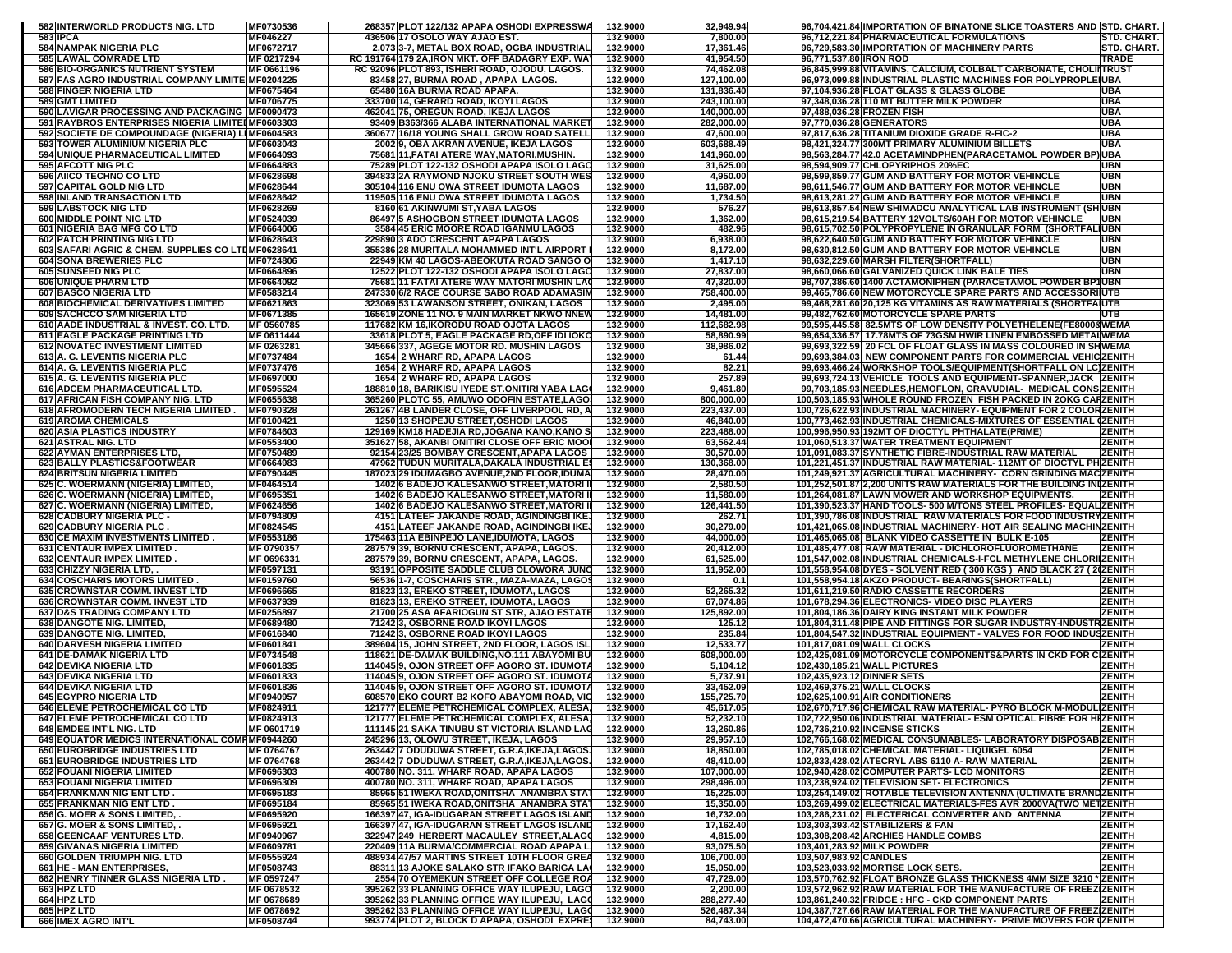| | | | | | | | |
|---|---|---|---|---|---|---|---|
| 582 | INTERWORLD PRODUCTS NIG. LTD | MF0730536 | 268357 PLOT 122/132 APAPA OSHODI EXPRESSWA | 132.9000 | 32,949.94 | 96,704,421.84 IMPORTATION OF BINATONE SLICE TOASTERS AND | STD. CHART. |
| 583 | IPCA | MF046227 | 436506 17 OSOLO WAY AJAO EST. | 132.9000 | 7,800.00 | 96,712,221.84 PHARMACEUTICAL FORMULATIONS | STD. CHART. |
| 584 | NAMPAK NIGERIA PLC | MF0672717 | 2,073 3-7, METAL BOX ROAD, OGBA INDUSTRIAL | 132.9000 | 17,361.46 | 96,729,583.30 IMPORTATION OF MACHINERY PARTS | STD. CHART. |
| 585 | LAWAL COMRADE LTD | MF 0217294 | RC 191764 179 2A,IRON MKT. OFF BADAGRY EXP. WAY | 132.9000 | 41,954.50 | 96,771,537.80 IRON ROD | TRADE |
| 586 | BIO-ORGANICS NUTRIENT SYSTEM | MF 0661196 | RC 92096 PLOT 893, ISHERI ROAD, OJODU, LAGOS. | 132.9000 | 74,462.08 | 96,845,999.88 VITAMINS, CALCIUM, COLBALT CARBONATE, CHOLIN | TRUST |
| 587 | FAS AGRO INDUSTRIAL COMPANY LIMITED | MF0204225 | 83458 27, BURMA ROAD , APAPA LAGOS. | 132.9000 | 127,100.00 | 96,973,099.88 INDUSTRIAL PLASTIC MACHINES FOR POLYPROPLE | UBA |
| 588 | FINGER NIGERIA LTD | MF0675464 | 65480 16A BURMA ROAD APAPA. | 132.9000 | 131,836.40 | 97,104,936.28 FLOAT GLASS & GLASS GLOBE | UBA |
| 589 | GMT LIMITED | MF0706775 | 333700 14, GERARD ROAD, IKOYI LAGOS | 132.9000 | 243,100.00 | 97,348,036.28 110 MT BUTTER MILK POWDER | UBA |
| 590 | LAVIGAR PROCESSING AND PACKAGING I | MF0090473 | 462041 75, OREGUN ROAD, IKEJA LAGOS | 132.9000 | 140,000.00 | 97,488,036.28 FROZEN FISH | UBA |
| 591 | RAYBROS ENTERPRISES NIGERIA LIMITED | MF0603303 | 93409 B363/366 ALABA INTERNATIONAL MARKET | 132.9000 | 282,000.00 | 97,770,036.28 GENERATORS | UBA |
| 592 | SOCIETE DE COMPOUNDAGE (NIGERIA) LI | MF0604583 | 360677 16/18 YOUNG SHALL GROW ROAD SATELL | 132.9000 | 47,600.00 | 97,817,636.28 TITANIUM DIOXIDE GRADE R-FIC-2 | UBA |
| 593 | TOWER ALUMINIUM NIGERIA PLC | MF0603043 | 2002 9, OBA AKRAN AVENUE, IKEJA LAGOS | 132.9000 | 603,688.49 | 98,421,324.77 300MT PRIMARY ALUMINIUM BILLETS | UBA |
| 594 | UNIQUE PHARMACEUTICAL LIMITED | MF0664093 | 75681 11,FATAI ATERE WAY,MATORI,MUSHIN. | 132.9000 | 141,960.00 | 98,563,284.77 42.0 ACETAMINDPHEN(PARACETAMOL POWDER BP) | UBA |
| 595 | AFCOTT NIG PLC | MF0664883 | 75289 PLOT 122-132 OSHODI APAPA ISOLO LAGO | 132.9000 | 31,625.00 | 98,594,909.77 CHLOPYRIPHOS 20%EC | UBN |
| 596 | AIICO TECHNO CO LTD | MF0628698 | 394833 2A RAYMOND NJOKU STREET SOUTH WES | 132.9000 | 4,950.00 | 98,599,859.77 GUM AND BATTERY FOR MOTOR VEHINCLE | UBN |
| 597 | CAPITAL GOLD NIG LTD | MF0628644 | 305104 116 ENU OWA STREET IDUMOTA LAGOS | 132.9000 | 11,687.00 | 98,611,546.77 GUM AND BATTERY FOR MOTOR VEHINCLE | UBN |
| 598 | INLAND TRANSACTION LTD | MF0628642 | 119505 116 ENU OWA STREET IDUMOTA LAGOS | 132.9000 | 1,734.50 | 98,613,281.27 GUM AND BATTERY FOR MOTOR VEHINCLE | UBN |
| 599 | LABSTOCK NIG LTD | MF0628269 | 8160 61 AKINWUMI ST,YABA LAGOS | 132.9000 | 576.27 | 98,613,857.54 NEW SHIMADCU ANALYTICAL LAB INSTRUMENT (SH | UBN |
| 600 | MIDDLE POINT NIG LTD | MF0524039 | 86497 5 ASHOGBON STREET IDUMOTA LAGOS | 132.9000 | 1,362.00 | 98,615,219.54 BATTERY 12VOLTS/60AH FOR MOTOR VEHINCLE | UBN |
| 601 | NIGERIA BAG MFG CO LTD | MF0664006 | 3580 45 ERIC MOORE ROAD IGANMU LAGOS | 132.9000 | 482.96 | 98,615,702.50 POLYPROPYLENE IN GRANULAR FORM (SHORTFAL | UBN |
| 602 | PATCH PRINTING NIG LTD | MF0628643 | 229890 3 ADO CRESCENT APAPA LAGOS | 132.9000 | 6,938.00 | 98,622,640.50 GUM AND BATTERY FOR MOTOR VEHINCLE | UBN |
| 603 | SAFARI AGRIC & CHEM. SUPPLIES CO LTD | MF0628641 | 355386 28 MURITALA MOHAMMED INT'L AIRPORT | 132.9000 | 8,172.00 | 98,630,812.50 GUM AND BATTERY FOR MOTOR VEHINCLE | UBN |
| 604 | SONA BREWERIES PLC | MF0724806 | 22949 KM 40 LAGOS-ABEOKUTA ROAD SANGO O | 132.9000 | 1,417.10 | 98,632,229.60 MARSH FILTER(SHORTFALL) | UBN |
| 605 | SUNSEED NIG PLC | MF0664896 | 12522 PLOT 122-132 OSHODI APAPA ISOLO LAGO | 132.9000 | 27,837.00 | 98,660,066.60 GALVANIZED QUICK LINK BALE TIES | UBN |
| 606 | UNIQUE PHARM LTD | MF0664092 | 75681 11 FATAI ATERE WAY MATORI MUSHIN LAG | 132.9000 | 47,320.00 | 98,707,386.60 1400 ACTAMONIPHEN (PARACETAMOL POWDER BP | UBN |
| 607 | BASCO NIGERIA LTD | MF0583214 | 247330 6/2 RACE COURSE SABO ROAD ADAMASIM | 132.9000 | 758,400.00 | 99,465,786.60 NEW MOTORCYCLE SPARE PARTS AND ACCESSORI | UTB |
| 608 | BIOCHEMICAL DERIVATIVES LIMITED | MF0621863 | 323069 53 LAWANSON STREET, ONIKAN, LAGOS | 132.9000 | 2,495.00 | 99,468,281.60 20,125 KG VITAMINS AS RAW MATERIALS (SHORTFA | UTB |
| 609 | SACHCCO SAM NIGERIA LTD | MF0671385 | 165619 ZONE 11 NO. 9 MAIN MARKET NKWO NNEW | 132.9000 | 14,481.00 | 99,482,762.60 MOTORCYCLE SPARE PARTS | UTB |
| 610 | AADE INDUSTRIAL & INVEST. CO. LTD. | MF 0560785 | 117682 KM 16,IKORODU ROAD OJOTA LAGOS | 132.9000 | 112,682.98 | 99,595,445.58 82.5MTS OF LOW DENSITY POLYETHELENE(FE8000 | WEMA |
| 611 | EAGLE PACKAGE PRINTING LTD | MF 0611444 | 33618 PLOT 5, EAGLE PACKAGE RD,OFF IDI IOKO | 132.9000 | 58,890.99 | 99,654,336.57 17.78MTS OF 73GSM HWIR LINEN EMBOSSED META | WEMA |
| 612 | NOVATEC INVESTMENT LIMITED | MF 0263281 | 345666 337, AGEGE MOTOR RD. MUSHIN LAGOS | 132.9000 | 38,986.02 | 99,693,322.59 20 FCL OF FLOAT GLASS IN MASS COLOURED IN SH | WEMA |
| 613 | A. G. LEVENTIS NIGERIA PLC | MF0737484 | 1654 2 WHARF RD, APAPA LAGOS | 132.9000 | 61.44 | 99,693,384.03 NEW COMPONENT PARTS FOR COMMERCIAL VEHIC | ZENITH |
| 614 | A. G. LEVENTIS NIGERIA PLC | MF0737476 | 1654 2 WHARF RD, APAPA LAGOS | 132.9000 | 82.21 | 99,693,466.24 WORKSHOP TOOLS/EQUIPMENT(SHORTFALL ON LC | ZENITH |
| 615 | A. G. LEVENTIS NIGERIA PLC | MF0697000 | 1654 2 WHARF RD, APAPA LAGOS | 132.9000 | 257.89 | 99,693,724.13 VEHICLE TOOLS AND EQUIPMENT-SPANNER,JACK | ZENITH |
| 616 | ADCEM PHARMACEUTICAL LTD. | MF0595524 | 188810 18, BARIKISU IYEDE ST.ONITIRI YABA LAG | 132.9000 | 9,461.80 | 99,703,185.93 NEEDLES,HEMOFLON, GRAVUDIAL- MEDICAL CONS | ZENITH |
| 617 | AFRICAN FISH COMPANY NIG. LTD | MF0655638 | 365260 PLOTC 55, AMUWO ODOFIN ESTATE,LAGO | 132.9000 | 800,000.00 | 100,503,185.93 WHOLE ROUND FROZEN FISH PACKED IN 20KG CA | ZENITH |
| 618 | AFROMODERN TECH NIGERIA LIMITED . | MF0790328 | 261267 4B LANDER CLOSE, OFF LIVERPOOL RD, A | 132.9000 | 223,437.00 | 100,726,622.93 INDUSTRIAL MACHINERY- EQUIPMENT FOR 2 COLOR | ZENITH |
| 619 | AROMA CHEMICALS | MF0100421 | 1250 13 SHOPEJU STREET,OSHODI LAGOS | 132.9000 | 46,840.00 | 100,773,462.93 INDUSTRIAL CHEMICALS-MIXTURES OF ESSENTIAL ( | ZENITH |
| 620 | ASIA PLASTICS INDUSTRY | MF0784603 | 129169 KM18 HADEJIA RD,JOGANA KANO,KANO S | 132.9000 | 223,488.00 | 100,996,950.93 192MT OF DIOCTYL PHTHALATE(PRIME) | ZENITH |
| 621 | ASTRAL NIG. LTD | MF0553400 | 351627 58, AKANBI ONITIRI CLOSE OFF ERIC MOO | 132.9000 | 63,562.44 | 101,060,513.37 WATER TREATMENT EQUIPMENT | ZENITH |
| 622 | AYMAN ENTERPRISES LTD, | MF0750489 | 92154 23/25 BOMBAY CRESCENT,APAPA LAGOS | 132.9000 | 30,570.00 | 101,091,083.37 SYNTHETIC FIBRE-INDUSTRIAL RAW MATERIAL | ZENITH |
| 623 | BALLY PLASTICS&FOOTWEAR | MF0664983 | 47962 TUDUN MURITALA,DAKALA INDUSTRIAL ES | 132.9000 | 130,368.00 | 101,221,451.37 INDUSTRIAL RAW MATERIAL- 112MT OF DIOCTYL PH | ZENITH |
| 624 | BRITSUN NIGERIA LIMITED | MF0790445 | 187023 29 IDUMAGBO AVENUE,2ND FLOOR,IDUMA | 132.9000 | 28,470.00 | 101,249,921.37 AGRICULTURAL MACHINERY- CORN GRINDING MAC | ZENITH |
| 625 | C. WOERMANN (NIGERIA) LIMITED, | MF0464514 | 1402 6 BADEJO KALESANWO STREET,MATORI I | 132.9000 | 2,580.50 | 101,252,501.87 2,200 UNITS RAW MATERIALS FOR THE BUILDING IN | ZENITH |
| 626 | C. WOERMANN (NIGERIA) LIMITED, | MF0695351 | 1402 6 BADEJO KALESANWO STREET,MATORI I | 132.9000 | 11,580.00 | 101,264,081.87 LAWN MOWER AND WORKSHOP EQUIPMENTS. | ZENITH |
| 627 | C. WOERMANN (NIGERIA) LIMITED, | MF0624656 | 1402 6 BADEJO KALESANWO STREET,MATORI I | 132.9000 | 126,441.50 | 101,390,523.37 HAND TOOLS- 500 M/TONS STEEL PROFILES- EQUAL | ZENITH |
| 628 | CADBURY NIGERIA PLC . | MF0794809 | 4151 LATEEF JAKANDE ROAD, AGINDINGBI IKE | 132.9000 | 262.71 | 101,390,786.08 INDUSTRIAL RAW MATERIALS FOR FOOD INDUSTRY | ZENITH |
| 629 | CADBURY NIGERIA PLC . | MF0824545 | 4151 LATEEF JAKANDE ROAD, AGINDINGBI IKE | 132.9000 | 30,279.00 | 101,421,065.08 INDUSTRIAL MACHINERY- HOT AIR SEALING MACHIN | ZENITH |
| 630 | CE MAXIM INVESTMENTS LIMITED . | MF0553186 | 175463 11A EBINPEJO LANE,IDUMOTA, LAGOS | 132.9000 | 44,000.00 | 101,465,065.08 BLANK VIDEO CASSETTE IN BULK E-105 | ZENITH |
| 631 | CENTAUR IMPEX LIMITED . | MF 0790357 | 287579 39, BORNU CRESCENT, APAPA, LAGOS. | 132.9000 | 20,412.00 | 101,485,477.08 RAW MATERIAL - DICHLOROFLUOROMETHANE | ZENITH |
| 632 | CENTAUR IMPEX LIMITED . | MF 0696331 | 287579 39, BORNU CRESCENT, APAPA, LAGOS. | 132.9000 | 61,525.00 | 101,547,002.08 INDUSTRIAL CHEMICALS-I-FCL METHYLENE CHLORI | ZENITH |
| 633 | CHIZZY NIGERIA LTD, . | MF0597131 | 93191 OPPOSITE SADDLE CLUB OLOWORA JUNC | 132.9000 | 11,952.00 | 101,558,954.08 DYES - SOLVENT RED ( 300 KGS ) AND BLACK 27 ( 2 | ZENITH |
| 634 | COSCHARIS MOTORS LIMITED . | MF0159760 | 56536 1-7, COSCHARIS STR., MAZA-MAZA, LAGOS | 132.9000 | 0.1 | 101,558,954.18 AKZO PRODUCT- BEARINGS(SHORTFALL) | ZENITH |
| 635 | CROWNSTAR COMM. INVEST LTD | MF0696665 | 81823 13, EREKO STREET, IDUMOTA, LAGOS | 132.9000 | 52,265.32 | 101,611,219.50 RADIO CASSETTE RECORDERS | ZENITH |
| 636 | CROWNSTAR COMM. INVEST LTD | MF0637939 | 81823 13, EREKO STREET, IDUMOTA, LAGOS | 132.9000 | 67,074.86 | 101,678,294.36 ELECTRONICS- VIDEO DISC PLAYERS | ZENITH |
| 637 | D&S TRADING COMPANY LTD | MF0256897 | 21700 25 ASA AFARIOGUN ST STR, AJAO ESTATE | 132.9000 | 125,892.00 | 101,804,186.36 DAIRY KING INSTANT MILK POWDER | ZENITH |
| 638 | DANGOTE NIG. LIMITED, | MF0689480 | 71242 3, OSBORNE ROAD IKOYI LAGOS | 132.9000 | 125.12 | 101,804,311.48 PIPE AND FITTINGS FOR SUGAR INDUSTRY-INDUSTR | ZENITH |
| 639 | DANGOTE NIG. LIMITED, | MF0616840 | 71242 3, OSBORNE ROAD IKOYI LAGOS | 132.9000 | 235.84 | 101,804,547.32 INDUSTRIAL EQUIPMENT - VALVES FOR FOOD INDUS | ZENITH |
| 640 | DARVESH NIGERIA LIMITED | MF0601841 | 389604 15, JOHN STREET, 2ND FLOOR, LAGOS ISL | 132.9000 | 12,533.77 | 101,817,081.09 WALL CLOCKS | ZENITH |
| 641 | DE-DAMAK NIGERIA LTD | MF0734548 | 118621 DE-DAMAK BUILDING,NO.111 ABAYOMI BU | 132.9000 | 608,000.00 | 102,425,081.09 MOTORCYCLE COMPONENTS&PARTS IN CKD FOR C | ZENITH |
| 642 | DEVIKA NIGERIA LTD | MF0601835 | 114045 9, OJON STREET OFF AGORO ST. IDUMOTA | 132.9000 | 5,104.12 | 102,430,185.21 WALL PICTURES | ZENITH |
| 643 | DEVIKA NIGERIA LTD | MF0601833 | 114045 9, OJON STREET OFF AGORO ST. IDUMOTA | 132.9000 | 5,737.91 | 102,435,923.12 DINNER SETS | ZENITH |
| 644 | DEVIKA NIGERIA LTD | MF0601836 | 114045 9, OJON STREET OFF AGORO ST. IDUMOTA | 132.9000 | 33,452.09 | 102,469,375.21 WALL CLOCKS | ZENITH |
| 645 | EGYPRO NIGERIA LTD | MF0940957 | 608570 EKO COURT B2 KOFO ABAYOMI ROAD, VIC | 132.9000 | 155,725.70 | 102,625,100.91 AIR CONDITIONERS | ZENITH |
| 646 | ELEME PETROCHEMICAL CO LTD | MF0824911 | 121777 ELEME PETRCHEMICAL COMPLEX, ALESA, | 132.9000 | 45,617.05 | 102,670,717.96 CHEMICAL RAW MATERIAL- PYRO BLOCK M-MODUL | ZENITH |
| 647 | ELEME PETROCHEMICAL CO LTD | MF0824913 | 121777 ELEME PETRCHEMICAL COMPLEX, ALESA, | 132.9000 | 52,232.10 | 102,722,950.06 INDUSTRIAL MATERIAL- ESM OPTICAL FIBRE FOR HI | ZENITH |
| 648 | EMDEE INT'L NIG. LTD | MF 0601719 | 111145 21 SAKA TINUBU ST VICTORIA ISLAND LAG | 132.9000 | 13,260.86 | 102,736,210.92 INCENSE STICKS | ZENITH |
| 649 | EQUATOR MEDICS INTERNATIONAL COMP | MF0944260 | 245296 13, OLOWU STREET, IKEJA, LAGOS | 132.9000 | 29,957.10 | 102,766,168.02 MEDICAL CONSUMABLES- LABORATORY DISPOSAB | ZENITH |
| 650 | EUROBRIDGE INDUSTRIES LTD | MF 0764767 | 263442 7 ODUDUWA STREET, G.R.A,IKEJA,LAGOS. | 132.9000 | 18,850.00 | 102,785,018.02 CHEMICAL MATERIAL- LIQUIGEL 6054 | ZENITH |
| 651 | EUROBRIDGE INDUSTRIES LTD | MF 0764768 | 263442 7 ODUDUWA STREET, G.R.A,IKEJA,LAGOS. | 132.9000 | 48,410.00 | 102,833,428.02 ATECRYL ABS 6110 A- RAW MATERIAL | ZENITH |
| 652 | FOUANI NIGERIA LIMITED | MF0696303 | 400780 NO. 311, WHARF ROAD, APAPA LAGOS | 132.9000 | 107,000.00 | 102,940,428.02 COMPUTER PARTS- LCD MONITORS | ZENITH |
| 653 | FOUANI NIGERIA LIMITED | MF0696309 | 400780 NO. 311, WHARF ROAD, APAPA LAGOS | 132.9000 | 298,496.00 | 103,238,924.02 TELEVISION SET- ELECTRONICS | ZENITH |
| 654 | FRANKMAN NIG ENT LTD . | MF0695183 | 85965 51 IWEKA ROAD,ONITSHA ANAMBRA STAT | 132.9000 | 15,225.00 | 103,254,149.02 ROTABLE TELEVISION ANTENNA (ULTIMATE BRAND | ZENITH |
| 655 | FRANKMAN NIG ENT LTD . | MF0695184 | 85965 51 IWEKA ROAD,ONITSHA ANAMBRA STAT | 132.9000 | 15,350.00 | 103,269,499.02 ELECTRICAL MATERIALS-FES AVR 2000VA(TWO MET | ZENITH |
| 656 | G. MOER & SONS LIMITED, . | MF0695920 | 166397 47, IGA-IDUGARAN STREET LAGOS ISLAND | 132.9000 | 16,732.00 | 103,286,231.02 ELECTERICAL CONVERTER AND ANTENNA | ZENITH |
| 657 | G. MOER & SONS LIMITED, . | MF0695921 | 166397 47, IGA-IDUGARAN STREET LAGOS ISLAND | 132.9000 | 17,162.40 | 103,303,393.42 STABILIZERS & FAN | ZENITH |
| 658 | GEENCAAF VENTURES LTD. | MF0940967 | 322947 249 HERBERT MACAULEY STREET,ALAGO | 132.9000 | 4,815.00 | 103,308,208.42 ARCHIES HANDLE COMBS | ZENITH |
| 659 | GIVANAS NIGERIA LIMITED | MF0609781 | 220409 11A BURMA/COMMERCIAL ROAD APAPA L | 132.9000 | 93,075.50 | 103,401,283.92 MILK POWDER | ZENITH |
| 660 | GOLDEN TRIUMPH NIG. LTD | MF0555924 | 488934 47/57 MARTINS STREET 10TH FLOOR GREA | 132.9000 | 106,700.00 | 103,507,983.92 CANDLES | ZENITH |
| 661 | HE - MAN ENTERPRISES, | MF0508743 | 88311 13 AJOKE SALAKO STR IFAKO BARIGA LA | 132.9000 | 15,050.00 | 103,523,033.92 MORTISE LOCK SETS. | ZENITH |
| 662 | HENRY TINNER GLASS NIGERIA LTD . | MF 0597247 | 2554 70 OYEMEKUN STREET OFF COLLEGE ROA | 132.9000 | 47,729.00 | 103,570,762.92 FLOAT BRONZE GLASS THICKNESS 4MM SIZE 3210 * | ZENITH |
| 663 | HPZ LTD | MF 0678532 | 395262 33 PLANNING OFFICE WAY ILUPEJU, LAGO | 132.9000 | 2,200.00 | 103,572,962.92 RAW MATERIAL FOR THE MANUFACTURE OF FREEZ | ZENITH |
| 664 | HPZ LTD | MF 0678689 | 395262 33 PLANNING OFFICE WAY ILUPEJU, LAGO | 132.9000 | 288,277.40 | 103,861,240.32 FRIDGE : HFC - CKD COMPONENT PARTS | ZENITH |
| 665 | HPZ LTD | MF 0678692 | 395262 33 PLANNING OFFICE WAY ILUPEJU, LAGO | 132.9000 | 526,487.34 | 104,387,727.66 RAW MATERIAL FOR THE MANUFACTURE OF FREEZ | ZENITH |
| 666 | IMEX AGRO INT'L | MF0508744 | 993774 PLOT 2, BLOCK D APAPA, OSHODI EXPRES | 132.9000 | 84,743.00 | 104,472,470.66 AGRICULTURAL MACHINERY- PRIME MOVERS FOR ( | ZENITH |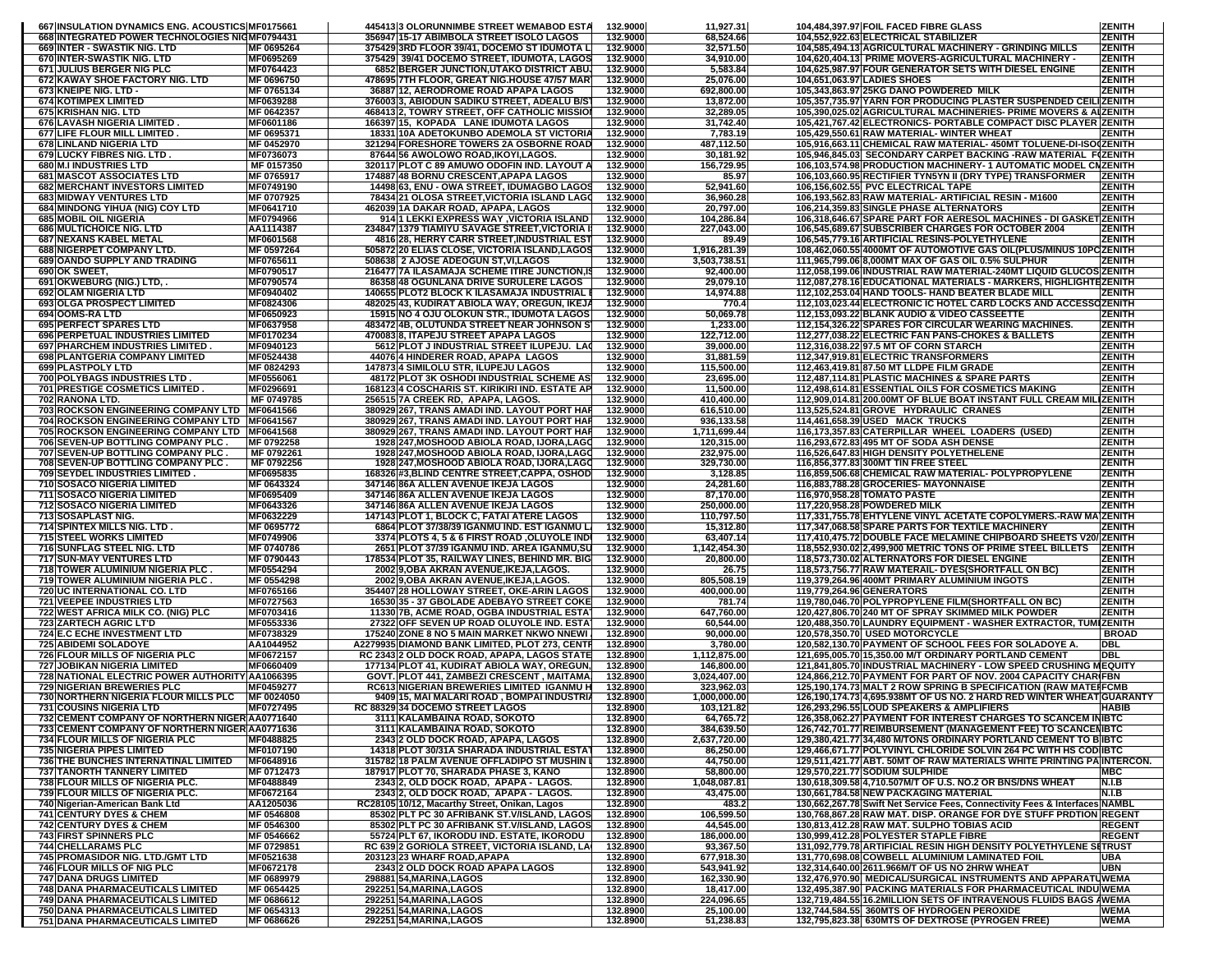| | | | | | | | | |
|---|---|---|---|---|---|---|---|---|
| 667 | INSULATION DYNAMICS ENG. ACOUSTICS | MF0175661 | 445413 | 3 OLORUNNIMBE STREET WEMABOD ESTA | 132.9000 | 11,927.31 | 104,484,397.97 FOIL FACED FIBRE GLASS | ZENITH |
| 668 | INTEGRATED POWER TECHNOLOGIES NIG | MF0794431 | 356947 | 15-17 ABIMBOLA STREET ISOLO LAGOS | 132.9000 | 68,524.66 | 104,552,922.63 ELECTRICAL STABILIZER | ZENITH |
| 669 | INTER - SWASTIK NIG. LTD | MF 0695264 | 375429 | 3RD FLOOR 39/41, DOCEMO ST IDUMOTA L | 132.9000 | 32,571.50 | 104,585,494.13 AGRICULTURAL MACHINERY - GRINDING MILLS | ZENITH |
| 670 | INTER-SWASTIK NIG. LTD | MF0695269 | 375429 | 39/41 DOCEMO STREET, IDUMOTA, LAGOS | 132.9000 | 34,910.00 | 104,620,404.13 PRIME MOVERS-AGRICULTURAL MACHINERY - | ZENITH |
| 671 | JULIUS BERGER NIG PLC | MF0764423 | 6852 | BERGER JUNCTION,UTAKO DISTRICT ABU | 132.9000 | 5,583.84 | 104,625,987.97 FOUR GENERATOR SETS WITH DIESEL ENGINE | ZENITH |
| 672 | KAWAY SHOE FACTORY NIG. LTD | MF 0696750 | 478695 | 7TH FLOOR, GREAT NIG.HOUSE 47/57 MAR | 132.9000 | 25,076.00 | 104,651,063.97 LADIES SHOES | ZENITH |
| 673 | KNEIPE NIG. LTD - | MF 0765134 | 36887 | 12, AERODROME ROAD APAPA LAGOS | 132.9000 | 692,800.00 | 105,343,863.97 25KG DANO POWDERED MILK | ZENITH |
| 674 | KOTIMPEX LIMITED | MF0639288 | 376003 | 3, ABIODUN SADIKU STREET, ADEALU B/S | 132.9000 | 13,872.00 | 105,357,735.97 YARN FOR PRODUCING PLASTER SUSPENDED CEIL | ZENITH |
| 675 | KRISHAN NIG. LTD | MF 0642357 | 468413 | 2, TOWRY STREET, OFF CATHOLIC MISSIO | 132.9000 | 32,289.05 | 105,390,025.02 AGRICULTURAL MACHINERIES- PRIME MOVERS & AL | ZENITH |
| 676 | LAVASH NIGERIA LIMITED . | MF0601186 | 166397 | 15, KOPADA LANE IDUMOTA LAGOS | 132.9000 | 31,742.40 | 105,421,767.42 ELECTRONICS- PORTABLE COMPACT DISC PLAYER | ZENITH |
| 677 | LIFE FLOUR MILL LIMITED . | MF 0695371 | 18331 | 10A ADETOKUNBO ADEMOLA ST VICTORIA | 132.9000 | 7,783.19 | 105,429,550.61 RAW MATERIAL- WINTER WHEAT | ZENITH |
| 678 | LINLAND NIGERIA LTD | MF 0452970 | 321294 | FORESHORE TOWERS 2A OSBORNE ROAD | 132.9000 | 487,112.50 | 105,916,663.11 CHEMICAL RAW MATERIAL- 450MT TOLUENE-DI-ISO | ZENITH |
| 679 | LUCKY FIBRES NIG. LTD . | MF0736073 | 87644 | 56 AWOLOWO ROAD,IKOYI,LAGOS. | 132.9000 | 30,181.92 | 105,946,845.03 SECONDARY CARPET BACKING -RAW MATERIAL F | ZENITH |
| 680 | M.I INDUSTRIES LTD | MF 0157350 | 320117 | PLOT C 89 AMUWO ODOFIN IND. LAYOUT A | 132.9000 | 156,729.95 | 106,103,574.98 PRODUCTION MACHINERY- 1 AUTOMATIC MODEL CN | ZENITH |
| 681 | MASCOT ASSOCIATES LTD | MF 0765917 | 174887 | 48 BORNU CRESCENT,APAPA LAGOS | 132.9000 | 85.97 | 106,103,660.95 RECTIFIER TYN5YN II (DRY TYPE) TRANSFORMER | ZENITH |
| 682 | MERCHANT INVESTORS LIMITED | MF0749190 | 14498 | 63, ENU - OWA STREET, IDUMAGBO LAGOS | 132.9000 | 52,941.60 | 106,156,602.55 PVC ELECTRICAL TAPE | ZENITH |
| 683 | MIDWAY VENTURES LTD | MF 0707925 | 78434 | 21 OLOSA STREET,VICTORIA ISLAND LAGO | 132.9000 | 36,960.28 | 106,193,562.83 RAW MATERIAL- ARTIFICIAL RESIN - M1600 | ZENITH |
| 684 | MINDONG YIHUA (NIG) COY LTD | MF0641710 | 462039 | 1A DAKAR ROAD, APAPA, LAGOS | 132.9000 | 20,797.00 | 106,214,359.83 SINGLE PHASE ALTERNATORS | ZENITH |
| 685 | MOBIL OIL NIGERIA | MF0794966 | 914 | 1 LEKKI EXPRESS WAY ,VICTORIA ISLAND | 132.9000 | 104,286.84 | 106,318,646.67 SPARE PART FOR AERESOL MACHINES - DI GASKET | ZENITH |
| 686 | MULTICHOICE NIG. LTD | AA1114387 | 234847 | 1379 TIAMIYU SAVAGE STREET,VICTORIA I | 132.9000 | 227,043.00 | 106,545,689.67 SUBSCRIBER CHARGES FOR OCTOBER 2004 | ZENITH |
| 687 | NEXANS KABEL METAL | MF0601568 | 4816 | 28, HERRY CARR STREET,INDUSTRIAL EST | 132.9000 | 89.49 | 106,545,779.16 ARTIFICIAL RESINS-POLYETHYLENE | ZENITH |
| 688 | NIGERPET COMPANY LTD. | MF 0597264 | 505872 | 20 ELIAS CLOSE, VICTORIA ISLAND,LAGOS | 132.9000 | 1,916,281.39 | 108,462,060.55 4000MT OF AUTOMOTIVE GAS OIL(PLUS/MINUS 10PC | ZENITH |
| 689 | OANDO SUPPLY AND TRADING | MF0765611 | 508638 | 2 AJOSE ADEOGUN ST,VI,LAGOS | 132.9000 | 3,503,738.51 | 111,965,799.06 8,000MT MAX OF GAS OIL 0.5% SULPHUR | ZENITH |
| 690 | OK SWEET, | MF0790517 | 216477 | 7A ILASAMAJA SCHEME ITIRE JUNCTION,IS | 132.9000 | 92,400.00 | 112,058,199.06 INDUSTRIAL RAW MATERIAL-240MT LIQUID GLUCOS | ZENITH |
| 691 | OKWEBURG (NIG.) LTD, . | MF0790574 | 86358 | 48 OGUNLANA DRIVE SURULERE LAGOS | 132.9000 | 29,079.10 | 112,087,278.16 EDUCATIONAL MATERIALS - MARKERS, HIGHLIGHTE | ZENITH |
| 692 | OLAM NIGERIA LTD | MF0940402 | 140655 | PLOT2 BLOCK K ILASAMAJA INDUSTRIAL I | 132.9000 | 14,974.88 | 112,102,253.04 HAND TOOLS- HAND BEATER BLADE MILL | ZENITH |
| 693 | OLGA PROSPECT LIMITED | MF0824306 | 482025 | 43, KUDIRAT ABIOLA WAY, OREGUN, IKEJA | 132.9000 | 770.4 | 112,103,023.44 ELECTRONIC IC HOTEL CARD LOCKS AND ACCESSO | ZENITH |
| 694 | OOMS-RA LTD | MF0650923 | 15915 | NO 4 OJU OLOKUN STR., IDUMOTA LAGOS | 132.9000 | 50,069.78 | 112,153,093.22 BLANK AUDIO & VIDEO CASSEETTE | ZENITH |
| 695 | PERFECT SPARES LTD | MF0637958 | 483472 | 4B, OLUTUNDA STREET NEAR JOHNSON S | 132.9000 | 1,233.00 | 112,154,326.22 SPARES FOR CIRCULAR WEARING MACHINES. | ZENITH |
| 696 | PERPETUAL INDUSTRIES LIMITED | MF0170234 | 470083 | 8, ITAPEJU STREET APAPA LAGOS | 132.9000 | 122,712.00 | 112,277,038.22 ELECTRIC FAN PANS-CHOKES & BALLETS | ZENITH |
| 697 | PHARCHEM INDUSTRIES LIMITED . | MF0940123 | 5612 | PLOT J INDUSTRIAL STREET ILUPEJU. LA | 132.9000 | 39,000.00 | 112,316,038.22 97.5 MT OF CORN STARCH | ZENITH |
| 698 | PLANTGERIA COMPANY LIMITED | MF0524438 | 44076 | 4 HINDERER ROAD, APAPA LAGOS | 132.9000 | 31,881.59 | 112,347,919.81 ELECTRIC TRANSFORMERS | ZENITH |
| 699 | PLASTPOLY LTD | MF 0824293 | 147873 | 4 SIMILOLU STR, ILUPEJU LAGOS | 132.9000 | 115,500.00 | 112,463,419.81 87.50 MT LDPE FILM GRADE | ZENITH |
| 700 | POLYBAGS INDUSTRIES LTD . | MF0556061 | 48172 | PLOT 3K OSHODI INDUSTRIAL SCHEME AS | 132.9000 | 23,695.00 | 112,487,114.81 PLASTIC MACHINES & SPARE PARTS | ZENITH |
| 701 | PRESTIGE COSMETICS LIMITED . | MF0296691 | 168123 | 4 COSCHARIS ST. KIRIKIRI IND. ESTATE AP | 132.9000 | 11,500.00 | 112,498,614.81 ESSENTIAL OILS FOR COSMETICS MAKING | ZENITH |
| 702 | RANONA LTD. | MF 0749785 | 256515 | 7A CREEK RD, APAPA, LAGOS. | 132.9000 | 410,400.00 | 112,909,014.81 200.00MT OF BLUE BOAT INSTANT FULL CREAM MIL | ZENITH |
| 703 | ROCKSON ENGINEERING COMPANY LTD | MF0641566 | 380929 | 267, TRANS AMADI IND. LAYOUT PORT HAR | 132.9000 | 616,510.00 | 113,525,524.81 GROVE HYDRAULIC CRANES | ZENITH |
| 704 | ROCKSON ENGINEERING COMPANY LTD | MF0641567 | 380929 | 267, TRANS AMADI IND. LAYOUT PORT HAR | 132.9000 | 936,133.58 | 114,461,658.39 USED MACK TRUCKS | ZENITH |
| 705 | ROCKSON ENGINEERING COMPANY LTD | MF0641568 | 380929 | 267, TRANS AMADI IND. LAYOUT PORT HAR | 132.9000 | 1,711,699.44 | 116,173,357.83 CATERPILLAR WHEEL LOADERS (USED) | ZENITH |
| 706 | SEVEN-UP BOTTLING COMPANY PLC . | MF 0792258 | 1928 | 247,MOSHOOD ABIOLA ROAD, IJORA,LAGO | 132.9000 | 120,315.00 | 116,293,672.83 495 MT OF SODA ASH DENSE | ZENITH |
| 707 | SEVEN-UP BOTTLING COMPANY PLC . | MF 0792261 | 1928 | 247,MOSHOOD ABIOLA ROAD, IJORA,LAGO | 132.9000 | 232,975.00 | 116,526,647.83 HIGH DENSITY POLYETHELENE | ZENITH |
| 708 | SEVEN-UP BOTTLING COMPANY PLC . | MF 0792256 | 1928 | 247,MOSHOOD ABIOLA ROAD, IJORA,LAGO | 132.9000 | 329,730.00 | 116,856,377.83 300MT TIN FREE STEEL | ZENITH |
| 709 | SEYDEL INDUSTRIES LIMITED . | MF0695835 | 168326 | #3,BLIND CENTRE STREET,CAPPA, OSHOD | 132.9000 | 3,128.85 | 116,859,506.68 CHEMICAL RAW MATERIAL- POLYPROPYLENE | ZENITH |
| 710 | SOSACO NIGERIA LIMITED | MF 0643324 | 347146 | 86A ALLEN AVENUE IKEJA LAGOS | 132.9000 | 24,281.60 | 116,883,788.28 GROCERIES- MAYONNAISE | ZENITH |
| 711 | SOSACO NIGERIA LIMITED | MF0695409 | 347146 | 86A ALLEN AVENUE IKEJA LAGOS | 132.9000 | 87,170.00 | 116,970,958.28 TOMATO PASTE | ZENITH |
| 712 | SOSACO NIGERIA LIMITED | MF0643326 | 347146 | 86A ALLEN AVENUE IKEJA LAGOS | 132.9000 | 250,000.00 | 117,220,958.28 POWDERED MILK | ZENITH |
| 713 | SOSAPLAST NIG. | MF0632229 | 147143 | PLOT 1, BLOCK C, FATAI ATERE LAGOS | 132.9000 | 110,797.50 | 117,331,755.78 EHTYLENE VINYL ACETATE COPOLYMERS.-RAW MA | ZENITH |
| 714 | SPINTEX MILLS NIG. LTD . | MF 0695772 | 6864 | PLOT 37/38/39 IGANMU IND. EST IGANMU L | 132.9000 | 15,312.80 | 117,347,068.58 SPARE PARTS FOR TEXTILE MACHINERY | ZENITH |
| 715 | STEEL WORKS LIMITED | MF0749906 | 3374 | PLOTS 4, 5 & 6 FIRST ROAD ,OLUYOLE IND | 132.9000 | 63,407.14 | 117,410,475.72 DOUBLE FACE MELAMINE CHIPBOARD SHEETS V20 | ZENITH |
| 716 | SUNFLAG STEEL NIG. LTD | MF 0740786 | 2651 | PLOT 37/39 IGANMU IND. AREA IGANMU,SU | 132.9000 | 1,142,454.30 | 118,552,930.02 2,499,900 METRIC TONS OF PRIME STEEL BILLETS | ZENITH |
| 717 | SUN-MAY VENTURES LTD | MF 0790443 | 178534 | PLOT 35, RAILWAY LINES, BEHIND MR. BIG | 132.9000 | 20,800.00 | 118,573,730.02 ALTERNATORS FOR DIESEL ENGINE | ZENITH |
| 718 | TOWER ALUMINIUM NIGERIA PLC . | MF0554294 | 2002 | 9,OBA AKRAN AVENUE,IKEJA,LAGOS. | 132.9000 | 26.75 | 118,573,756.77 RAW MATERAIL- DYES(SHORTFALL ON BC) | ZENITH |
| 719 | TOWER ALUMINIUM NIGERIA PLC . | MF 0554298 | 2002 | 9,OBA AKRAN AVENUE,IKEJA,LAGOS. | 132.9000 | 805,508.19 | 119,379,264.96 400MT PRIMARY ALUMINIUM INGOTS | ZENITH |
| 720 | UC INTERNATIONAL CO. LTD | MF0765166 | 354407 | 28 HOLLOWAY STREET, OKE-ARIN LAGOS | 132.9000 | 400,000.00 | 119,779,264.96 GENERATORS | ZENITH |
| 721 | VEEPEE INDUSTRIES LTD | MF0727563 | 16530 | 35 - 37 GBOLADE ADEBAYO STREET COKE | 132.9000 | 781.74 | 119,780,046.70 POLYPROPYLENE FILM(SHORTFALL ON BC) | ZENITH |
| 722 | WEST AFRICA MILK CO. (NIG) PLC | MF0703416 | 11330 | 7B, ACME ROAD, OGBA INDUSTRIAL ESTA | 132.9000 | 647,760.00 | 120,427,806.70 240 MT OF SPRAY SKIMMED MILK POWDER | ZENITH |
| 723 | ZARTECH AGRIC LT'D | MF0553336 | 27322 | OFF SEVEN UP ROAD OLUYOLE IND. ESTA | 132.9000 | 60,544.00 | 120,488,350.70 LAUNDRY EQUIPMENT - WASHER EXTRACTOR, TUM | ZENITH |
| 724 | E.C ECHE INVESTMENT LTD | MF0738329 | 175240 | ZONE 8 NO 5 MAIN MARKET NKWO NNEWI | 132.8900 | 90,000.00 | 120,578,350.70 USED MOTORCYCLE | BROAD |
| 725 | ABIDEMI SOLADOYE | AA1044952 | A2279935 | DIAMOND BANK LIMITED, PLOT 273, CENT | 132.8900 | 3,780.00 | 120,582,130.70 PAYMENT OF SCHOOL FEES FOR SOLADOYE A. | DBL |
| 726 | FLOUR MILLS OF NIGERIA PLC | MF0672157 | RC 2343 | 2 OLD DOCK ROAD, APAPA, LAGOS STATE | 132.8900 | 1,112,875.00 | 121,695,005.70 15,350.00 M/T ORDINARY PORTLAND CEMENT | DBL |
| 727 | JOBIKAN NIGERIA LIMITED | MF0660409 | 177134 | PLOT 41, KUDIRAT ABIOLA WAY, OREGUN | 132.8900 | 146,800.00 | 121,841,805.70 INDUSTRIAL MACHINERY - LOW SPEED CRUSHING M | EQUITY |
| 728 | NATIONAL ELECTRIC POWER AUTHORITY | AA1066395 | GOVT. | PLOT 441, ZAMBEZI CRESCENT , MAITAMA | 132.8900 | 3,024,407.00 | 124,866,212.70 PAYMENT FOR PART OF NOV. 2004 CAPACITY CHAR | FBN |
| 729 | NIGERIAN BREWERIES PLC | MF0459277 | RC613 | NIGERIAN BREWERIES LIMITED IGANMU H | 132.8900 | 323,962.03 | 125,190,174.73 MALT 2 ROW SPRING B SPECIFICATION (RAW MATE | FCMB |
| 730 | NORTHERN NIGERIA FLOUR MILLS PLC | MF 0024050 | 9409 | 15, MAI MALARI ROAD , BOMPAI INDUSTRIA | 132.8900 | 1,000,000.00 | 126,190,174.73 4,695.938MT OF US NO. 2 HARD RED WINTER WHEAT | GUARANTY |
| 731 | COUSINS NIGERIA LTD | MF0727495 | RC 88329 | 34 DOCEMO STREET LAGOS | 132.8900 | 103,121.82 | 126,293,296.55 LOUD SPEAKERS & AMPLIFIERS | HABIB |
| 732 | CEMENT COMPANY OF NORTHERN NIGER | AA0771640 | 3111 | KALAMBAINA ROAD, SOKOTO | 132.8900 | 64,765.72 | 126,358,062.27 PAYMENT FOR INTEREST CHARGES TO SCANCEM IN | IBTC |
| 733 | CEMENT COMPANY OF NORTHERN NIGER | AA0771636 | 3111 | KALAMBAINA ROAD, SOKOTO | 132.8900 | 384,639.50 | 126,742,701.77 REIMBURSEMENT (MANAGEMENT FEE) TO SCANCEM | IBTC |
| 734 | FLOUR MILLS OF NIGERIA PLC | MF0488825 | 2343 | 2 OLD DOCK ROAD, APAPA, LAGOS | 132.8900 | 2,637,720.00 | 129,380,421.77 34,480 M/TONS ORDINARY PORTLAND CEMENT TO B | IBTC |
| 735 | NIGERIA PIPES LIMITED | MF0107190 | 14318 | PLOT 30/31A SHARADA INDUSTRIAL ESTA | 132.8900 | 86,250.00 | 129,466,671.77 POLYVINYL CHLORIDE SOLVIN 264 PC WITH HS COD | IBTC |
| 736 | THE BUNCHES INTERNATINAL LIMITED | MF0648916 | 315782 | 18 PALM AVENUE OFFLADIPO ST MUSHIN | 132.8900 | 44,750.00 | 129,511,421.77 ABT. 50MT OF RAW MATERIALS WHITE PRINTING PA | INTERCON. |
| 737 | TANORTH TANNERY LIMITED | MF 0712473 | 187917 | PLOT 70, SHARADA PHASE 3, KANO | 132.8900 | 58,800.00 | 129,570,221.77 SODIUM SULPHIDE | MBC |
| 738 | FLOUR MILLS OF NIGERIA PLC. | MF0488849 | 2343 | 2, OLD DOCK ROAD, APAPA - LAGOS. | 132.8900 | 1,048,087.81 | 130,618,309.58 4,710.507M/T OF U.S. NO.2 OR BNS/DNS WHEAT | N.I.B |
| 739 | FLOUR MILLS OF NIGERIA PLC. | MF0672164 | 2343 | 2, OLD DOCK ROAD, APAPA - LAGOS. | 132.8900 | 43,475.00 | 130,661,784.58 NEW PACKAGING MATERIAL | N.I.B |
| 740 | Nigerian-American Bank Ltd | AA1205036 | RC28105 | 10/12, Macarthy Street, Onikan, Lagos | 132.8900 | 483.2 | 130,662,267.78 Swift Net Service Fees, Connectivity Fees & Interfaces | NAMBL |
| 741 | CENTURY DYES & CHEM | MF 0546808 | 85302 | PLT PC 30 AFRIBANK ST.V/ISLAND, LAGOS | 132.8900 | 106,599.50 | 130,768,867.28 RAW MAT. DISP. ORANGE FOR DYE STUFF PRDTION | REGENT |
| 742 | CENTURY DYES & CHEM | MF 0546300 | 85302 | PLT PC 30 AFRIBANK ST.V/ISLAND, LAGOS | 132.8900 | 44,545.00 | 130,813,412.28 RAW MAT. SULPHO TOBIAS ACID | REGENT |
| 743 | FIRST SPINNERS PLC | MF 0546662 | 55724 | PLT 67, IKORODU IND. ESTATE, IKORODU | 132.8900 | 186,000.00 | 130,999,412.28 POLYESTER STAPLE FIBRE | REGENT |
| 744 | CHELLARAMS PLC | MF 0729851 | RC 639 | 2 GORIOLA STREET, VICTORIA ISLAND, LA | 132.8900 | 93,367.50 | 131,092,779.78 ARTIFICIAL RESIN HIGH DENSITY POLYETHYLENE S | TRUST |
| 745 | PROMASIDOR NIG. LTD./GMT LTD | MF0521638 | 203123 | 23 WHARF ROAD,APAPA | 132.8900 | 677,918.30 | 131,770,698.08 COWBELL ALUMINIUM LAMINATED FOIL | UBA |
| 746 | FLOUR MILLS OF NIG PLC | MF0672178 | 2343 | 2 OLD DOCK ROAD APAPA LAGOS | 132.8900 | 543,941.92 | 132,314,640.00 2611.966M/T OF US NO 2HRW WHEAT | UBN |
| 747 | DANA DRUGS LIMITED | MF 0689979 | 298881 | 54,MARINA,LAGOS | 132.8900 | 162,330.90 | 132,476,970.90 MEDICAL/SURGICAL INSTRUMENTS AND APPARATU | WEMA |
| 748 | DANA PHARMACEUTICALS LIMITED | MF 0654425 | 292251 | 54,MARINA,LAGOS | 132.8900 | 18,417.00 | 132,495,387.90 PACKING MATERIALS FOR PHARMACEUTICAL INDU | WEMA |
| 749 | DANA PHARMACEUTICALS LIMITED | MF 0686612 | 292251 | 54,MARINA,LAGOS | 132.8900 | 224,096.65 | 132,719,484.55 16.2MILLION SETS OF INTRAVENOUS FLUIDS BAGS | WEMA |
| 750 | DANA PHARMACEUTICALS LIMITED | MF 0654313 | 292251 | 54,MARINA,LAGOS | 132.8900 | 25,100.00 | 132,744,584.55 360MTS OF HYDROGEN PEROXIDE | WEMA |
| 751 | DANA PHARMACEUTICALS LIMITED | MF 0686626 | 292251 | 54,MARINA,LAGOS | 132.8900 | 51,238.83 | 132,795,823.38 630MTS OF DEXTROSE (PYROGEN FREE) | WEMA |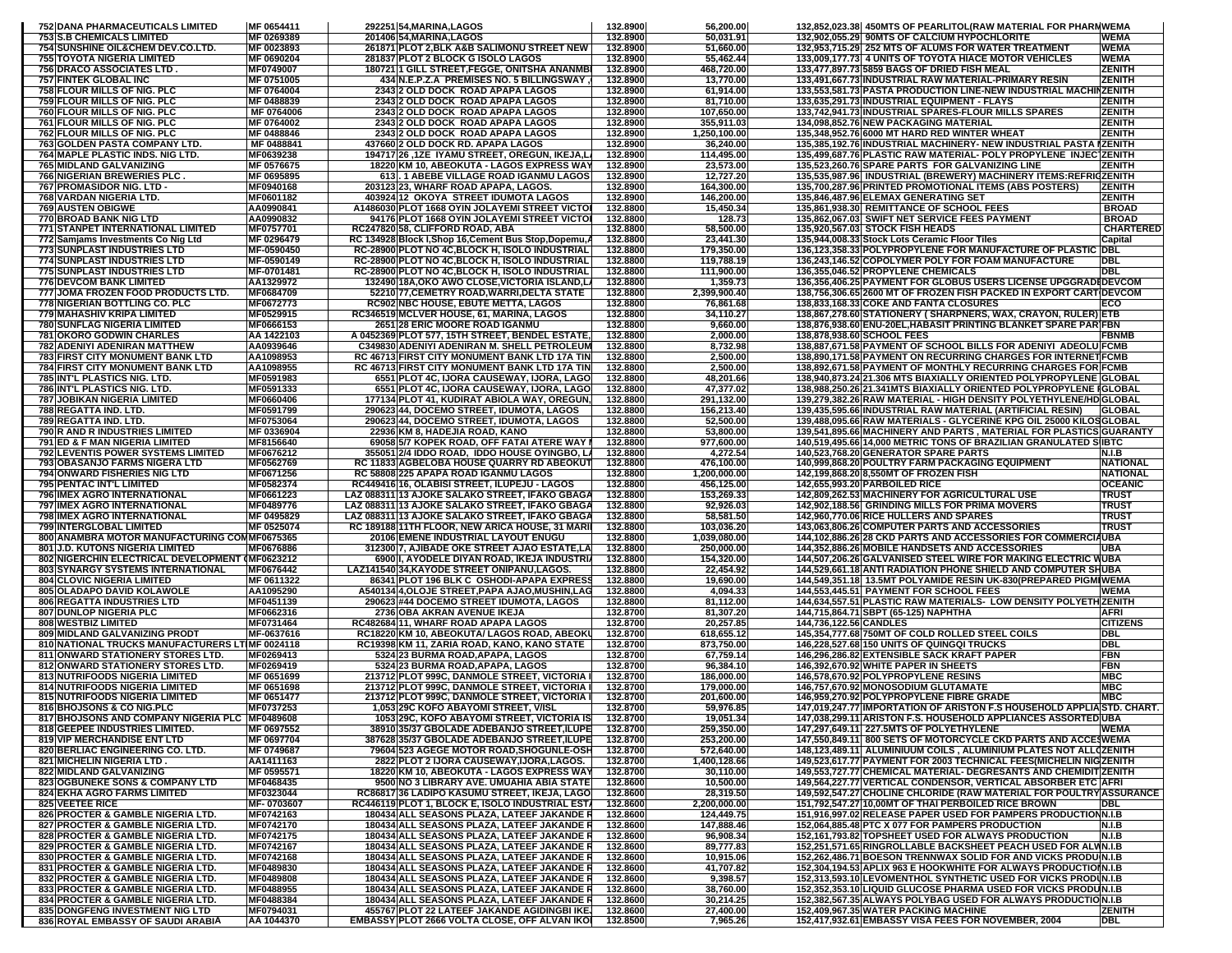| | | | | | | | | |
|---|---|---|---|---|---|---|---|---|
| 752 | DANA PHARMACEUTICALS LIMITED | MF 0654411 | 292251 54,MARINA,LAGOS | 132.8900 | 56,200.00 | 132,852,023.38 | 450MTS OF PEARLITOL(RAW MATERIAL FOR PHARM | WEMA |
| 753 | S.B CHEMICALS LIMITED | MF 0269389 | 201406 54,MARINA,LAGOS | 132.8900 | 50,031.91 | 132,902,055.29 | 90MTS OF CALCIUM HYPOCHLORITE | WEMA |
| 754 | SUNSHINE OIL&CHEM DEV.CO.LTD. | MF 0023893 | 261871 PLOT 2,BLK A&B SALIMONU STREET NEW | 132.8900 | 51,660.00 | 132,953,715.29 | 252 MTS OF ALUMS FOR WATER TREATMENT | WEMA |
| 755 | TOYOTA NIGERIA LIMITED | MF 0690204 | 281837 PLOT 2 BLOCK G ISOLO LAGOS | 132.8900 | 55,462.44 | 133,009,177.73 | 4 UNITS OF TOYOTA HIACE MOTOR VEHICLES | WEMA |
| 756 | DRACO ASSOCIATES LTD . | MF0749007 | 180721 1 GILL STREET,FEGGE, ONITSHA ANANMB | 132.8900 | 468,720.00 | 133,477,897.73 | 5859 BAGS OF DRIED FISH MEAL | ZENITH |
| 757 | FINTEK GLOBAL INC | MF 0751005 | 434 N.E.P.Z.A PREMISES NO. 5 BILLINGSWAY , | 132.8900 | 13,770.00 | 133,491,667.73 | INDUSTRIAL RAW MATERIAL-PRIMARY RESIN | ZENITH |
| 758 | FLOUR MILLS OF NIG. PLC | MF 0764004 | 2343 2 OLD DOCK ROAD APAPA LAGOS | 132.8900 | 61,914.00 | 133,553,581.73 | PASTA PRODUCTION LINE-NEW INDUSTRIAL MACHIN | ZENITH |
| 759 | FLOUR MILLS OF NIG. PLC | MF 0488839 | 2343 2 OLD DOCK ROAD APAPA LAGOS | 132.8900 | 81,710.00 | 133,635,291.73 | INDUSTRIAL EQUIPMENT - FLAYS | ZENITH |
| 760 | FLOUR MILLS OF NIG. PLC | MF 0764006 | 2343 2 OLD DOCK ROAD APAPA LAGOS | 132.8900 | 107,650.00 | 133,742,941.73 | INDUSTRIAL SPARES-FLOUR MILLS SPARES | ZENITH |
| 761 | FLOUR MILLS OF NIG. PLC | MF 0764002 | 2343 2 OLD DOCK ROAD APAPA LAGOS | 132.8900 | 355,911.03 | 134,098,852.76 | NEW PACKAGING MATERIAL | ZENITH |
| 762 | FLOUR MILLS OF NIG. PLC | MF 0488846 | 2343 2 OLD DOCK ROAD APAPA LAGOS | 132.8900 | 1,250,100.00 | 135,348,952.76 | 6000 MT HARD RED WINTER WHEAT | ZENITH |
| 763 | GOLDEN PASTA COMPANY LTD. | MF 0488841 | 437660 2 OLD DOCK RD. APAPA LAGOS | 132.8900 | 36,240.00 | 135,385,192.76 | INDUSTRIAL MACHINERY- NEW INDUSTRIAL PASTA I | ZENITH |
| 764 | MAPLE PLASTIC INDS. NIG LTD. | MF0639238 | 194717 26 ,1ZE IYAMU STREET, OREGUN, IKEJA,L | 132.8900 | 114,495.00 | 135,499,687.76 | PLASTIC RAW MATERIAL- POLY PROPYLENE INJEC | ZENITH |
| 765 | MIDLAND GALVANIZING | MF 0576675 | 18220 KM 10, ABEOKUTA - LAGOS EXPRESS WAY | 132.8900 | 23,573.00 | 135,523,260.76 | SPARE PARTS FOR GALVANIZING LINE | ZENITH |
| 766 | NIGERIAN BREWERIES PLC . | MF 0695895 | 613 . 1 ABEBE VILLAGE ROAD IGANMU LAGOS | 132.8900 | 12,727.20 | 135,535,987.96 | INDUSTRIAL (BREWERY) MACHINERY ITEMS:REFRIG | ZENITH |
| 767 | PROMASIDOR NIG. LTD - | MF0940168 | 203123 23, WHARF ROAD APAPA, LAGOS. | 132.8900 | 164,300.00 | 135,700,287.96 | PRINTED PROMOTIONAL ITEMS (ABS POSTERS) | ZENITH |
| 768 | VARDAN NIGERIA LTD. | MF0601182 | 403924 12 OKOYA STREET IDUMOTA LAGOS | 132.8900 | 146,200.00 | 135,846,487.96 | ELEMAX GENERATING SET | ZENITH |
| 769 | AUSTEN OBIGWE | AA0990841 | A1486030 PLOT 1668 OYIN JOLAYEMI STREET VICTO | 132.8800 | 15,450.34 | 135,861,938.30 | REMITTANCE OF SCHOOL FEES | BROAD |
| 770 | BROAD BANK NIG LTD | AA0990832 | 94176 PLOT 1668 OYIN JOLAYEMI STREET VICTO | 132.8800 | 128.73 | 135,862,067.03 | SWIFT NET SERVICE FEES PAYMENT | BROAD |
| 771 | STANPET INTERNATIONAL LIMITED | MF0757701 | RC247820 58, CLIFFORD ROAD, ABA | 132.8800 | 58,500.00 | 135,920,567.03 | STOCK FISH HEADS | CHARTERED |
| 772 | Samjams Investments Co Nig Ltd | MF 0296479 | RC 134928 Block I,Shop 16,Cement Bus Stop,Dopemu,A | 132.8800 | 23,441.30 | 135,944,008.33 | Stock Lots Ceramic Floor Tiles | Capital |
| 773 | SUNPLAST INDUSTRIES LTD | MF-0590450 | RC-28900 PLOT NO 4C,BLOCK H, ISOLO INDUSTRIAL | 132.8800 | 179,350.00 | 136,123,358.33 | POLYPROPYLENE FOR MANUFACTURE OF PLASTIC | DBL |
| 774 | SUNPLAST INDUSTRIES LTD | MF-0590149 | RC-28900 PLOT NO 4C,BLOCK H, ISOLO INDUSTRIAL | 132.8800 | 119,788.19 | 136,243,146.52 | COPOLYMER POLY FOR FOAM MANUFACTURE | DBL |
| 775 | SUNPLAST INDUSTRIES LTD | MF-0701481 | RC-28900 PLOT NO 4C,BLOCK H, ISOLO INDUSTRIAL | 132.8800 | 111,900.00 | 136,355,046.52 | PROPYLENE CHEMICALS | DBL |
| 776 | DEVCOM BANK LIMITED | AA1329972 | 132490 18A,OKO AWO CLOSE,VICTORIA ISLAND,L | 132.8800 | 1,359.73 | 136,356,406.25 | PAYMENT FOR GLOBUS USERS LICENSE UPGGRADE | DEVCOM |
| 777 | JOMA FROZEN FOOD PRODUCTS LTD. | MF0684709 | 52210 77,CEMETRY ROAD,WARRI,DELTA STATE | 132.8800 | 2,399,900.40 | 138,756,306.65 | 2600 MT OF FROZEN FISH PACKED IN EXPORT CART | DEVCOM |
| 778 | NIGERIAN BOTTLING CO. PLC | MF0672773 | RC902 NBC HOUSE, EBUTE METTA, LAGOS | 132.8800 | 76,861.68 | 138,833,168.33 | COKE AND FANTA CLOSURES | ECO |
| 779 | MAHASHIV KRIPA LIMITED | MF0529915 | RC346519 MCLVER HOUSE, 61, MARINA, LAGOS | 132.8800 | 34,110.27 | 138,867,278.60 | STATIONERY ( SHARPNERS, WAX, CRAYON, RULER) | ETB |
| 780 | SUNFLAG NIGERIA LIMITED | MF0666153 | 2651 28 ERIC MOORE ROAD IGANMU | 132.8800 | 9,660.00 | 138,876,938.60 | ENU-20EL,HABASIT PRINTING BLANKET SPARE PAR | FBN |
| 781 | OKORO GODWIN CHARLES | AA 1422103 | A 0452369 PLOT 577, 15TH STREET, BENDEL ESTATE, | 132.8800 | 2,000.00 | 138,878,938.60 | SCHOOL FEES | FBNMB |
| 782 | ADENIYI ADENIRAN MATTHEW | AA0939646 | C349830 ADENIYI ADENIRAN M. SHELL PETROLEUM | 132.8800 | 8,732.98 | 138,887,671.58 | PAYMENT OF SCHOOL BILLS FOR ADENIYI ADEOLU | FCMB |
| 783 | FIRST CITY MONUMENT BANK LTD | AA1098953 | RC 46713 FIRST CITY MONUMENT BANK LTD 17A TIN | 132.8800 | 2,500.00 | 138,890,171.58 | PAYMENT ON RECURRING CHARGES FOR INTERNET | FCMB |
| 784 | FIRST CITY MONUMENT BANK LTD | AA1098955 | RC 46713 FIRST CITY MONUMENT BANK LTD 17A TIN | 132.8800 | 2,500.00 | 138,892,671.58 | PAYMENT OF MONTHLY RECURRING CHARGES FOR | FCMB |
| 785 | INT'L PLASTICS NIG. LTD. | MF0591983 | 6551 PLOT 4C, IJORA CAUSEWAY, IJORA, LAGO | 132.8800 | 48,201.66 | 138,940,873.24 | 21.306 MTS BIAXIALLY ORIENTED POLYPROPYLENE | GLOBAL |
| 786 | INT'L PLASTICS NIG. LTD. | MF0591333 | 6551 PLOT 4C, IJORA CAUSEWAY, IJORA, LAGO | 132.8800 | 47,377.02 | 138,988,250.26 | 21.341MTS BIAXIALLY ORIENTED POLYPROPYLENE F | GLOBAL |
| 787 | JOBIKAN NIGERIA LIMITED | MF0660406 | 177134 PLOT 41, KUDIRAT ABIOLA WAY, OREGUN, | 132.8800 | 291,132.00 | 139,279,382.26 | RAW MATERIAL - HIGH DENSITY POLYETHYLENE/HD | GLOBAL |
| 788 | REGATTA IND. LTD. | MF0591799 | 290623 44, DOCEMO STREET, IDUMOTA, LAGOS | 132.8800 | 156,213.40 | 139,435,595.66 | INDUSTRIAL RAW MATERIAL (ARTIFICIAL RESIN) | GLOBAL |
| 789 | REGATTA IND. LTD. | MF0753064 | 290623 44, DOCEMO STREET, IDUMOTA, LAGOS | 132.8800 | 52,500.00 | 139,488,095.66 | RAW MATERIALS - GLYCERINE KPG OIL 25000 KILOS | GLOBAL |
| 790 | R AND R INDUSTRIES LIMITED | MF 0336904 | 22936 KM 8, HADEJIA ROAD, KANO | 132.8800 | 53,800.00 | 139,541,895.66 | MACHINERY AND PARTS , MATERIAL FOR PLASTICS | GUARANTY |
| 791 | ED & F MAN NIGERIA LIMITED | MF8156640 | 69058 5/7 KOPEK ROAD, OFF FATAI ATERE WAY | 132.8800 | 977,600.00 | 140,519,495.66 | 14,000 METRIC TONS OF BRAZILIAN GRANULATED S | IBTC |
| 792 | LEVENTIS POWER SYSTEMS LIMITED | MF0676212 | 355051 2/4 IDDO ROAD, IDDO HOUSE OYINGBO, L | 132.8800 | 4,272.54 | 140,523,768.20 | GENERATOR SPARE PARTS | N.I.B |
| 793 | OBASANJO FARMS NIGERA LTD | MF0562769 | RC 11833 AGBELOBA HOUSE QUARRY RD ABEOKUT | 132.8800 | 476,100.00 | 140,999,868.20 | POULTRY FARM PACKAGING EQUIPMENT | NATIONAL |
| 794 | ONWARD FISHERIES NIG LTD | MF0671256 | RC 58808 225 APAPA ROAD IGANMU LAGOS | 132.8800 | 1,200,000.00 | 142,199,868.20 | 8,550MT OF FROZEN FISH | NATIONAL |
| 795 | PENTAC INT'L LIMITED | MF0582374 | RC449416 16, OLABISI STREET, ILUPEJU - LAGOS | 132.8800 | 456,125.00 | 142,655,993.20 | PARBOILED RICE | OCEANIC |
| 796 | IMEX AGRO INTERNATIONAL | MF0661223 | LAZ 088311 13 AJOKE SALAKO STREET, IFAKO GBAGA | 132.8800 | 153,269.33 | 142,809,262.53 | MACHINERY FOR AGRICULTURAL USE | TRUST |
| 797 | IMEX AGRO INTERNATIONAL | MF0489776 | LAZ 088311 13 AJOKE SALAKO STREET, IFAKO GBAGA | 132.8800 | 92,926.03 | 142,902,188.56 | GRINDING MILLS FOR PRIMA MOVERS | TRUST |
| 798 | IMEX AGRO INTERNATIONAL | MF 0495829 | LAZ 088311 13 AJOKE SALAKO STREET, IFAKO GBAGA | 132.8800 | 58,581.50 | 142,960,770.06 | RICE HULLERS AND SPARES | TRUST |
| 799 | INTERGLOBAL LIMITED | MF 0525074 | RC 189188 11TH FLOOR, NEW ARICA HOUSE, 31 MARI | 132.8800 | 103,036.20 | 143,063,806.26 | COMPUTER PARTS AND ACCESSORIES | TRUST |
| 800 | ANAMBRA MOTOR MANUFACTURING COM | MF0675365 | 20106 EMENE INDUSTRIAL LAYOUT ENUGU | 132.8800 | 1,039,080.00 | 144,102,886.26 | 28 CKD PARTS AND ACCESSORIES FOR COMMERCIA | UBA |
| 801 | J.D. KUTONS NIGERIA LIMITED | MF0676886 | 312300 7, AJIBADE OKE STREET AJAO ESTATE,LA | 132.8800 | 250,000.00 | 144,352,886.26 | MOBILE HANDSETS AND ACCESSORIES | UBA |
| 802 | NIGERCHIN ELECTRICAL DEVELOPMENT ( | MF0623212 | 6900 I, AYODELE DIYAN ROAD, IKEJA INDUSTRI | 132.8800 | 154,320.00 | 144,507,206.26 | GALVANISED STEEL WIRE FOR MAKING ELECTRIC W | UBA |
| 803 | SYNARGY SYSTEMS INTERNATIONAL | MF0676442 | LAZ141540 34,KAYODE STREET ONIPANU,LAGOS. | 132.8800 | 22,454.92 | 144,529,661.18 | ANTI RADIATION PHONE SHIELD AND COMPUTER SH | UBA |
| 804 | CLOVIC NIGERIA LIMITED | MF 0611322 | 86341 PLOT 196 BLK C OSHODI-APAPA EXPRESS | 132.8800 | 19,690.00 | 144,549,351.18 | 13.5MT POLYAMIDE RESIN UK-830(PREPARED PIGM | WEMA |
| 805 | OLADAPO DAVID KOLAWOLE | AA1095290 | A540134 4,OLOJE STREET,PAPA AJAO,MUSHIN,LAG | 132.8800 | 4,094.33 | 144,553,445.51 | PAYMENT FOR SCHOOL FEES | WEMA |
| 806 | REGATTA INDUSTRIES LTD | MF0451139 | 290623 #44 DOCEMO STREET IDUMOTA, LAGOS | 132.8800 | 81,112.00 | 144,634,557.51 | PLASTIC RAW MATERIALS- LOW DENSITY POLYETH | ZENITH |
| 807 | DUNLOP NIGERIA PLC | MF0662316 | 2736 OBA AKRAN AVENUE IKEJA | 132.8700 | 81,307.20 | 144,715,864.71 | SBPT (65-125) NAPHTHA | AFRI |
| 808 | WESTBIZ LIMITED | MF0731464 | RC482684 11, WHARF ROAD APAPA LAGOS | 132.8700 | 20,257.85 | 144,736,122.56 | CANDLES | CITIZENS |
| 809 | MIDLAND GALVANIZING PRODT | MF-0637616 | RC18220 KM 10, ABEOKUTA/ LAGOS ROAD, ABEOKU | 132.8700 | 618,655.12 | 145,354,777.68 | 750MT OF COLD ROLLED STEEL COILS | DBL |
| 810 | NATIONAL TRUCKS MANUFACTURERS LT | MF 0024118 | RC19398 KM 11, ZARIA ROAD, KANO, KANO STATE | 132.8700 | 873,750.00 | 146,228,527.68 | 150 UNITS OF QUINGQI TRUCKS | DBL |
| 811 | ONWARD STATIONERY STORES LTD. | MF0269413 | 5324 23 BURMA ROAD,APAPA, LAGOS | 132.8700 | 67,759.14 | 146,296,286.82 | EXTENSIBLE SACK KRAFT PAPER | FBN |
| 812 | ONWARD STATIONERY STORES LTD. | MF0269419 | 5324 23 BURMA ROAD,APAPA, LAGOS | 132.8700 | 96,384.10 | 146,392,670.92 | WHITE PAPER IN SHEETS | FBN |
| 813 | NUTRIFOODS NIGERIA LIMITED | MF 0651699 | 213712 PLOT 999C, DANMOLE STREET, VICTORIA I | 132.8700 | 186,000.00 | 146,578,670.92 | POLYPROPYLENE RESINS | MBC |
| 814 | NUTRIFOODS NIGERIA LIMITED | MF 0651698 | 213712 PLOT 999C, DANMOLE STREET, VICTORIA I | 132.8700 | 179,000.00 | 146,757,670.92 | MONOSODIUM GLUTAMATE | MBC |
| 815 | NUTRIFOODS NIGERIA LIMITED | MF 0651477 | 213712 PLOT 999C, DANMOLE STREET, VICTORIA I | 132.8700 | 201,600.00 | 146,959,270.92 | POLYPROPYLENE FIBRE GRADE | MBC |
| 816 | BHOJSONS & CO NIG.PLC | MF0737253 | 1,053 29C KOFO ABAYOMI STREET, V/ISL | 132.8700 | 59,976.85 | 147,019,247.77 | IMPORTATION OF ARISTON F.S HOUSEHOLD APPLIA | STD. CHART. |
| 817 | BHOJSONS AND COMPANY NIGERIA PLC | MF0489608 | 1053 29C, KOFO ABAYOMI STREET, VICTORIA IS | 132.8700 | 19,051.34 | 147,038,299.11 | ARISTON F.S. HOUSEHOLD APPLIANCES ASSORTED | UBA |
| 818 | GEEPEE INDUSTRIES LIMITED. | MF 0697552 | 38910 35/37 GBOLADE ADEBANJO STREET,ILUPE | 132.8700 | 259,350.00 | 147,297,649.11 | 227.5MTS OF POLYETHYLENE | WEMA |
| 819 | VIP MERCHANDISE ENT LTD | MF 0697704 | 387628 35/37 GBOLADE ADEBANJO STREET,ILUPE | 132.8700 | 253,200.00 | 147,550,849.11 | 800 SETS OF MOTORCYCLE CKD PARTS AND ACCES | WEMA |
| 820 | BERLIAC ENGINEERING CO. LTD. | MF 0749687 | 79604 523 AGEGE MOTOR ROAD,SHOGUNLE-OSH | 132.8700 | 572,640.00 | 148,123,489.11 | ALUMINIUUM COILS , ALUMINIUM PLATES NOT ALLO | ZENITH |
| 821 | MICHELIN NIGERIA LTD . | AA1411163 | 2822 PLOT 2 IJORA CAUSEWAY,IJORA,LAGOS. | 132.8700 | 1,400,128.66 | 149,523,617.77 | PAYMENT FOR 2003 TECHNICAL FEES(MICHELIN NIG | ZENITH |
| 822 | MIDLAND GALVANIZING | MF 0595571 | 18220 KM 10, ABEOKUTA - LAGOS EXPRESS WAY | 132.8700 | 30,110.00 | 149,553,727.77 | CHEMICAL MATERIAL- DEGRESANTS AND CHEMIDIT | ZENITH |
| 823 | OGBUNEKE SONS & COMPANY LTD | MF0468435 | 9500 NO 3 LIBRARY AVE. UMUAHIA ABIA STATE | 132.8600 | 10,500.00 | 149,564,227.77 | VERTICAL CONDENSOR, VERTICAL ABSORBER ETC | AFRI |
| 824 | EKHA AGRO FARMS LIMITED | MF0323044 | RC86817 36 LADIPO KASUMU STREET, IKEJA, LAGO | 132.8600 | 28,319.50 | 149,592,547.27 | CHOLINE CHLORIDE (RAW MATERIAL FOR POULTRY | ASSURANCE |
| 825 | VEETEE RICE | MF- 0703607 | RC446119 PLOT 1. BLOCK E, ISOLO INDUSTRIAL EST | 132.8600 | 2,200,000.00 | 151,792,547.27 | 10,00MT OF THAI PERBOILED RICE BROWN | DBL |
| 826 | PROCTER & GAMBLE NIGERIA LTD. | MF0742163 | 180434 ALL SEASONS PLAZA, LATEEF JAKANDE R | 132.8600 | 124,449.75 | 151,916,997.02 | RELEASE PAPER USED FOR PAMPERS PRODUCTION | N.I.B |
| 827 | PROCTER & GAMBLE NIGERIA LTD. | MF0742170 | 180434 ALL SEASONS PLAZA, LATEEF JAKANDE R | 132.8600 | 147,888.46 | 152,064,885.48 | PTC X 077 FOR PAMPERS PRODUCTION | N.I.B |
| 828 | PROCTER & GAMBLE NIGERIA LTD. | MF0742175 | 180434 ALL SEASONS PLAZA, LATEEF JAKANDE R | 132.8600 | 96,908.34 | 152,161,793.82 | TOPSHEET USED FOR ALWAYS PRODUCTION | N.I.B |
| 829 | PROCTER & GAMBLE NIGERIA LTD. | MF0742167 | 180434 ALL SEASONS PLAZA, LATEEF JAKANDE R | 132.8600 | 89,777.83 | 152,251,571.65 | RINGROLLABLE BACKSHEET PEACH USED FOR ALW | N.I.B |
| 830 | PROCTER & GAMBLE NIGERIA LTD. | MF0742168 | 180434 ALL SEASONS PLAZA, LATEEF JAKANDE R | 132.8600 | 10,915.06 | 152,262,486.71 | BOESON TRENNWAX SOLID FOR AND VICKS PRODU | N.I.B |
| 831 | PROCTER & GAMBLE NIGERIA LTD. | MF0489830 | 180434 ALL SEASONS PLAZA, LATEEF JAKANDE R | 132.8600 | 41,707.82 | 152,304,194.53 | APLIX 963 E HOOKWHITE FOR ALWAYS PRODUCTION | N.I.B |
| 832 | PROCTER & GAMBLE NIGERIA LTD. | MF0489808 | 180434 ALL SEASONS PLAZA, LATEEF JAKANDE R | 132.8600 | 9,398.57 | 152,313,593.10 | LEVOMENTHOL SYNTHETIC USED FOR VICKS PRODU | N.I.B |
| 833 | PROCTER & GAMBLE NIGERIA LTD. | MF0488955 | 180434 ALL SEASONS PLAZA, LATEEF JAKANDE R | 132.8600 | 38,760.00 | 152,352,353.10 | LIQUID GLUCOSE PHARMA USED FOR VICKS PRODU | N.I.B |
| 834 | PROCTER & GAMBLE NIGERIA LTD. | MF0488384 | 180434 ALL SEASONS PLAZA, LATEEF JAKANDE R | 132.8600 | 30,214.25 | 152,382,567.35 | ALWAYS POLYBAG USED FOR ALWAYS PRODUCTIO | N.I.B |
| 835 | DONGFENG INVESTMENT NIG LTD | MF0794031 | 455767 PLOT 22 LATEEF JAKANDE AGIDINGBI IKE | 132.8600 | 27,400.00 | 152,409,967.35 | WATER PACKING MACHINE | ZENITH |
| 836 | ROYAL EMBASSY OF SAUDI ARABIA | AA 1044370 | EMBASSY PLOT 2666 VOLTA CLOSE, OFF ALVAN IKO | 132.8500 | 7,965.26 | 152,417,932.61 | EMBASSY VISA FEES FOR NOVEMBER, 2004 | DBL |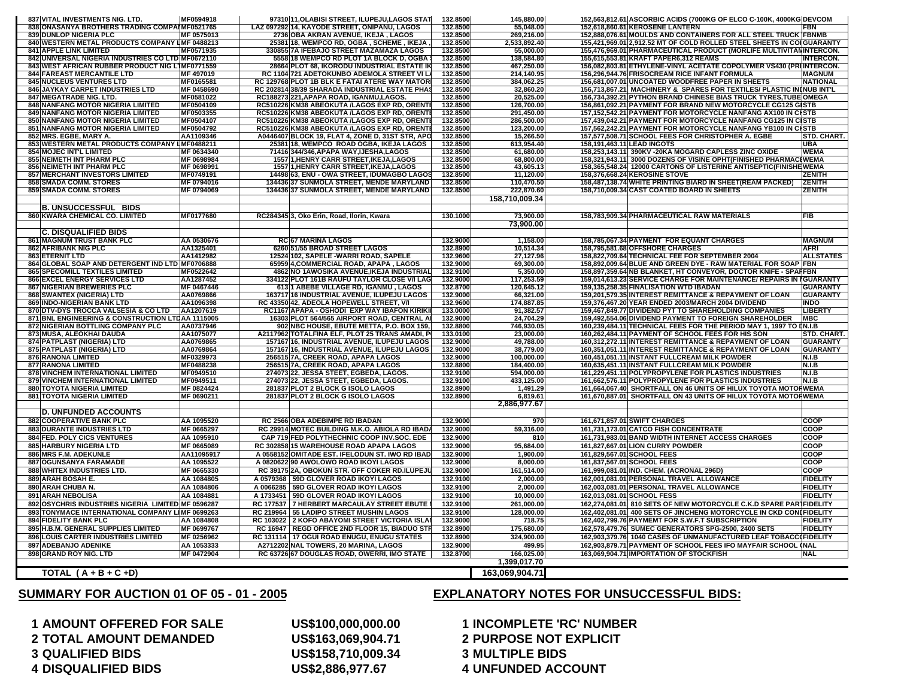| | | | | | | | | |
|---|---|---|---|---|---|---|---|---|
| 837 | VITAL INVESTMENTS NIG. LTD. | MF0594918 | 97310 | 11,OLABISI STREET, ILUPEJU,LAGOS STAT | 132.8500 | 145,880.00 | 152,563,812.61 | ASCORBIC ACIDS (7000KG OF ELCO C-100K, 4000KG | DEVCOM |
| 838 | ONASANYA BROTHERS TRADING COMPAN | MF0521765 | LAZ 097292 | 14, KAYODE STREET, ONIPANU, LAGOS | 132.8500 | 55,048.00 | 152,618,860.61 | KEROSENE LANTERN | FBN |
| 839 | DUNLOP NIGERIA PLC | MF 0575013 | 2736 | OBA AKRAN AVENUE, IKEJA , LAGOS | 132.8500 | 269,216.00 | 152,888,076.61 | MOULDS AND CONTAINERS FOR ALL STEEL TRUCK T | FBNMB |
| 840 | WESTERN METAL PRODUCTS COMPANY L | MF 0488213 | 25381 | 18, WEMPCO RD, OGBA , SCHEME , IKEJA , | 132.8500 | 2,533,892.40 | 155,421,969.01 | 2,912.52 MT OF COLD ROLLED STEEL SHEETS IN COI | GUARANTY |
| 841 | APPLE LINK LIMITED | MF0571935 | 330855 | 7A IFEBAJO STREET MAZAMAZA LAGOS | 132.8500 | 55,000.00 | 155,476,969.01 | PHARMACEUTICAL PRODUCT (MORLIFE MULTIVITAM | INTERCON. |
| 842 | UNIVERSAL NIGERIA INDUSTRIES CO LTD | MF0672110 | 5558 | 18 WEMPCO RD PLOT 1A BLOCK D, OGBA | 132.8500 | 138,584.80 | 155,615,553.81 | KRAFT PAPER6,312 REAMS | INTERCON. |
| 843 | WEST AFRICAN RUBBER PRODUCT NIG LT | MF0771559 | 28664 | PLOT 68, IKORODU INDUSTRIAL ESTATE IK | 132.8500 | 467,250.00 | 156,082,803.81 | ETHYLENE-VINYL ACETATE COPOLYMER VS430 (PRI | INTERCON. |
| 844 | FAREAST MERCANTILE LTD | MF 497019 | RC 1104 | 721 ADETOKUNBO ADEMOLA STREET VI L | 132.8500 | 214,140.95 | 156,296,944.76 | FRISOCREAM RICE INFANT FORMULA | MAGNUM |
| 845 | NUCLEUS VENTURES LTD | MF0165581 | RC 129768 | PLOT 1B BLK E FATAI ATERE WAY MATORI | 132.8500 | 384,062.25 | 156,681,007.01 | UNCOATED WOODFREE PAPER IN SHEETS | NATIONAL |
| 846 | JAYKAY CARPET INDUSTRIES LTD | MF 0458690 | RC 202814 | 38/39 SHARADA INDUSTRIAL ESTATE PHAS | 132.8500 | 32,860.20 | 156,713,867.21 | MACHINERY & SPARES FOR TEXTILES/ PLASTIC IN | NUB INT'L |
| 847 | MEGATRADE NIG. LTD. | MF0581022 | RC188273 | 221,APAPA ROAD, IGANMU,LAGOS. | 132.8500 | 20,525.00 | 156,734,392.21 | PYTHON BRAND CHINESE BIAS TRUCK TYRES,TUBE | OMEGA |
| 848 | NANFANG MOTOR NIGERIA LIMITED | MF0504109 | RC510226 | KM38 ABEOKUTA /LAGOS EXP RD, ORENTI | 132.8500 | 126,700.00 | 156,861,092.21 | PAYMENT FOR BRAND NEW MOTORCYCLE CG125 CI | STB |
| 849 | NANFANG MOTOR NIGERIA LIMITED | MF0503355 | RC510226 | KM38 ABEOKUTA /LAGOS EXP RD, ORENTI | 132.8500 | 291,450.00 | 157,152,542.21 | PAYMENT FOR MOTORCYCLE NANFANG AX100 IN CK | STB |
| 850 | NANFANG MOTOR NIGERIA LIMITED | MF0504107 | RC510226 | KM38 ABEOKUTA /LAGOS EXP RD, ORENTI | 132.8500 | 286,500.00 | 157,439,042.21 | PAYMENT FOR MOTORCYCLE NANFANG CG125 IN CI | STB |
| 851 | NANFANG MOTOR NIGERIA LIMITED | MF0504792 | RC510226 | KM38 ABEOKUTA /LAGOS EXP RD, ORENTI | 132.8500 | 123,200.00 | 157,562,242.21 | PAYMENT FOR MOTORCYCLE NANFANG YB100 IN CK | STB |
| 852 | MRS. EGBE, MARY A. | AA1109346 | A0446407 | BLOCK 19, FLAT 4, ZONE D, 31ST STR, APO | 132.8500 | 15,266.50 | 157,577,508.71 | SCHOOL FEES FOR CHRISTOPHER A. EGBE | STD. CHART. |
| 853 | WESTERN METAL PRODUCTS COMPANY L | MF0488211 | 25381 | 18, WEMPCO ROAD OGBA, IKEJA LAGOS | 132.8500 | 613,954.40 | 158,191,463.11 | LEAD INGOTS | UBA |
| 854 | MOJEC INT'L LIMITED | MF 0634340 | 71416 | 344/346,APAPA WAY,IJESHA,LAGOS | 132.8500 | 61,680.00 | 158,253,143.11 | 390KV -20KA MOGARD CAPLESS ZINC OXIDE | WEMA |
| 855 | NEIMETH INT PHARM PLC | MF 0698984 | 1557 | 1,HENRY CARR STREET,IKEJA,LAGOS | 132.8500 | 68,800.00 | 158,321,943.11 | 3000 DOZENS OF VISINE OPHT(FINISHED PHARMACE | WEMA |
| 856 | NEIMETH INT PHARM PLC | MF 0698991 | 1557 | 1,HENRY CARR STREET,IKEJA,LAGOS | 132.8500 | 43,605.13 | 158,365,548.24 | 12000 CARTONS OF LISTERINE ANTISEPTIC(FINISHE | WEMA |
| 857 | MERCHANT INVESTORS LIMITED | MF0749191 | 14498 | 63, ENU - OWA STREET, IDUMAGBO LAGOS | 132.8500 | 11,120.00 | 158,376,668.24 | KEROSINE STOVE | ZENITH |
| 858 | SMADA COMM. STORES | MF 0794016 | 134436 | 37 SUNMOLA STREET, MENDE MARYLAND | 132.8500 | 110,470.50 | 158,487,138.74 | WHITE PRINTING BIARD IN SHEET(REAM PACKED) | ZENITH |
| 859 | SMADA COMM. STORES | MF 0794069 | 134436 | 37 SUNMOLA STREET, MENDE MARYLAND | 132.8500 | 222,870.60 | 158,710,009.34 | CAST COATED BOARD IN SHEETS | ZENITH |
| | | | | | | **158,710,009.34** | | | |
| | **B. UNSUCCESSFUL BIDS** | | | | | | | | |
| 860 | KWARA CHEMICAL CO. LIMITED | MF0177680 | RC284345 | 3, Oko Erin, Road, Ilorin, Kwara | 130.1000 | 73,900.00 | 158,783,909.34 | PHARMACEUTICAL RAW MATERIALS | FIB |
| | | | | | | **73,900.00** | | | |
| | **C. DISQUALIFIED BIDS** | | | | | | | | |
| 861 | MAGNUM TRUST BANK PLC | AA 0530676 | RC | 67 MARINA LAGOS | 132.9000 | 1,158.00 | 158,785,067.34 | PAYMENT FOR EQUANT CHARGES | MAGNUM |
| 862 | AFRIBANK NIG PLC | AA1325401 | 6260 | 51/55 BROAD STREET LAGOS | 132.8900 | 10,514.34 | 158,795,581.68 | OFFSHORE CHARGES | AFRI |
| 863 | ETERNIT LTD | AA1412982 | 12524 | 102, SAPELE -WARRI ROAD, SAPELE | 132.9600 | 27,127.96 | 158,822,709.64 | TECHNICAL FEE FOR SEPTEMBER 2004 | ALLSTATES |
| 864 | GLOBAL SOAP AND DETERGENT IND LTD | MF0706888 | 65959 | 4,COMMERCIAL ROAD, APAPA , LAGOS | 132.9000 | 69,300.00 | 158,892,009.64 | BLUE AND GREEN DYE - RAW MATERIAL FOR SOAP | FBN |
| 865 | SPECOMILL TEXTILES LIMITED | MF0522642 | 4862 | NO 1AWOSIKA AVENUE,IKEJA INDUSTRIAL | 132.9100 | 5,350.00 | 158,897,359.64 | NB BLANKET, HT CONVEYOR, DOCTOR KNIFE - SPAR | FBN |
| 866 | EXCEL ENERGY SERVICES LTD | AA1287452 | 334122 | PLOT 161B RAUFU TAYLOR CLOSE V/I LAG | 132.9000 | 117,253.59 | 159,014,613.23 | SERVICE CHARGE FOR MAINTENANCE/ REPAIRS IN T | GUARANTY |
| 867 | NIGERIAN BREWERIES PLC | MF 0467446 | 613 | 1 ABEBE VILLAGE RD, IGANMU , LAGOS | 132.8700 | 120,645.12 | 159,135,258.35 | FINALISATION WTD IBADAN | GUARANTY |
| 868 | SWANTEX (NIGERIA) LTD | AA0769866 | 163717 | 16 INDUSTRIAL AVENUE, ILUPEJU LAGOS | 132.9000 | 66,321.00 | 159,201,579.35 | INTEREST REMITTANCE & REPAYMENT OF LOAN | GUARANTY |
| 869 | INDO-NIGERIAN BANK LTD | AA1096398 | RC 43350 | 42, ADEOLA HOPEWELL STREET, V/I | 132.9600 | 174,887.85 | 159,376,467.20 | YEAR ENDED 2003/MARCH 2004 DIVIDEND | INDO |
| 870 | DTV-DYS TROCCA VALSESIA & CO LTD | AA1207619 | RC1167 | APAPA - OSHODI EXP WAY IBAFON KIRIKI | 133.0000 | 91,382.57 | 159,467,849.77 | DIVIDEND PYT TO SHAREHOLDING COMPANIES | LIBERTY |
| 871 | BNL ENGINEERING & CONSTRUCTION LTD | AA 1115005 | 16303 | PLOT 564/565 AIRPORT ROAD, CENTRAL A | 132.9000 | 24,704.29 | 159,492,554.06 | DIVIDEND PAYMENT TO FOREIGN SHAREHOLDER | MBC |
| 872 | NIGERIAN BOTTLING COMPANY PLC | AA0737946 | 902 | NBC HOUSE, EBUTE METTA, P.O. BOX 159, | 132.8800 | 746,930.05 | 160,239,484.11 | TECHNICAL FEES FOR THE PERIOD MAY 1, 1997 TO D | N.I.B |
| 873 | MUSA, ALEOKHAI DAUDA | AA1075077 | A2117962 | TOTALFINA ELF, PLOT 25 TRANS AMADI, P | 133.0100 | 23,000.00 | 160,262,484.11 | PAYMENT OF SCHOOL FEES FOR HIS SON | STD. CHART. |
| 874 | PATPLAST (NIGERIA) LTD | AA0769865 | 157167 | 16, INDUSTRIAL AVENUE, ILUPEJU LAGOS | 132.9000 | 49,788.00 | 160,312,272.11 | INTEREST REMITTANCE & REPAYMENT OF LOAN | GUARANTY |
| 875 | PATPLAST (NIGERIA) LTD | AA0769864 | 157167 | 16, INDUSTRIAL AVENUE, ILUPEJU LAGOS | 132.9000 | 38,779.00 | 160,351,051.11 | INTEREST REMITTANCE & REPAYMENT OF LOAN | GUARANTY |
| 876 | RANONA LIMITED | MF0329973 | 256515 | 7A, CREEK ROAD, APAPA LAGOS | 132.9000 | 100,000.00 | 160,451,051.11 | INSTANT FULLCREAM MILK POWDER | N.I.B |
| 877 | RANONA LIMITED | MF0488238 | 256515 | 7A, CREEK ROAD, APAPA LAGOS | 132.8800 | 184,400.00 | 160,635,451.11 | INSTANT FULLCREAM MILK POWDER | N.I.B |
| 878 | VINCHEM INTERNATIONAL LIMITED | MF0949510 | 274073 | 22, JESSA STEET, EGBEDA, LAGOS. | 132.9100 | 594,000.00 | 161,229,451.11 | POLYPROPYLENE FOR PLASTICS INDUSTRIES | N.I.B |
| 879 | VINCHEM INTERNATIONAL LIMITED | MF0949511 | 274073 | 22, JESSA STEET, EGBEDA, LAGOS. | 132.9100 | 433,125.00 | 161,662,576.11 | POLYPROPYLENE FOR PLASTICS INDUSTRIES | N.I.B |
| 880 | TOYOTA NIGERIA LIMITED | MF 0824424 | 281837 | PLOT 2 BLOCK G ISOLO LAGOS | 132.8900 | 1,491.29 | 161,664,067.40 | SHORTFALL ON 46 UNITS OF HILUX TOYOTA MOTOR | WEMA |
| 881 | TOYOTA NIGERIA LIMITED | MF 0690211 | 281837 | PLOT 2 BLOCK G ISOLO LAGOS | 132.8900 | 6,819.61 | 161,670,887.01 | SHORTFALL ON 43 UNITS OF HILUX TOYOTA MOTOR | WEMA |
| | | | | | | **2,886,977.67** | | | |
| | **D. UNFUNDED ACCOUNTS** | | | | | | | | |
| 882 | COOPERATIVE BANK PLC | AA 1095520 | RC 2566 | OBA ADEBIMPE RD IBADAN | 132.9000 | 970 | 161,671,857.01 | SWIFT CHARGES | COOP |
| 883 | DURANTE INDUSTRIES LTD | MF 0665297 | RC 29914 | MOTEC BUILDING M.K.O. ABIOLA RD IBADA | 132.9000 | 59,316.00 | 161,731,173.01 | CATCO FISH CONCENTRATE | COOP |
| 884 | FED. POLY CICS VENTURES | AA 1095910 | CAP 719 | FED POLYTECHNIC COOP INV.SOC. EDE | 132.9000 | 810 | 161,731,983.01 | BAND WIDTH INTERNET ACCESS CHARGES | COOP |
| 885 | HARBURY NIGERIA LTD | MF 0665089 | RC 302858 | 15 WAREHOUSE ROAD APAPA LAGOS | 132.9000 | 95,684.00 | 161,827,667.01 | LION CURRY POWDER | COOP |
| 886 | MRS F.M. ADEKUNLE | AA11095917 | A 0558152 | OMITADE EST. IFELODUN ST. IWO RD IBAD | 132.9000 | 1,900.00 | 161,829,567.01 | SCHOOL FEES | COOP |
| 887 | OGUNSANYA FARAMADE | AA 1095522 | A 0820622 | 90 AWOLOWO ROAD IKOYI LAGOS | 132.9000 | 8,000.00 | 161,837,567.01 | SCHOOL FEES | COOP |
| 888 | WHITEX INDUSTRIES LTD. | MF 0665330 | RC 39175 | 2A, OBOKUN STR. OFF COKER RD.ILUPEJU | 132.9000 | 161,514.00 | 161,999,081.01 | IND. CHEM. (ACRONAL 296D) | COOP |
| 889 | ARAH BOSAH E. | AA 1084805 | A 0579368 | 59D GLOVER ROAD IKOYI LAGOS | 132.9100 | 2,000.00 | 162,001,081.01 | PERSONAL TRAVEL ALLOWANCE | FIDELITY |
| 890 | ARAH CHUBA N. | AA 1084806 | A 0066285 | 59D GLOVER ROAD IKOYI LAGOS | 132.9100 | 2,000.00 | 162,003,081.01 | PERSONAL TRAVEL ALLOWANCE | FIDELITY |
| 891 | ARAH NEBOLISA | AA 1084881 | A 1733451 | 59D GLOVER ROAD IKOYI LAGOS | 132.9100 | 10,000.00 | 162,013,081.01 | SCHOOL FEES | FIDELITY |
| 892 | OSYCHRIS INDUSTRIES NIGERIA LIMITED | MF 0596287 | RC 177537 | 7 HERBERT MARCAULAY STREET EBUTE | 132.9100 | 261,000.00 | 162,274,081.01 | 810 SETS OF NEW MOTORCYCLE C.K.D SPARE PART | FIDELITY |
| 893 | TONYMACE INTERNATIONAL COMPANY LI | MF 0699263 | RC 219964 | 55 LADIPO STREET MUSHIN LAGOS | 132.9100 | 128,000.00 | 162,402,081.01 | 400 SETS OF JINCHENG MOTORCYCLE IN CKD CONI | FIDELITY |
| 894 | FIDELITY BANK PLC | AA 1084808 | RC 103022 | 2 KOFO ABAYOMI STREET VICTORIA ISLA | 132.9000 | 718.75 | 162,402,799.76 | PAYMEMT FOR S.W.F.T SUBSCRIPTION | FIDELITY |
| 895 | H.B.M. GENERAL SUPPLIES LIMITED | MF 0699767 | RC 16947 | REGD OFFICE 2ND FLOOR 15, BIADUO STR | 132.8900 | 175,680.00 | 162,578,479.76 | SUMEC GENERATORS SPG-2500, 2400 SETS | FIDELITY |
| 896 | LOUIS CARTER INDUSTRIES LIMITED | MF 0256962 | RC 131114 | 17 OGUI ROAD ENUGU, ENUGU STATES | 132.8900 | 324,900.00 | 162,903,379.76 | 1040 CASES OF UNMANUFACTURED LEAF TOBACCO | FIDELITY |
| 897 | ADEBANJO ADENIKE | AA 1053333 | A2712202 | NAL TOWERS, 20 MARINA, LAGOS | 132.9000 | 499.95 | 162,903,879.71 | PAYMENT OF SCHOOL FEES IFO MAYFAIR SCHOOL ( | NAL |
| 898 | GRAND ROY NIG. LTD | MF 0472904 | RC 63726 | 67 DOUGLAS ROAD, OWERRI, IMO STATE | 132.8700 | 166,025.00 | 163,069,904.71 | IMPORTATION OF STOCKFISH | NAL |
| | | | | | | **1,399,017.70** | | | |
| | **TOTAL ( A + B + C +D)** | | | | | **163,069,904.71** | | | |

## SUMMARY FOR AUCTION 01 OF 05 - 01 - 2005

| | | |
|---|---|---|
| 1 | AMOUNT OFFERED FOR SALE | US$100,000,000.00 |
| 2 | TOTAL AMOUNT DEMANDED | US$163,069,904.71 |
| 3 | QUALIFIED BIDS | US$158,710,009.34 |
| 4 | DISQUALIFIED BIDS | US$2,886,977.67 |

## EXPLANATORY NOTES FOR UNSUCCESSFUL BIDS:

1 INCOMPLETE 'RC' NUMBER
2 PURPOSE NOT EXPLICIT
3 MULTIPLE BIDS
4 UNFUNDED ACCOUNT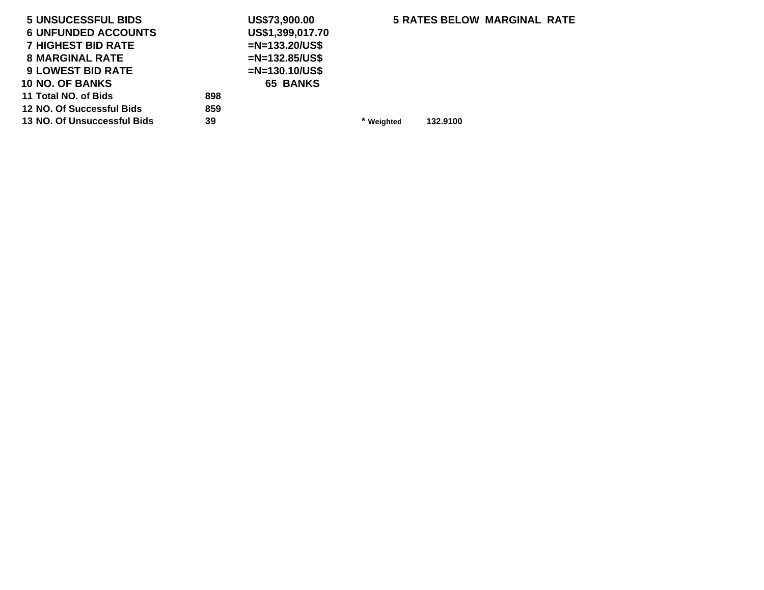| | | | | |
|---|---|---|---|---|
| 5 UNSUCESSFUL BIDS | | US$73,900.00 | 5 RATES BELOW MARGINAL RATE | |
| 6 UNFUNDED ACCOUNTS | | US$1,399,017.70 | | |
| 7 HIGHEST BID RATE | | =N=133.20/US$ | | |
| 8 MARGINAL RATE | | =N=132.85/US$ | | |
| 9 LOWEST BID RATE | | =N=130.10/US$ | | |
| 10 NO. OF BANKS | | 65 BANKS | | |
| 11 Total NO. of Bids | 898 | | | |
| 12 NO. Of Successful Bids | 859 | | | |
| 13 NO. Of Unsuccessful Bids | 39 | | * Weighted | 132.9100 |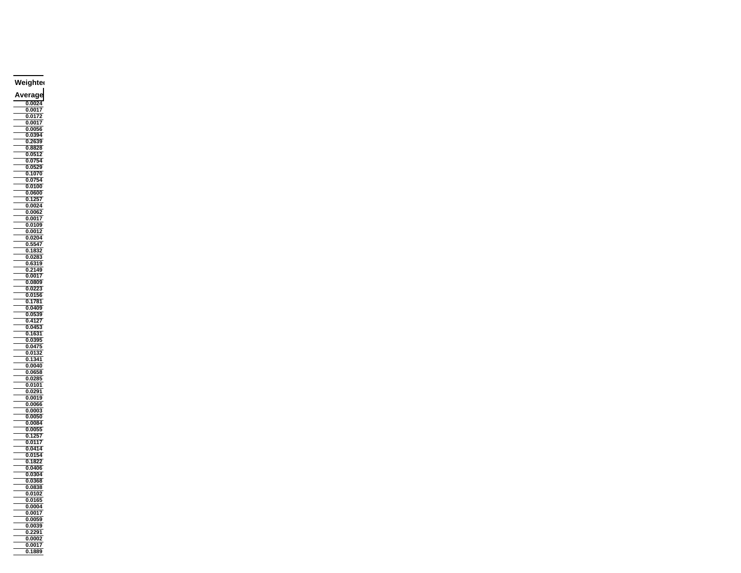| Weighted Average |
|---|
| 0.0024 |
| 0.0017 |
| 0.0172 |
| 0.0017 |
| 0.0056 |
| 0.0394 |
| 0.2639 |
| 0.8828 |
| 0.0512 |
| 0.0754 |
| 0.0529 |
| 0.1070 |
| 0.0754 |
| 0.0100 |
| 0.0600 |
| 0.1257 |
| 0.0024 |
| 0.0062 |
| 0.0017 |
| 0.0109 |
| 0.0012 |
| 0.0204 |
| 0.5547 |
| 0.1832 |
| 0.0283 |
| 0.6319 |
| 0.2149 |
| 0.0017 |
| 0.0809 |
| 0.0223 |
| 0.0156 |
| 0.1781 |
| 0.0409 |
| 0.0539 |
| 0.4127 |
| 0.0453 |
| 0.1631 |
| 0.0395 |
| 0.0475 |
| 0.0132 |
| 0.1341 |
| 0.0040 |
| 0.0658 |
| 0.0285 |
| 0.0101 |
| 0.0291 |
| 0.0019 |
| 0.0066 |
| 0.0003 |
| 0.0050 |
| 0.0084 |
| 0.0055 |
| 0.1257 |
| 0.0117 |
| 0.0414 |
| 0.0154 |
| 0.1822 |
| 0.0406 |
| 0.0304 |
| 0.0368 |
| 0.0838 |
| 0.0102 |
| 0.0165 |
| 0.0004 |
| 0.0017 |
| 0.0059 |
| 0.0039 |
| 0.2291 |
| 0.0002 |
| 0.0017 |
| 0.1889 |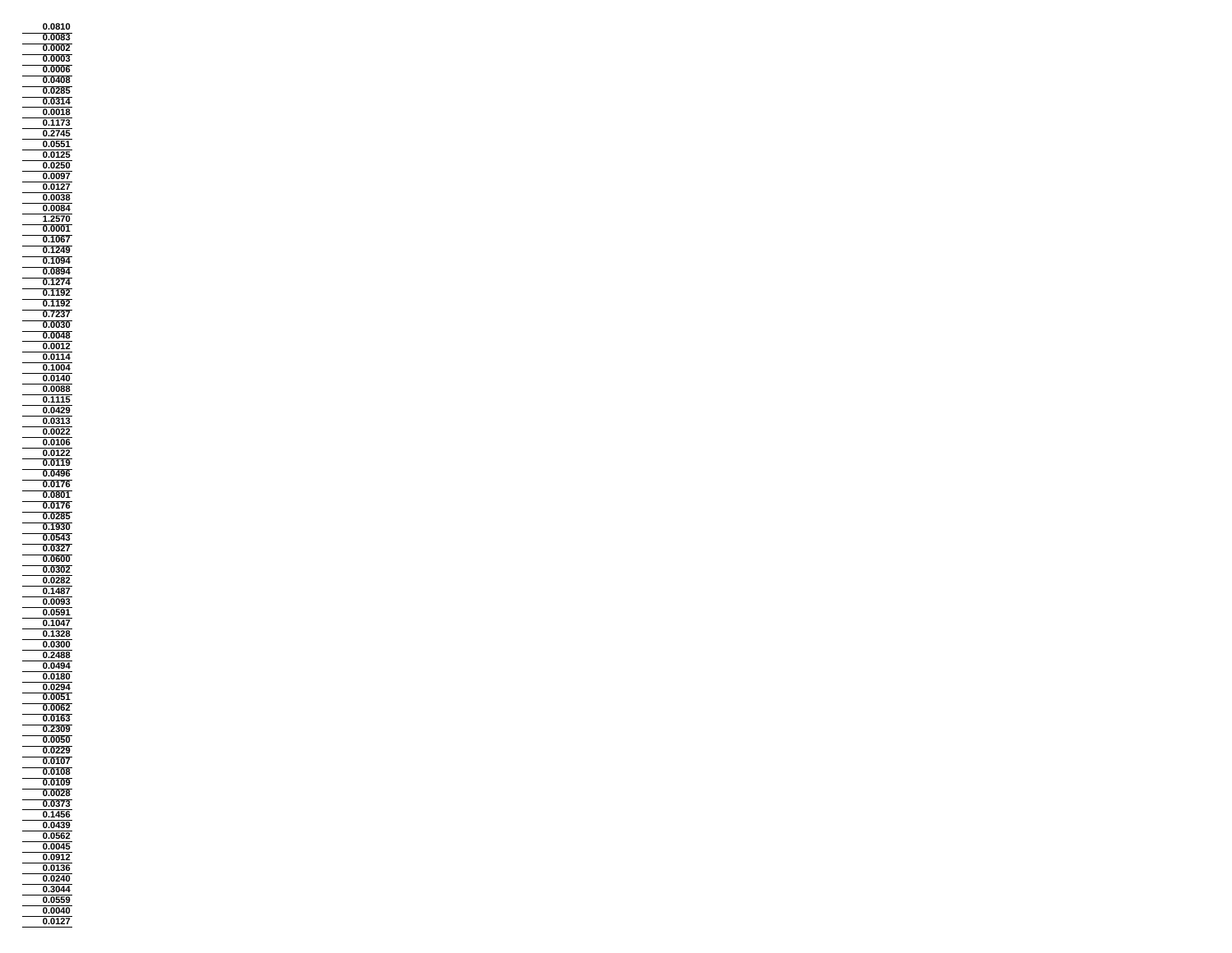| |
|---|
| 0.0810 |
| 0.0083 |
| 0.0002 |
| 0.0003 |
| 0.0006 |
| 0.0408 |
| 0.0285 |
| 0.0314 |
| 0.0018 |
| 0.1173 |
| 0.2745 |
| 0.0551 |
| 0.0125 |
| 0.0250 |
| 0.0097 |
| 0.0127 |
| 0.0038 |
| 0.0084 |
| 1.2570 |
| 0.0001 |
| 0.1067 |
| 0.1249 |
| 0.1094 |
| 0.0894 |
| 0.1274 |
| 0.1192 |
| 0.1192 |
| 0.7237 |
| 0.0030 |
| 0.0048 |
| 0.0012 |
| 0.0114 |
| 0.1004 |
| 0.0140 |
| 0.0088 |
| 0.1115 |
| 0.0429 |
| 0.0313 |
| 0.0022 |
| 0.0106 |
| 0.0122 |
| 0.0119 |
| 0.0496 |
| 0.0176 |
| 0.0801 |
| 0.0176 |
| 0.0285 |
| 0.1930 |
| 0.0543 |
| 0.0327 |
| 0.0600 |
| 0.0302 |
| 0.0282 |
| 0.1487 |
| 0.0093 |
| 0.0591 |
| 0.1047 |
| 0.1328 |
| 0.0300 |
| 0.2488 |
| 0.0494 |
| 0.0180 |
| 0.0294 |
| 0.0051 |
| 0.0062 |
| 0.0163 |
| 0.2309 |
| 0.0050 |
| 0.0229 |
| 0.0107 |
| 0.0108 |
| 0.0109 |
| 0.0028 |
| 0.0373 |
| 0.1456 |
| 0.0439 |
| 0.0562 |
| 0.0045 |
| 0.0912 |
| 0.0136 |
| 0.0240 |
| 0.3044 |
| 0.0559 |
| 0.0040 |
| 0.0127 |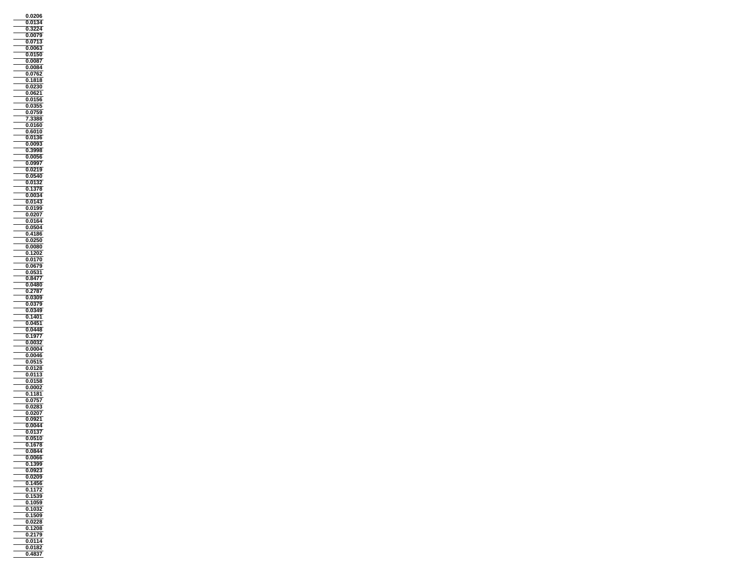| |
|---|
| 0.0206 |
| 0.0134 |
| 0.3224 |
| 0.0079 |
| 0.0713 |
| 0.0063 |
| 0.0150 |
| 0.0087 |
| 0.0084 |
| 0.0762 |
| 0.1818 |
| 0.0230 |
| 0.0621 |
| 0.0156 |
| 0.0355 |
| 0.0759 |
| 7.3388 |
| 0.0160 |
| 0.6010 |
| 0.0136 |
| 0.0093 |
| 0.3998 |
| 0.0056 |
| 0.0997 |
| 0.0219 |
| 0.0540 |
| 0.0132 |
| 0.1378 |
| 0.0034 |
| 0.0143 |
| 0.0199 |
| 0.0207 |
| 0.0164 |
| 0.0504 |
| 0.4186 |
| 0.0250 |
| 0.0080 |
| 0.1202 |
| 0.0170 |
| 0.0679 |
| 0.0531 |
| 0.8477 |
| 0.0480 |
| 0.2787 |
| 0.0309 |
| 0.0379 |
| 0.0349 |
| 0.1401 |
| 0.0451 |
| 0.0448 |
| 0.1977 |
| 0.0032 |
| 0.0004 |
| 0.0046 |
| 0.0515 |
| 0.0128 |
| 0.0113 |
| 0.0158 |
| 0.0002 |
| 0.1181 |
| 0.0757 |
| 0.0283 |
| 0.0207 |
| 0.0921 |
| 0.0044 |
| 0.0137 |
| 0.0510 |
| 0.1678 |
| 0.0844 |
| 0.0066 |
| 0.1399 |
| 0.0923 |
| 0.0209 |
| 0.1456 |
| 0.1172 |
| 0.1539 |
| 0.1059 |
| 0.1032 |
| 0.1509 |
| 0.0228 |
| 0.1208 |
| 0.2179 |
| 0.0114 |
| 0.0182 |
| 0.4837 |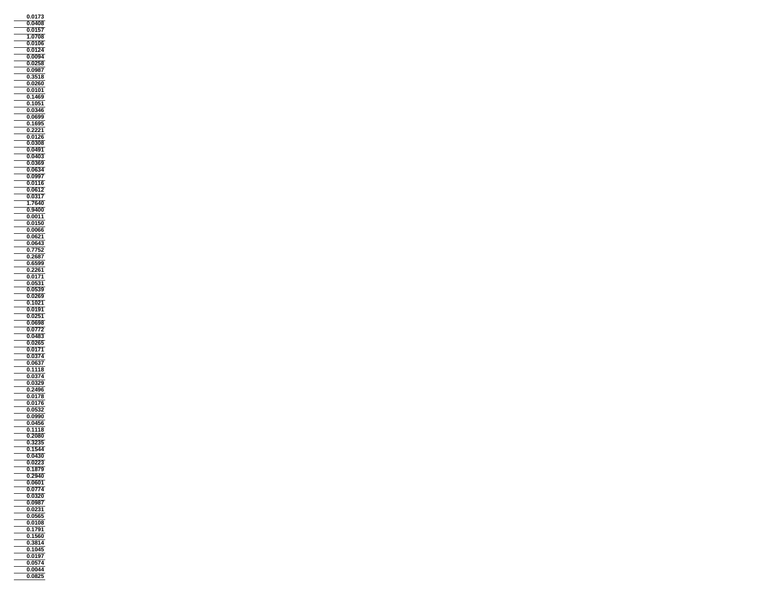| |
|---|
| 0.0173 |
| 0.0408 |
| 0.0157 |
| 1.0708 |
| 0.0106 |
| 0.0124 |
| 0.0094 |
| 0.0258 |
| 0.0987 |
| 0.3518 |
| 0.0260 |
| 0.0101 |
| 0.1469 |
| 0.1051 |
| 0.0346 |
| 0.0699 |
| 0.1695 |
| 0.2221 |
| 0.0126 |
| 0.0308 |
| 0.0491 |
| 0.0403 |
| 0.0369 |
| 0.0634 |
| 0.0997 |
| 0.0116 |
| 0.0612 |
| 0.0317 |
| 1.7640 |
| 0.9400 |
| 0.0011 |
| 0.0150 |
| 0.0066 |
| 0.0621 |
| 0.0643 |
| 0.7752 |
| 0.2687 |
| 0.6599 |
| 0.2261 |
| 0.0171 |
| 0.0531 |
| 0.0539 |
| 0.0269 |
| 0.1021 |
| 0.0191 |
| 0.0251 |
| 0.0698 |
| 0.0772 |
| 0.0483 |
| 0.0265 |
| 0.0171 |
| 0.0374 |
| 0.0637 |
| 0.1118 |
| 0.0374 |
| 0.0329 |
| 0.2496 |
| 0.0178 |
| 0.0176 |
| 0.0532 |
| 0.0990 |
| 0.0456 |
| 0.1118 |
| 0.2080 |
| 0.3235 |
| 0.1544 |
| 0.0430 |
| 0.0223 |
| 0.1879 |
| 0.2940 |
| 0.0601 |
| 0.0774 |
| 0.0320 |
| 0.0987 |
| 0.0231 |
| 0.0565 |
| 0.0108 |
| 0.1791 |
| 0.1560 |
| 0.3814 |
| 0.1045 |
| 0.0197 |
| 0.0574 |
| 0.0044 |
| 0.0825 |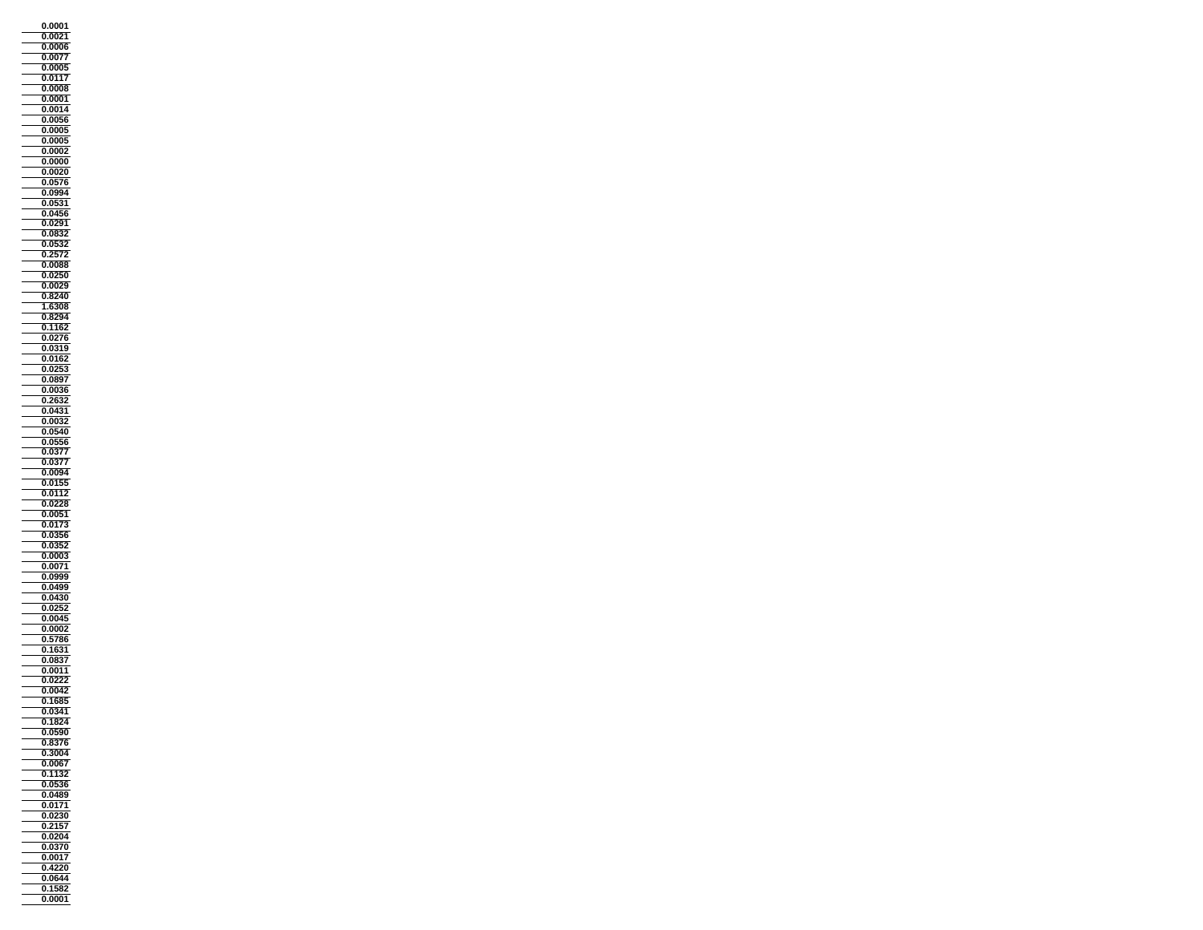| |
|---|
| **0.0001** |
| **0.0021** |
| **0.0006** |
| **0.0077** |
| **0.0005** |
| **0.0117** |
| **0.0008** |
| **0.0001** |
| **0.0014** |
| **0.0056** |
| **0.0005** |
| **0.0005** |
| **0.0002** |
| **0.0000** |
| **0.0020** |
| **0.0576** |
| **0.0994** |
| **0.0531** |
| **0.0456** |
| **0.0291** |
| **0.0832** |
| **0.0532** |
| **0.2572** |
| **0.0088** |
| **0.0250** |
| **0.0029** |
| **0.8240** |
| **1.6308** |
| **0.8294** |
| **0.1162** |
| **0.0276** |
| **0.0319** |
| **0.0162** |
| **0.0253** |
| **0.0897** |
| **0.0036** |
| **0.2632** |
| **0.0431** |
| **0.0032** |
| **0.0540** |
| **0.0556** |
| **0.0377** |
| **0.0377** |
| **0.0094** |
| **0.0155** |
| **0.0112** |
| **0.0228** |
| **0.0051** |
| **0.0173** |
| **0.0356** |
| **0.0352** |
| **0.0003** |
| **0.0071** |
| **0.0999** |
| **0.0499** |
| **0.0430** |
| **0.0252** |
| **0.0045** |
| **0.0002** |
| **0.5786** |
| **0.1631** |
| **0.0837** |
| **0.0011** |
| **0.0222** |
| **0.0042** |
| **0.1685** |
| **0.0341** |
| **0.1824** |
| **0.0590** |
| **0.8376** |
| **0.3004** |
| **0.0067** |
| **0.1132** |
| **0.0536** |
| **0.0489** |
| **0.0171** |
| **0.0230** |
| **0.2157** |
| **0.0204** |
| **0.0370** |
| **0.0017** |
| **0.4220** |
| **0.0644** |
| **0.1582** |
| **0.0001** |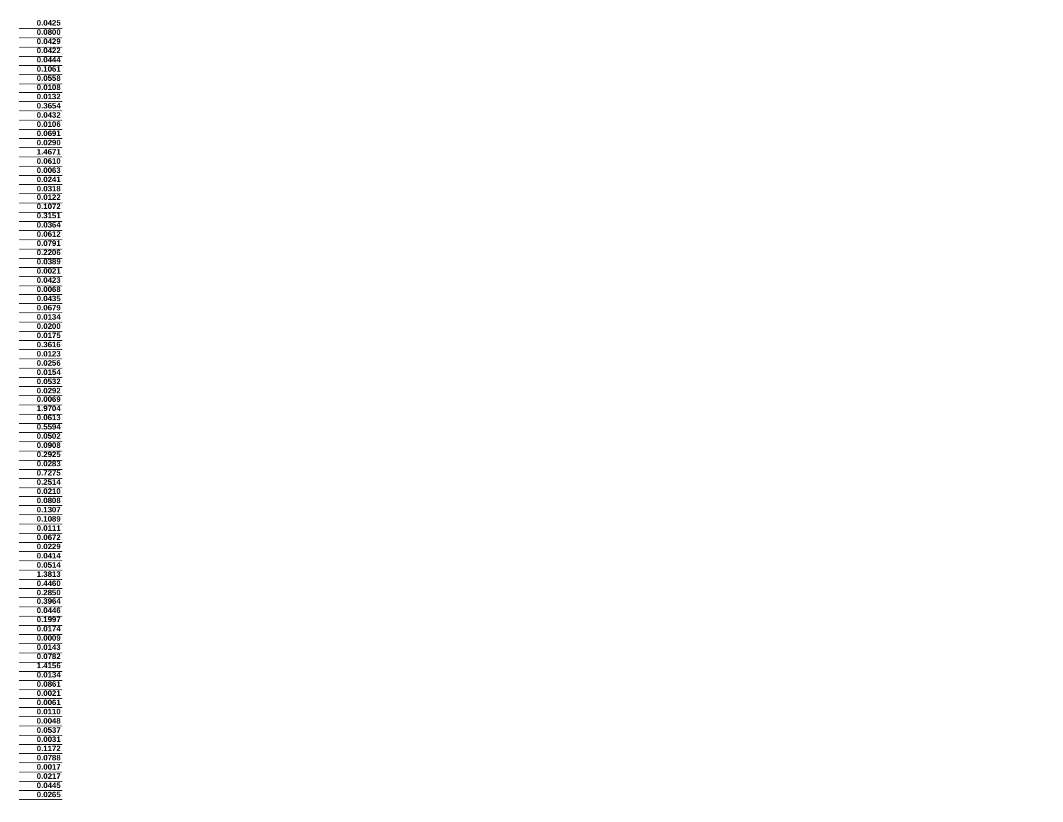| |
|---|
| **0.0425** |
| **0.0800** |
| **0.0429** |
| **0.0422** |
| **0.0444** |
| **0.1061** |
| **0.0558** |
| **0.0108** |
| **0.0132** |
| **0.3654** |
| **0.0432** |
| **0.0106** |
| **0.0691** |
| **0.0290** |
| **1.4671** |
| **0.0610** |
| **0.0063** |
| **0.0241** |
| **0.0318** |
| **0.0122** |
| **0.1072** |
| **0.3151** |
| **0.0364** |
| **0.0612** |
| **0.0791** |
| **0.2206** |
| **0.0389** |
| **0.0021** |
| **0.0423** |
| **0.0068** |
| **0.0435** |
| **0.0679** |
| **0.0134** |
| **0.0200** |
| **0.0175** |
| **0.3616** |
| **0.0123** |
| **0.0256** |
| **0.0154** |
| **0.0532** |
| **0.0292** |
| **0.0069** |
| **1.9704** |
| **0.0613** |
| **0.5594** |
| **0.0502** |
| **0.0908** |
| **0.2925** |
| **0.0283** |
| **0.7275** |
| **0.2514** |
| **0.0210** |
| **0.0808** |
| **0.1307** |
| **0.1089** |
| **0.0111** |
| **0.0672** |
| **0.0229** |
| **0.0414** |
| **0.0514** |
| **1.3813** |
| **0.4460** |
| **0.2850** |
| **0.3964** |
| **0.0446** |
| **0.1997** |
| **0.0174** |
| **0.0009** |
| **0.0143** |
| **0.0782** |
| **1.4156** |
| **0.0134** |
| **0.0861** |
| **0.0021** |
| **0.0061** |
| **0.0110** |
| **0.0048** |
| **0.0537** |
| **0.0031** |
| **0.1172** |
| **0.0788** |
| **0.0017** |
| **0.0217** |
| **0.0445** |
| **0.0265** |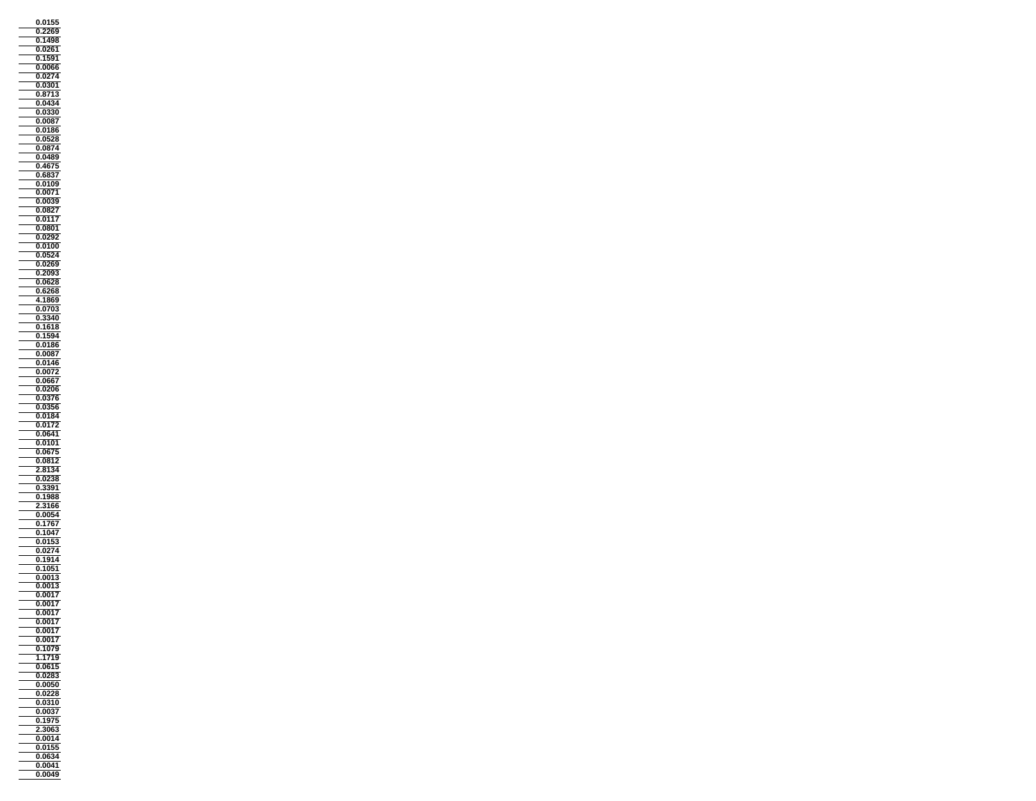| |
|---|
| 0.0155 |
| 0.2269 |
| 0.1498 |
| 0.0261 |
| 0.1591 |
| 0.0066 |
| 0.0274 |
| 0.0301 |
| 0.8713 |
| 0.0434 |
| 0.0330 |
| 0.0087 |
| 0.0186 |
| 0.0528 |
| 0.0874 |
| 0.0489 |
| 0.4675 |
| 0.6837 |
| 0.0109 |
| 0.0071 |
| 0.0039 |
| 0.0827 |
| 0.0117 |
| 0.0801 |
| 0.0292 |
| 0.0100 |
| 0.0524 |
| 0.0269 |
| 0.2093 |
| 0.0628 |
| 0.6268 |
| 4.1869 |
| 0.0703 |
| 0.3340 |
| 0.1618 |
| 0.1594 |
| 0.0186 |
| 0.0087 |
| 0.0146 |
| 0.0072 |
| 0.0667 |
| 0.0206 |
| 0.0376 |
| 0.0356 |
| 0.0184 |
| 0.0172 |
| 0.0641 |
| 0.0101 |
| 0.0675 |
| 0.0812 |
| 2.8134 |
| 0.0238 |
| 0.3391 |
| 0.1988 |
| 2.3166 |
| 0.0054 |
| 0.1767 |
| 0.1047 |
| 0.0153 |
| 0.0274 |
| 0.1914 |
| 0.1051 |
| 0.0013 |
| 0.0013 |
| 0.0017 |
| 0.0017 |
| 0.0017 |
| 0.0017 |
| 0.0017 |
| 0.0017 |
| 0.1079 |
| 1.1719 |
| 0.0615 |
| 0.0283 |
| 0.0050 |
| 0.0228 |
| 0.0310 |
| 0.0037 |
| 0.1975 |
| 2.3063 |
| 0.0014 |
| 0.0155 |
| 0.0634 |
| 0.0041 |
| 0.0049 |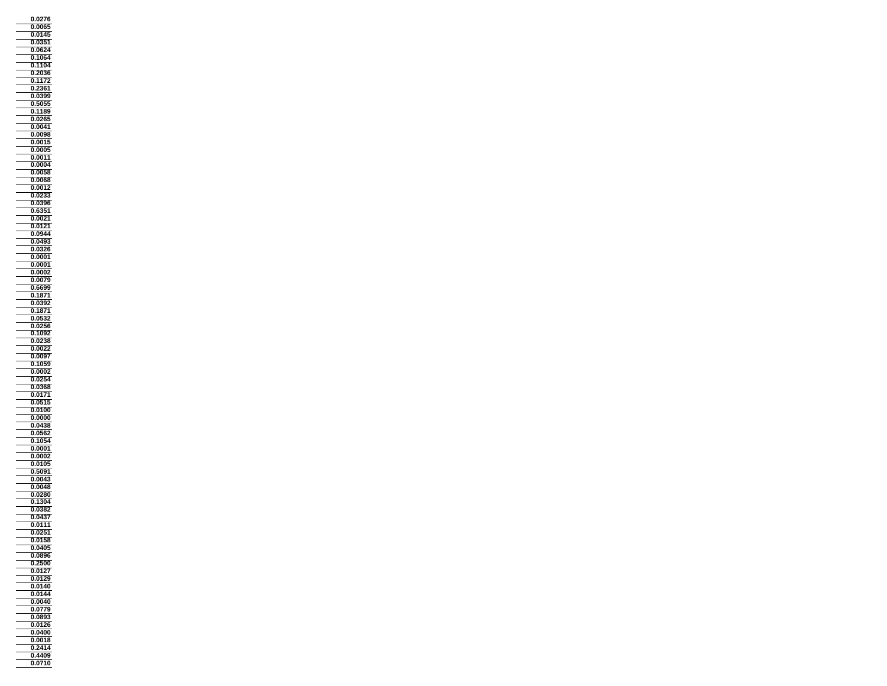| |
|---|
| 0.0276 |
| 0.0065 |
| 0.0145 |
| 0.0351 |
| 0.0624 |
| 0.1064 |
| 0.1104 |
| 0.2036 |
| 0.1172 |
| 0.2361 |
| 0.0399 |
| 0.5055 |
| 0.1189 |
| 0.0265 |
| 0.0041 |
| 0.0098 |
| 0.0015 |
| 0.0005 |
| 0.0011 |
| 0.0004 |
| 0.0058 |
| 0.0068 |
| 0.0012 |
| 0.0233 |
| 0.0396 |
| 0.6351 |
| 0.0021 |
| 0.0121 |
| 0.0944 |
| 0.0493 |
| 0.0326 |
| 0.0001 |
| 0.0001 |
| 0.0002 |
| 0.0079 |
| 0.6699 |
| 0.1871 |
| 0.0392 |
| 0.1871 |
| 0.0532 |
| 0.0256 |
| 0.1092 |
| 0.0238 |
| 0.0022 |
| 0.0097 |
| 0.1059 |
| 0.0002 |
| 0.0254 |
| 0.0368 |
| 0.0171 |
| 0.0515 |
| 0.0100 |
| 0.0000 |
| 0.0438 |
| 0.0562 |
| 0.1054 |
| 0.0001 |
| 0.0002 |
| 0.0105 |
| 0.5091 |
| 0.0043 |
| 0.0048 |
| 0.0280 |
| 0.1304 |
| 0.0382 |
| 0.0437 |
| 0.0111 |
| 0.0251 |
| 0.0158 |
| 0.0405 |
| 0.0896 |
| 0.2500 |
| 0.0127 |
| 0.0129 |
| 0.0140 |
| 0.0144 |
| 0.0040 |
| 0.0779 |
| 0.0893 |
| 0.0126 |
| 0.0400 |
| 0.0018 |
| 0.2414 |
| 0.4409 |
| 0.0710 |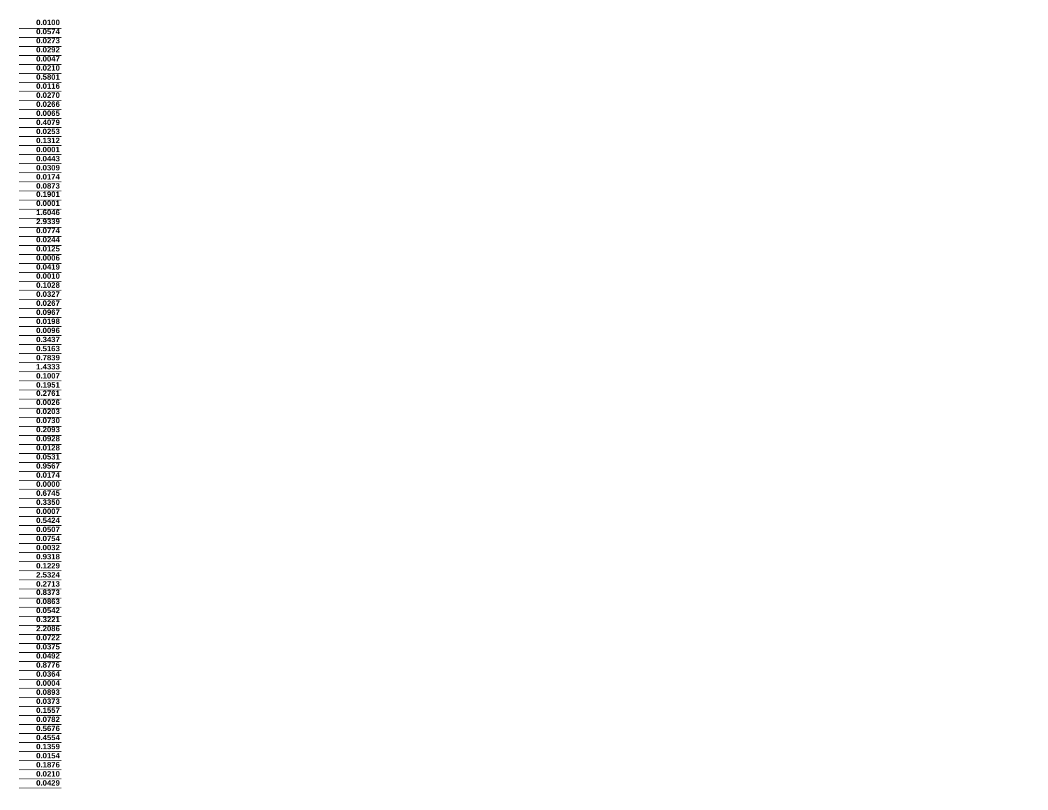| |
|---|
| 0.0100 |
| 0.0574 |
| 0.0273 |
| 0.0292 |
| 0.0047 |
| 0.0210 |
| 0.5801 |
| 0.0116 |
| 0.0270 |
| 0.0266 |
| 0.0065 |
| 0.4079 |
| 0.0253 |
| 0.1312 |
| 0.0001 |
| 0.0443 |
| 0.0309 |
| 0.0174 |
| 0.0873 |
| 0.1901 |
| 0.0001 |
| 1.6046 |
| 2.9339 |
| 0.0774 |
| 0.0244 |
| 0.0125 |
| 0.0006 |
| 0.0419 |
| 0.0010 |
| 0.1028 |
| 0.0327 |
| 0.0267 |
| 0.0967 |
| 0.0198 |
| 0.0096 |
| 0.3437 |
| 0.5163 |
| 0.7839 |
| 1.4333 |
| 0.1007 |
| 0.1951 |
| 0.2761 |
| 0.0026 |
| 0.0203 |
| 0.0730 |
| 0.2093 |
| 0.0928 |
| 0.0128 |
| 0.0531 |
| 0.9567 |
| 0.0174 |
| 0.0000 |
| 0.6745 |
| 0.3350 |
| 0.0007 |
| 0.5424 |
| 0.0507 |
| 0.0754 |
| 0.0032 |
| 0.9318 |
| 0.1229 |
| 2.5324 |
| 0.2713 |
| 0.8373 |
| 0.0863 |
| 0.0542 |
| 0.3221 |
| 2.2086 |
| 0.0722 |
| 0.0375 |
| 0.0492 |
| 0.8776 |
| 0.0364 |
| 0.0004 |
| 0.0893 |
| 0.0373 |
| 0.1557 |
| 0.0782 |
| 0.5676 |
| 0.4554 |
| 0.1359 |
| 0.0154 |
| 0.1876 |
| 0.0210 |
| 0.0429 |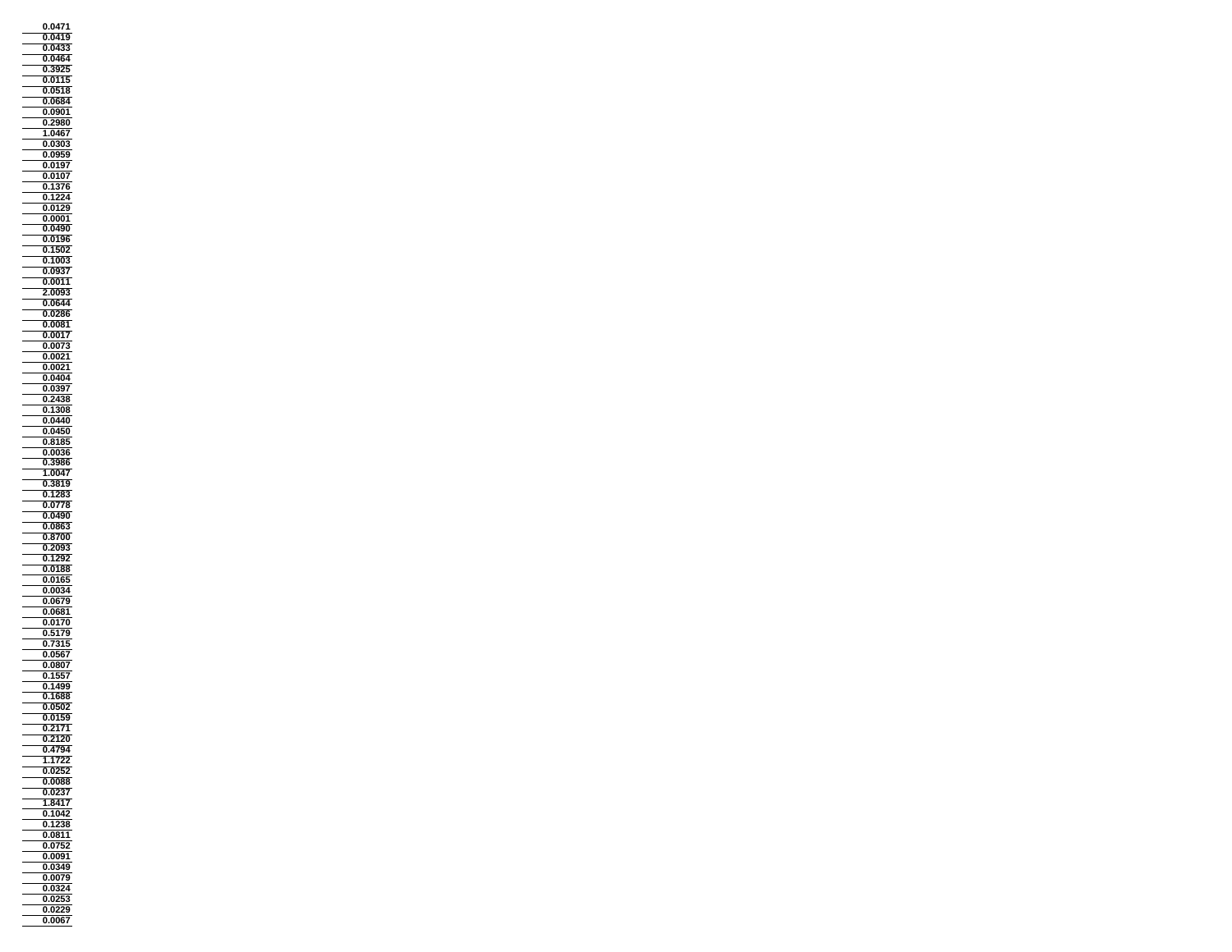| |
|---|
| 0.0471 |
| 0.0419 |
| 0.0433 |
| 0.0464 |
| 0.3925 |
| 0.0115 |
| 0.0518 |
| 0.0684 |
| 0.0901 |
| 0.2980 |
| 1.0467 |
| 0.0303 |
| 0.0959 |
| 0.0197 |
| 0.0107 |
| 0.1376 |
| 0.1224 |
| 0.0129 |
| 0.0001 |
| 0.0490 |
| 0.0196 |
| 0.1502 |
| 0.1003 |
| 0.0937 |
| 0.0011 |
| 2.0093 |
| 0.0644 |
| 0.0286 |
| 0.0081 |
| 0.0017 |
| 0.0073 |
| 0.0021 |
| 0.0021 |
| 0.0404 |
| 0.0397 |
| 0.2438 |
| 0.1308 |
| 0.0440 |
| 0.0450 |
| 0.8185 |
| 0.0036 |
| 0.3986 |
| 1.0047 |
| 0.3819 |
| 0.1283 |
| 0.0778 |
| 0.0490 |
| 0.0863 |
| 0.8700 |
| 0.2093 |
| 0.1292 |
| 0.0188 |
| 0.0165 |
| 0.0034 |
| 0.0679 |
| 0.0681 |
| 0.0170 |
| 0.5179 |
| 0.7315 |
| 0.0567 |
| 0.0807 |
| 0.1557 |
| 0.1499 |
| 0.1688 |
| 0.0502 |
| 0.0159 |
| 0.2171 |
| 0.2120 |
| 0.4794 |
| 1.1722 |
| 0.0252 |
| 0.0088 |
| 0.0237 |
| 1.8417 |
| 0.1042 |
| 0.1238 |
| 0.0811 |
| 0.0752 |
| 0.0091 |
| 0.0349 |
| 0.0079 |
| 0.0324 |
| 0.0253 |
| 0.0229 |
| 0.0067 |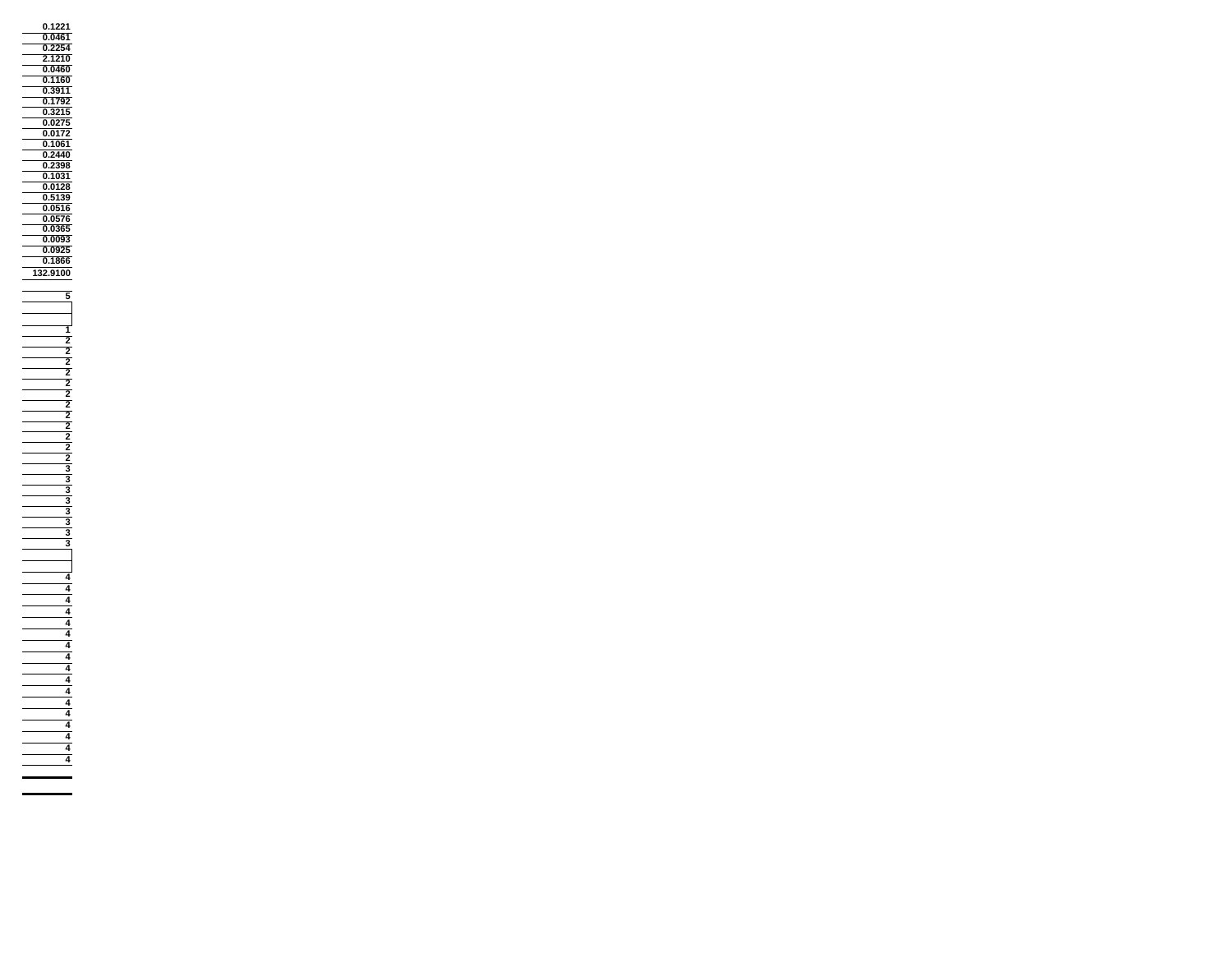| |
|---|
| 0.1221 |
| 0.0461 |
| 0.2254 |
| 2.1210 |
| 0.0460 |
| 0.1160 |
| 0.3911 |
| 0.1792 |
| 0.3215 |
| 0.0275 |
| 0.0172 |
| 0.1061 |
| 0.2440 |
| 0.2398 |
| 0.1031 |
| 0.0128 |
| 0.5139 |
| 0.0516 |
| 0.0576 |
| 0.0365 |
| 0.0093 |
| 0.0925 |
| 0.1866 |
| 132.9100 |
| |
| 5 |
| |
| |
| 1 |
| 2 |
| 2 |
| 2 |
| 2 |
| 2 |
| 2 |
| 2 |
| 2 |
| 2 |
| 2 |
| 2 |
| 2 |
| 3 |
| 3 |
| 3 |
| 3 |
| 3 |
| 3 |
| 3 |
| 3 |
| |
| |
| 4 |
| 4 |
| 4 |
| 4 |
| 4 |
| 4 |
| 4 |
| 4 |
| 4 |
| 4 |
| 4 |
| 4 |
| 4 |
| 4 |
| 4 |
| 4 |
| 4 |